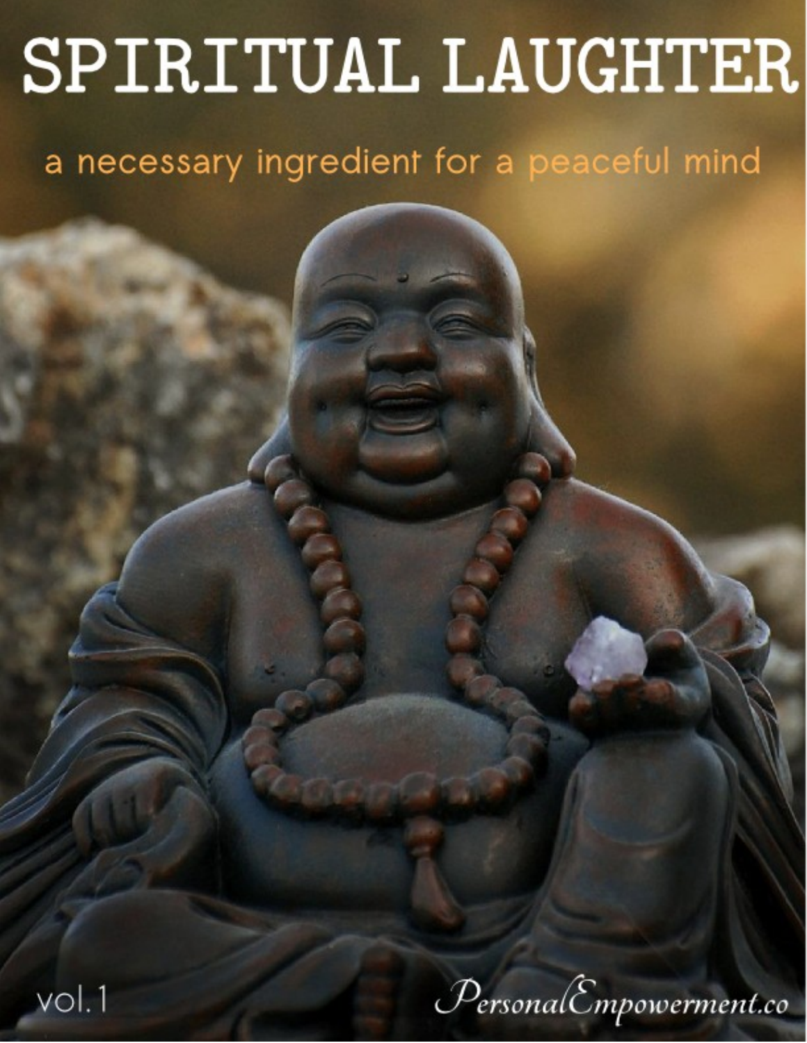# SPIRITUAL LAUGHTER

## a necessary ingredient for a peaceful mind

vol.1

PersonalEmpowerment.co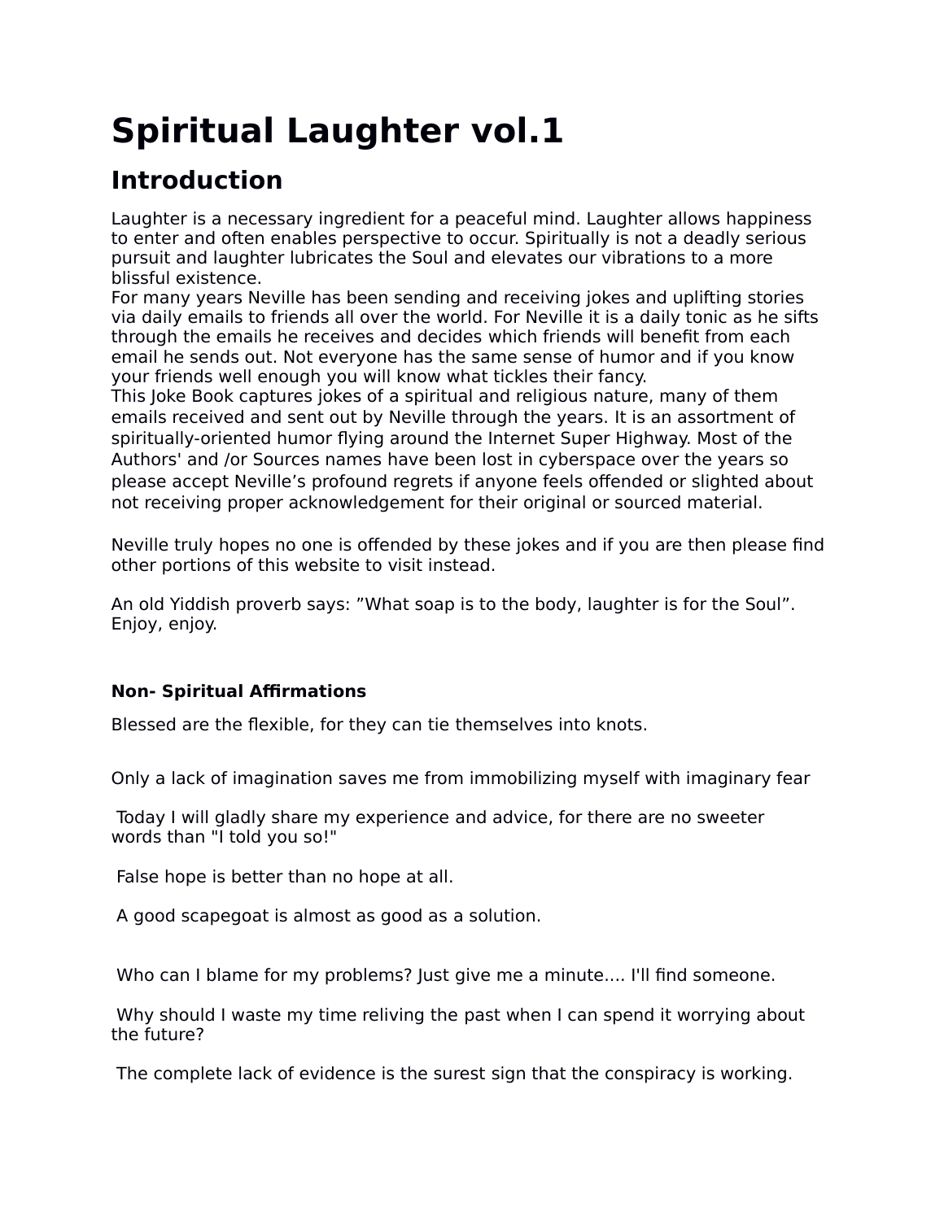# Spiritual Laughter vol.1

## Introduction

Laughter is a necessary ingredient for a peaceful mind. Laughter allows happiness to enter and often enables perspective to occur. Spiritually is not a deadly serious pursuit and laughter lubricates the Soul and elevates our vibrations to a more blissful existence.
For many years Neville has been sending and receiving jokes and uplifting stories via daily emails to friends all over the world. For Neville it is a daily tonic as he sifts through the emails he receives and decides which friends will benefit from each email he sends out. Not everyone has the same sense of humor and if you know your friends well enough you will know what tickles their fancy.
This Joke Book captures jokes of a spiritual and religious nature, many of them emails received and sent out by Neville through the years. It is an assortment of spiritually-oriented humor flying around the Internet Super Highway. Most of the Authors' and /or Sources names have been lost in cyberspace over the years so please accept Neville's profound regrets if anyone feels offended or slighted about not receiving proper acknowledgement for their original or sourced material.

Neville truly hopes no one is offended by these jokes and if you are then please find other portions of this website to visit instead.

An old Yiddish proverb says: "What soap is to the body, laughter is for the Soul". Enjoy, enjoy.

**Non- Spiritual Affirmations**

Blessed are the flexible, for they can tie themselves into knots.

Only a lack of imagination saves me from immobilizing myself with imaginary fear

Today I will gladly share my experience and advice, for there are no sweeter words than "I told you so!"

False hope is better than no hope at all.

A good scapegoat is almost as good as a solution.

Who can I blame for my problems? Just give me a minute.... I'll find someone.

Why should I waste my time reliving the past when I can spend it worrying about the future?

The complete lack of evidence is the surest sign that the conspiracy is working.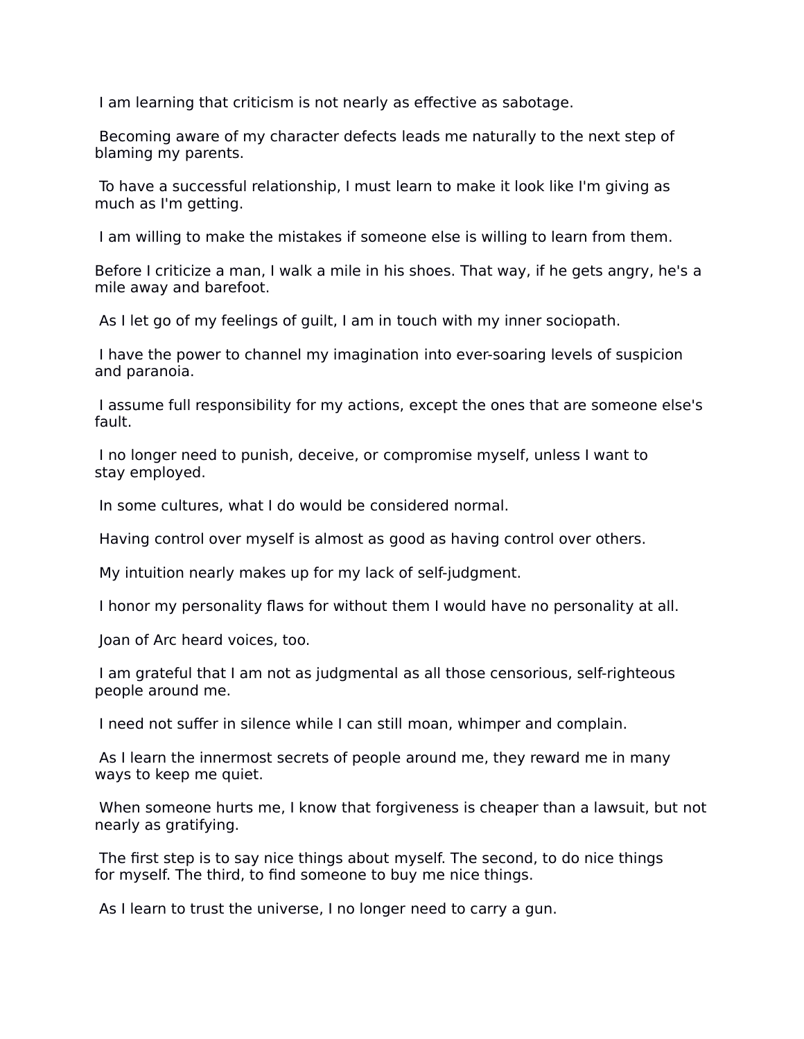I am learning that criticism is not nearly as effective as sabotage.

Becoming aware of my character defects leads me naturally to the next step of blaming my parents.

To have a successful relationship, I must learn to make it look like I'm giving as much as I'm getting.

I am willing to make the mistakes if someone else is willing to learn from them.

Before I criticize a man, I walk a mile in his shoes. That way, if he gets angry, he's a mile away and barefoot.

As I let go of my feelings of guilt, I am in touch with my inner sociopath.

I have the power to channel my imagination into ever-soaring levels of suspicion and paranoia.

I assume full responsibility for my actions, except the ones that are someone else's fault.

I no longer need to punish, deceive, or compromise myself, unless I want to stay employed.

In some cultures, what I do would be considered normal.

Having control over myself is almost as good as having control over others.

My intuition nearly makes up for my lack of self-judgment.

I honor my personality flaws for without them I would have no personality at all.

Joan of Arc heard voices, too.

I am grateful that I am not as judgmental as all those censorious, self-righteous people around me.

I need not suffer in silence while I can still moan, whimper and complain.

As I learn the innermost secrets of people around me, they reward me in many ways to keep me quiet.

When someone hurts me, I know that forgiveness is cheaper than a lawsuit, but not nearly as gratifying.

The first step is to say nice things about myself. The second, to do nice things for myself. The third, to find someone to buy me nice things.

As I learn to trust the universe, I no longer need to carry a gun.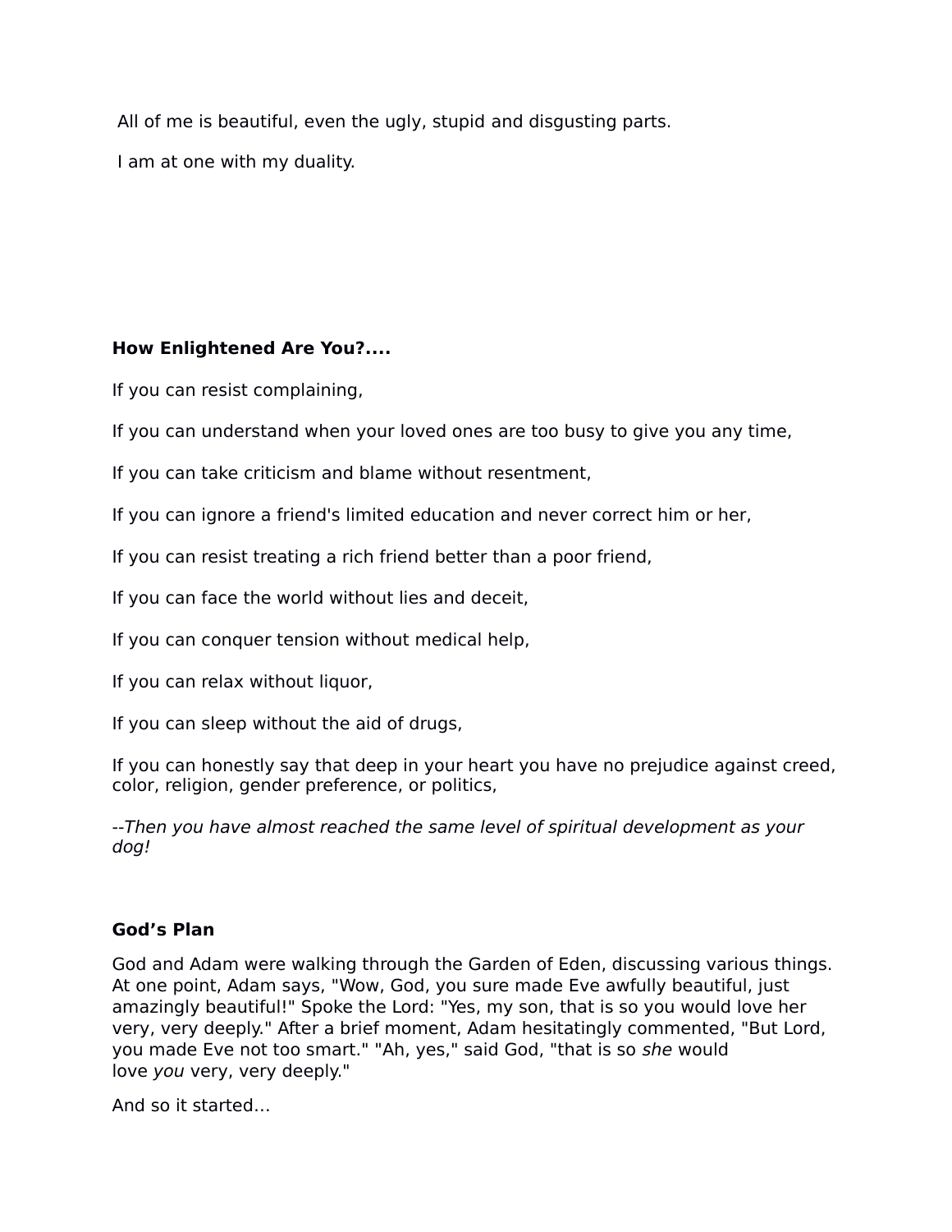All of me is beautiful, even the ugly, stupid and disgusting parts.

I am at one with my duality.

**How Enlightened Are You?....**

If you can resist complaining,

If you can understand when your loved ones are too busy to give you any time,

If you can take criticism and blame without resentment,

If you can ignore a friend's limited education and never correct him or her,

If you can resist treating a rich friend better than a poor friend,

If you can face the world without lies and deceit,

If you can conquer tension without medical help,

If you can relax without liquor,

If you can sleep without the aid of drugs,

If you can honestly say that deep in your heart you have no prejudice against creed, color, religion, gender preference, or politics,

--*Then you have almost reached the same level of spiritual development as your dog!*

**God’s Plan**

God and Adam were walking through the Garden of Eden, discussing various things. At one point, Adam says, "Wow, God, you sure made Eve awfully beautiful, just amazingly beautiful!" Spoke the Lord: "Yes, my son, that is so you would love her very, very deeply." After a brief moment, Adam hesitatingly commented, "But Lord, you made Eve not too smart." "Ah, yes," said God, "that is so *she* would love *you* very, very deeply."

And so it started…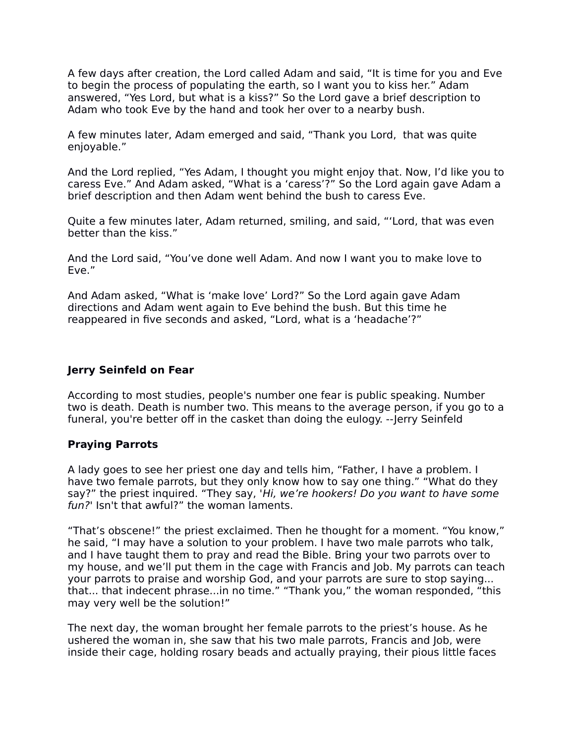A few days after creation, the Lord called Adam and said, “It is time for you and Eve to begin the process of populating the earth, so I want you to kiss her.” Adam answered, “Yes Lord, but what is a kiss?” So the Lord gave a brief description to Adam who took Eve by the hand and took her over to a nearby bush.

A few minutes later, Adam emerged and said, “Thank you Lord,  that was quite enjoyable.”

And the Lord replied, “Yes Adam, I thought you might enjoy that. Now, I’d like you to caress Eve.” And Adam asked, “What is a ‘caress’?” So the Lord again gave Adam a brief description and then Adam went behind the bush to caress Eve.

Quite a few minutes later, Adam returned, smiling, and said, “‘Lord, that was even better than the kiss.”

And the Lord said, “You’ve done well Adam. And now I want you to make love to Eve.”

And Adam asked, “What is ‘make love’ Lord?” So the Lord again gave Adam directions and Adam went again to Eve behind the bush. But this time he reappeared in five seconds and asked, “Lord, what is a ‘headache’?”

**Jerry Seinfeld on Fear**

According to most studies, people's number one fear is public speaking. Number two is death. Death is number two. This means to the average person, if you go to a funeral, you're better off in the casket than doing the eulogy. --Jerry Seinfeld

**Praying Parrots**

A lady goes to see her priest one day and tells him, “Father, I have a problem. I have two female parrots, but they only know how to say one thing.” “What do they say?” the priest inquired. “They say, '*Hi, we’re hookers! Do you want to have some fun?*' Isn't that awful?” the woman laments.

“That’s obscene!” the priest exclaimed. Then he thought for a moment. “You know,” he said, “I may have a solution to your problem. I have two male parrots who talk, and I have taught them to pray and read the Bible. Bring your two parrots over to my house, and we’ll put them in the cage with Francis and Job. My parrots can teach your parrots to praise and worship God, and your parrots are sure to stop saying... that... that indecent phrase...in no time.” “Thank you,” the woman responded, “this may very well be the solution!”

The next day, the woman brought her female parrots to the priest’s house. As he ushered the woman in, she saw that his two male parrots, Francis and Job, were inside their cage, holding rosary beads and actually praying, their pious little faces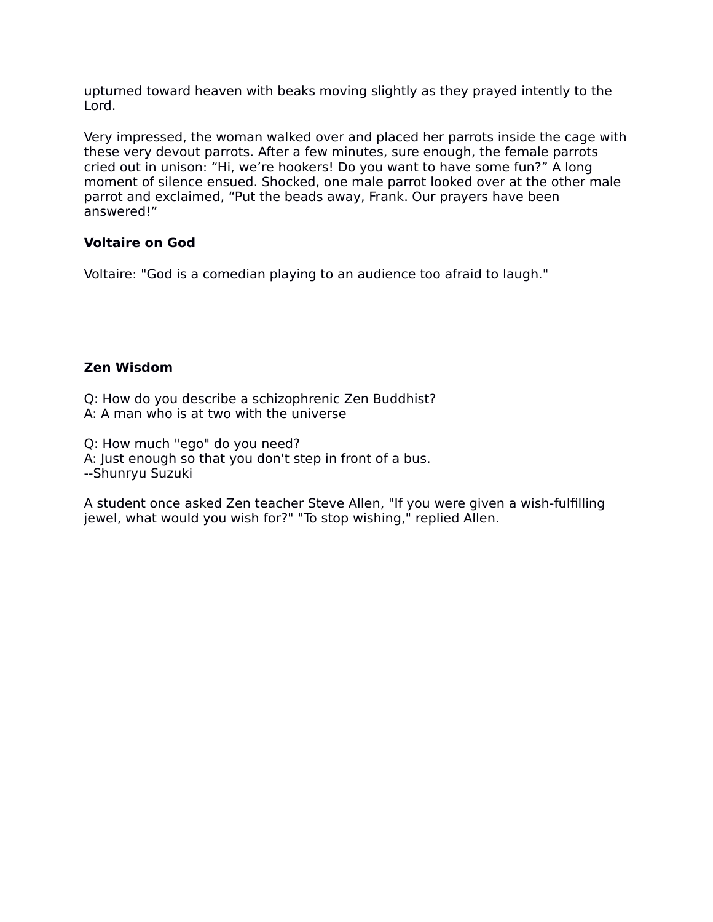upturned toward heaven with beaks moving slightly as they prayed intently to the Lord.

Very impressed, the woman walked over and placed her parrots inside the cage with these very devout parrots. After a few minutes, sure enough, the female parrots cried out in unison: “Hi, we’re hookers! Do you want to have some fun?” A long moment of silence ensued. Shocked, one male parrot looked over at the other male parrot and exclaimed, “Put the beads away, Frank. Our prayers have been answered!”

**Voltaire on God**

Voltaire: "God is a comedian playing to an audience too afraid to laugh."

**Zen Wisdom**

Q: How do you describe a schizophrenic Zen Buddhist?
A: A man who is at two with the universe

Q: How much "ego" do you need?
A: Just enough so that you don't step in front of a bus.
--Shunryu Suzuki

A student once asked Zen teacher Steve Allen, "If you were given a wish-fulfilling jewel, what would you wish for?" "To stop wishing," replied Allen.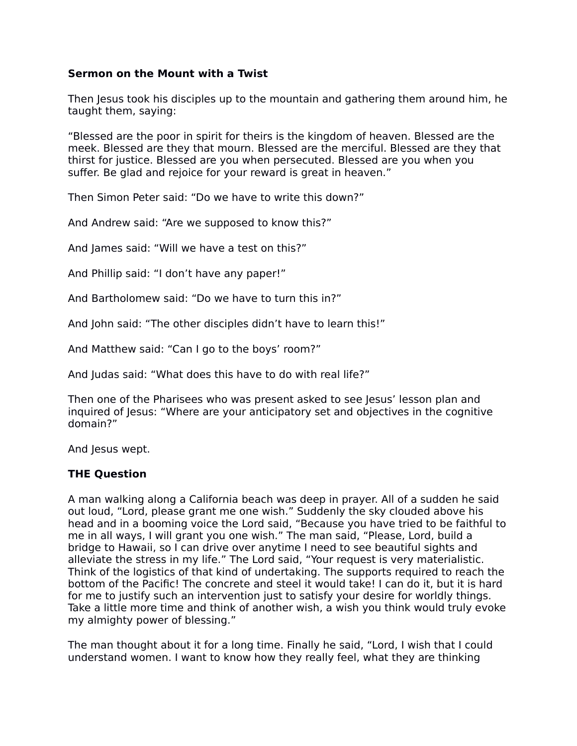**Sermon on the Mount with a Twist**

Then Jesus took his disciples up to the mountain and gathering them around him, he taught them, saying:

“Blessed are the poor in spirit for theirs is the kingdom of heaven. Blessed are the meek. Blessed are they that mourn. Blessed are the merciful. Blessed are they that thirst for justice. Blessed are you when persecuted. Blessed are you when you suffer. Be glad and rejoice for your reward is great in heaven.”

Then Simon Peter said: “Do we have to write this down?”

And Andrew said: “Are we supposed to know this?”

And James said: “Will we have a test on this?”

And Phillip said: “I don’t have any paper!”

And Bartholomew said: “Do we have to turn this in?”

And John said: “The other disciples didn’t have to learn this!”

And Matthew said: “Can I go to the boys’ room?”

And Judas said: “What does this have to do with real life?”

Then one of the Pharisees who was present asked to see Jesus’ lesson plan and inquired of Jesus: “Where are your anticipatory set and objectives in the cognitive domain?”

And Jesus wept.

**THE Question**

A man walking along a California beach was deep in prayer. All of a sudden he said out loud, “Lord, please grant me one wish.” Suddenly the sky clouded above his head and in a booming voice the Lord said, “Because you have tried to be faithful to me in all ways, I will grant you one wish.” The man said, “Please, Lord, build a bridge to Hawaii, so I can drive over anytime I need to see beautiful sights and alleviate the stress in my life.” The Lord said, “Your request is very materialistic. Think of the logistics of that kind of undertaking. The supports required to reach the bottom of the Pacific! The concrete and steel it would take! I can do it, but it is hard for me to justify such an intervention just to satisfy your desire for worldly things. Take a little more time and think of another wish, a wish you think would truly evoke my almighty power of blessing.”

The man thought about it for a long time. Finally he said, “Lord, I wish that I could understand women. I want to know how they really feel, what they are thinking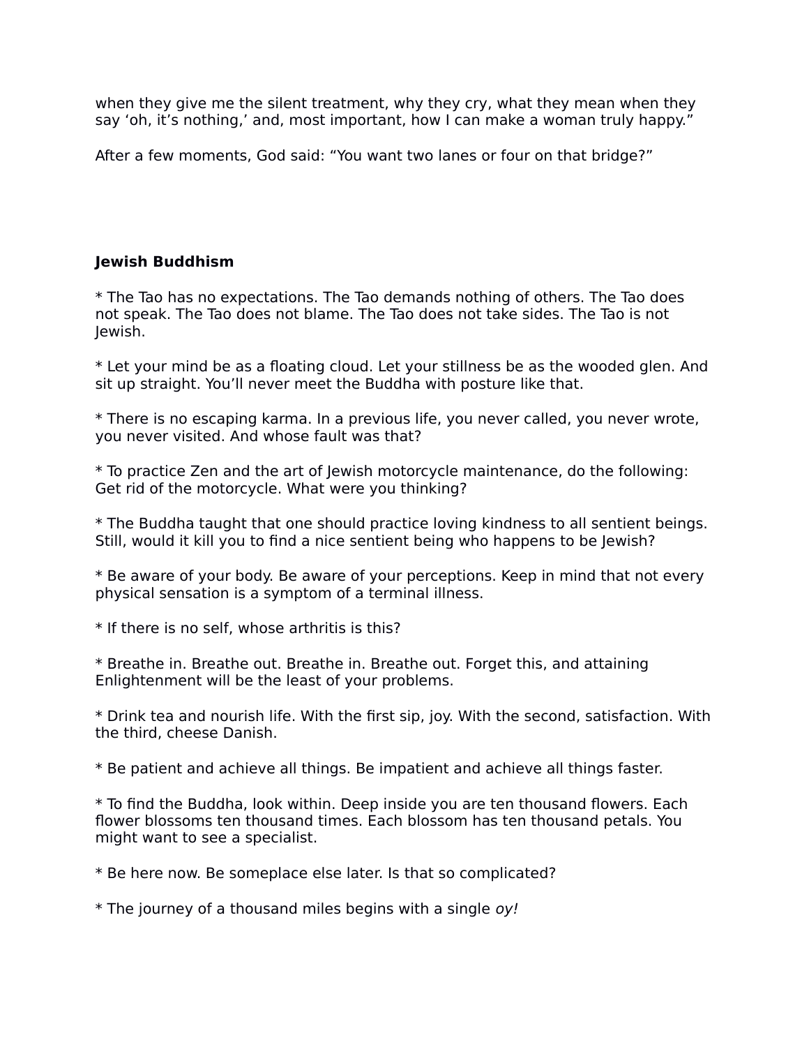when they give me the silent treatment, why they cry, what they mean when they say ‘oh, it’s nothing,’ and, most important, how I can make a woman truly happy.”

After a few moments, God said: “You want two lanes or four on that bridge?”

**Jewish Buddhism**

* The Tao has no expectations. The Tao demands nothing of others. The Tao does not speak. The Tao does not blame. The Tao does not take sides. The Tao is not Jewish.

* Let your mind be as a floating cloud. Let your stillness be as the wooded glen. And sit up straight. You’ll never meet the Buddha with posture like that.

* There is no escaping karma. In a previous life, you never called, you never wrote, you never visited. And whose fault was that?

* To practice Zen and the art of Jewish motorcycle maintenance, do the following: Get rid of the motorcycle. What were you thinking?

* The Buddha taught that one should practice loving kindness to all sentient beings. Still, would it kill you to find a nice sentient being who happens to be Jewish?

* Be aware of your body. Be aware of your perceptions. Keep in mind that not every physical sensation is a symptom of a terminal illness.

* If there is no self, whose arthritis is this?

* Breathe in. Breathe out. Breathe in. Breathe out. Forget this, and attaining Enlightenment will be the least of your problems.

* Drink tea and nourish life. With the first sip, joy. With the second, satisfaction. With the third, cheese Danish.

* Be patient and achieve all things. Be impatient and achieve all things faster.

* To find the Buddha, look within. Deep inside you are ten thousand flowers. Each flower blossoms ten thousand times. Each blossom has ten thousand petals. You might want to see a specialist.

* Be here now. Be someplace else later. Is that so complicated?

* The journey of a thousand miles begins with a single *oy!*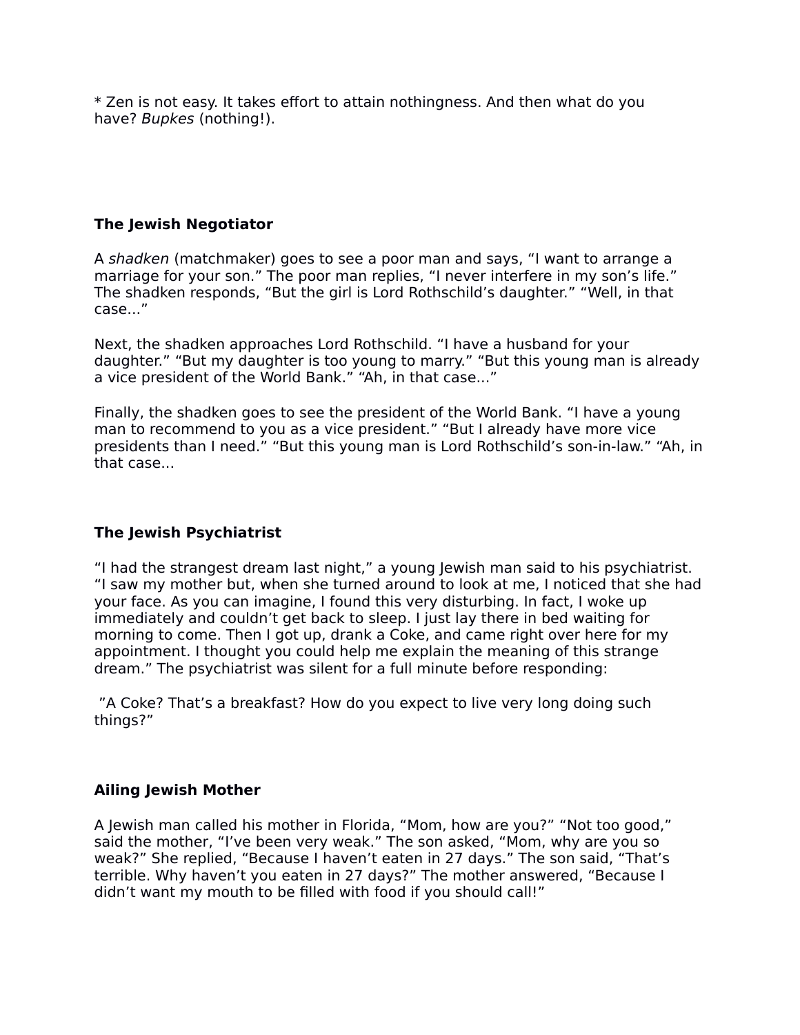* Zen is not easy. It takes effort to attain nothingness. And then what do you have? *Bupkes* (nothing!).

**The Jewish Negotiator**

A *shadken* (matchmaker) goes to see a poor man and says, “I want to arrange a marriage for your son.” The poor man replies, “I never interfere in my son’s life.” The shadken responds, “But the girl is Lord Rothschild’s daughter.” “Well, in that case...”

Next, the shadken approaches Lord Rothschild. “I have a husband for your daughter.” “But my daughter is too young to marry.” “But this young man is already a vice president of the World Bank.” “Ah, in that case...”

Finally, the shadken goes to see the president of the World Bank. “I have a young man to recommend to you as a vice president.” “But I already have more vice presidents than I need.” “But this young man is Lord Rothschild’s son-in-law.” “Ah, in that case...

**The Jewish Psychiatrist**

“I had the strangest dream last night,” a young Jewish man said to his psychiatrist. “I saw my mother but, when she turned around to look at me, I noticed that she had your face. As you can imagine, I found this very disturbing. In fact, I woke up immediately and couldn’t get back to sleep. I just lay there in bed waiting for morning to come. Then I got up, drank a Coke, and came right over here for my appointment. I thought you could help me explain the meaning of this strange dream.” The psychiatrist was silent for a full minute before responding:

”A Coke? That’s a breakfast? How do you expect to live very long doing such things?”

**Ailing Jewish Mother**

A Jewish man called his mother in Florida, “Mom, how are you?” “Not too good,” said the mother, “I’ve been very weak.” The son asked, “Mom, why are you so weak?” She replied, “Because I haven’t eaten in 27 days.” The son said, “That’s terrible. Why haven’t you eaten in 27 days?” The mother answered, “Because I didn’t want my mouth to be filled with food if you should call!”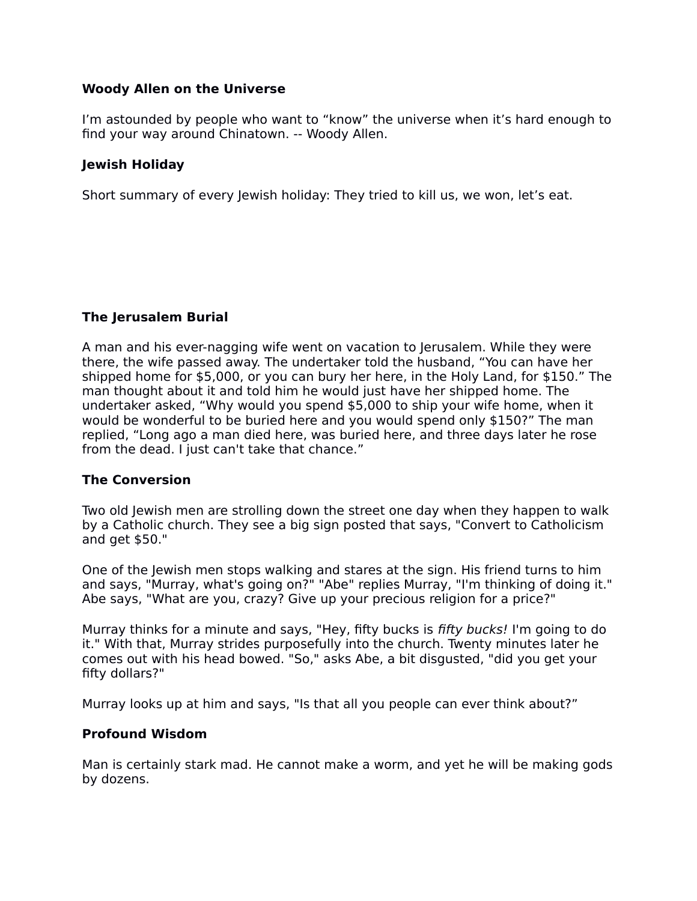**Woody Allen on the Universe**

I'm astounded by people who want to "know" the universe when it's hard enough to find your way around Chinatown. -- Woody Allen.

**Jewish Holiday**

Short summary of every Jewish holiday: They tried to kill us, we won, let's eat.

**The Jerusalem Burial**

A man and his ever-nagging wife went on vacation to Jerusalem. While they were there, the wife passed away. The undertaker told the husband, "You can have her shipped home for $5,000, or you can bury her here, in the Holy Land, for $150." The man thought about it and told him he would just have her shipped home. The undertaker asked, "Why would you spend $5,000 to ship your wife home, when it would be wonderful to be buried here and you would spend only $150?" The man replied, "Long ago a man died here, was buried here, and three days later he rose from the dead. I just can't take that chance."

**The Conversion**

Two old Jewish men are strolling down the street one day when they happen to walk by a Catholic church. They see a big sign posted that says, "Convert to Catholicism and get $50."

One of the Jewish men stops walking and stares at the sign. His friend turns to him and says, "Murray, what's going on?" "Abe" replies Murray, "I'm thinking of doing it." Abe says, "What are you, crazy? Give up your precious religion for a price?"

Murray thinks for a minute and says, "Hey, fifty bucks is *fifty bucks!* I'm going to do it." With that, Murray strides purposefully into the church. Twenty minutes later he comes out with his head bowed. "So," asks Abe, a bit disgusted, "did you get your fifty dollars?"

Murray looks up at him and says, "Is that all you people can ever think about?"

**Profound Wisdom**

Man is certainly stark mad. He cannot make a worm, and yet he will be making gods by dozens.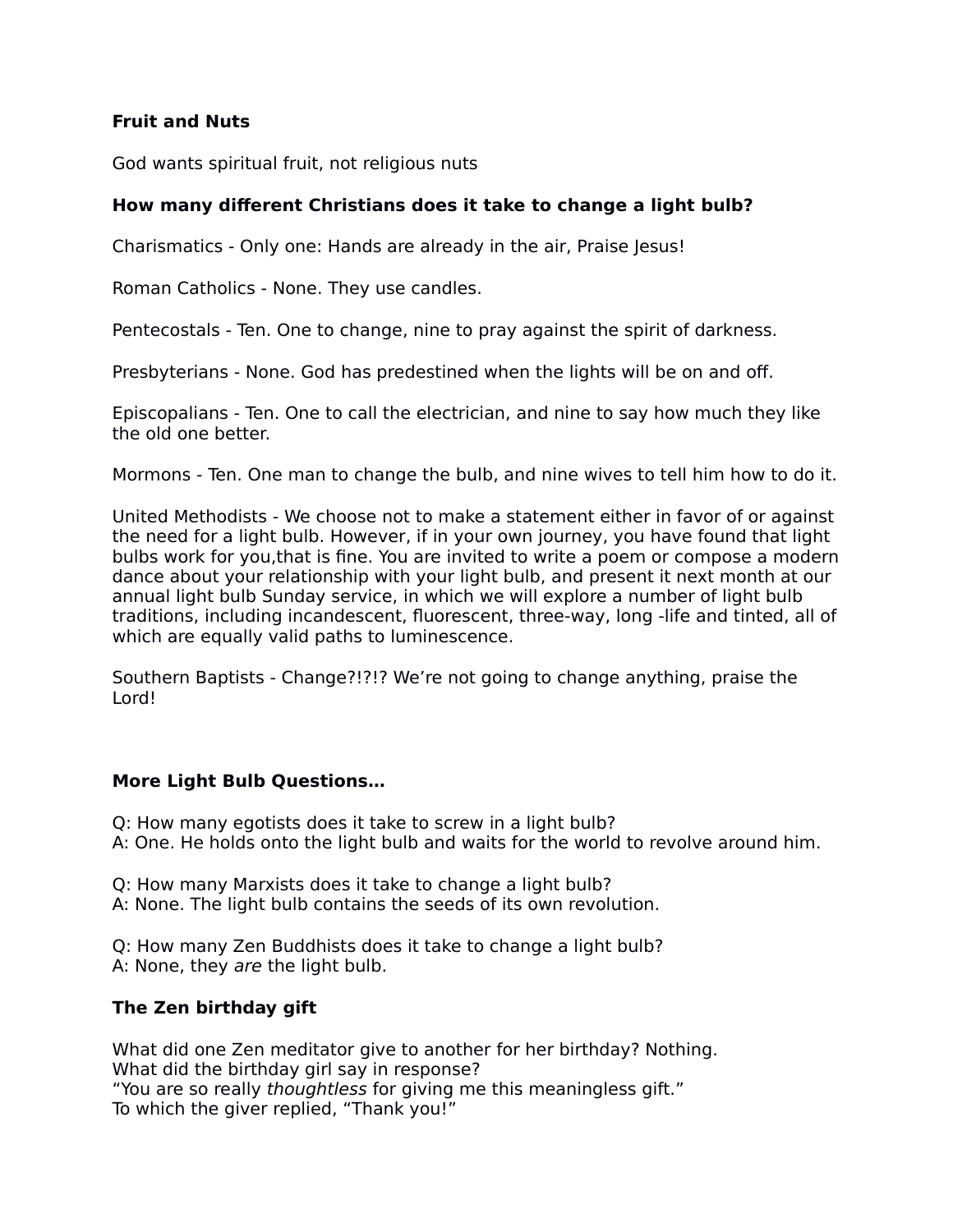**Fruit and Nuts**

God wants spiritual fruit, not religious nuts

**How many different Christians does it take to change a light bulb?**

Charismatics - Only one: Hands are already in the air, Praise Jesus!

Roman Catholics - None. They use candles.

Pentecostals - Ten. One to change, nine to pray against the spirit of darkness.

Presbyterians - None. God has predestined when the lights will be on and off.

Episcopalians - Ten. One to call the electrician, and nine to say how much they like the old one better.

Mormons - Ten. One man to change the bulb, and nine wives to tell him how to do it.

United Methodists - We choose not to make a statement either in favor of or against the need for a light bulb. However, if in your own journey, you have found that light bulbs work for you,that is fine. You are invited to write a poem or compose a modern dance about your relationship with your light bulb, and present it next month at our annual light bulb Sunday service, in which we will explore a number of light bulb traditions, including incandescent, fluorescent, three-way, long -life and tinted, all of which are equally valid paths to luminescence.

Southern Baptists - Change?!?!? We're not going to change anything, praise the Lord!

**More Light Bulb Questions…**

Q: How many egotists does it take to screw in a light bulb?
A: One. He holds onto the light bulb and waits for the world to revolve around him.

Q: How many Marxists does it take to change a light bulb?
A: None. The light bulb contains the seeds of its own revolution.

Q: How many Zen Buddhists does it take to change a light bulb?
A: None, they *are* the light bulb.

**The Zen birthday gift**

What did one Zen meditator give to another for her birthday? Nothing.
What did the birthday girl say in response?
"You are so really *thoughtless* for giving me this meaningless gift."
To which the giver replied, "Thank you!"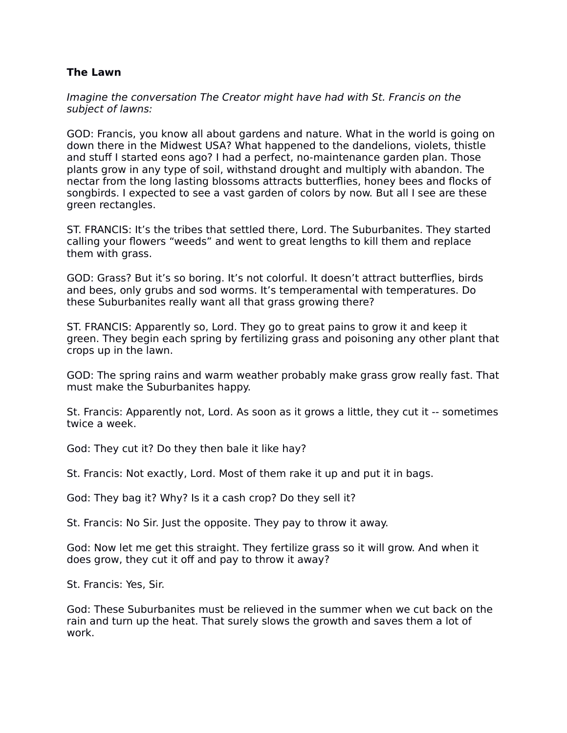**The Lawn**

*Imagine the conversation The Creator might have had with St. Francis on the subject of lawns:*

GOD: Francis, you know all about gardens and nature. What in the world is going on down there in the Midwest USA? What happened to the dandelions, violets, thistle and stuff I started eons ago? I had a perfect, no-maintenance garden plan. Those plants grow in any type of soil, withstand drought and multiply with abandon. The nectar from the long lasting blossoms attracts butterflies, honey bees and flocks of songbirds. I expected to see a vast garden of colors by now. But all I see are these green rectangles.

ST. FRANCIS: It's the tribes that settled there, Lord. The Suburbanites. They started calling your flowers "weeds" and went to great lengths to kill them and replace them with grass.

GOD: Grass? But it's so boring. It's not colorful. It doesn't attract butterflies, birds and bees, only grubs and sod worms. It's temperamental with temperatures. Do these Suburbanites really want all that grass growing there?

ST. FRANCIS: Apparently so, Lord. They go to great pains to grow it and keep it green. They begin each spring by fertilizing grass and poisoning any other plant that crops up in the lawn.

GOD: The spring rains and warm weather probably make grass grow really fast. That must make the Suburbanites happy.

St. Francis: Apparently not, Lord. As soon as it grows a little, they cut it -- sometimes twice a week.

God: They cut it? Do they then bale it like hay?

St. Francis: Not exactly, Lord. Most of them rake it up and put it in bags.

God: They bag it? Why? Is it a cash crop? Do they sell it?

St. Francis: No Sir. Just the opposite. They pay to throw it away.

God: Now let me get this straight. They fertilize grass so it will grow. And when it does grow, they cut it off and pay to throw it away?

St. Francis: Yes, Sir.

God: These Suburbanites must be relieved in the summer when we cut back on the rain and turn up the heat. That surely slows the growth and saves them a lot of work.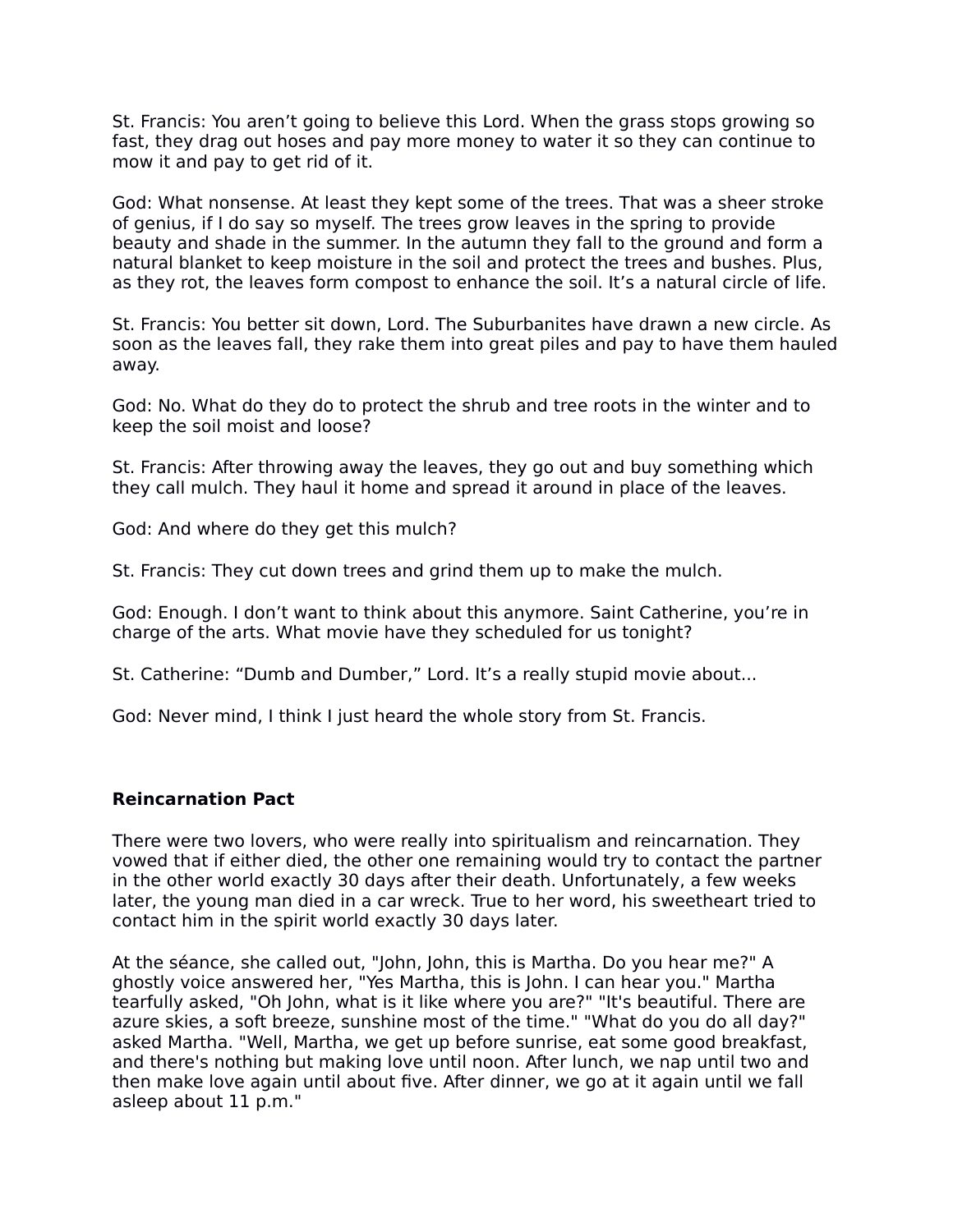St. Francis: You aren't going to believe this Lord. When the grass stops growing so fast, they drag out hoses and pay more money to water it so they can continue to mow it and pay to get rid of it.

God: What nonsense. At least they kept some of the trees. That was a sheer stroke of genius, if I do say so myself. The trees grow leaves in the spring to provide beauty and shade in the summer. In the autumn they fall to the ground and form a natural blanket to keep moisture in the soil and protect the trees and bushes. Plus, as they rot, the leaves form compost to enhance the soil. It's a natural circle of life.

St. Francis: You better sit down, Lord. The Suburbanites have drawn a new circle. As soon as the leaves fall, they rake them into great piles and pay to have them hauled away.

God: No. What do they do to protect the shrub and tree roots in the winter and to keep the soil moist and loose?

St. Francis: After throwing away the leaves, they go out and buy something which they call mulch. They haul it home and spread it around in place of the leaves.

God: And where do they get this mulch?

St. Francis: They cut down trees and grind them up to make the mulch.

God: Enough. I don't want to think about this anymore. Saint Catherine, you're in charge of the arts. What movie have they scheduled for us tonight?

St. Catherine: "Dumb and Dumber," Lord. It's a really stupid movie about...

God: Never mind, I think I just heard the whole story from St. Francis.

**Reincarnation Pact**

There were two lovers, who were really into spiritualism and reincarnation. They vowed that if either died, the other one remaining would try to contact the partner in the other world exactly 30 days after their death. Unfortunately, a few weeks later, the young man died in a car wreck. True to her word, his sweetheart tried to contact him in the spirit world exactly 30 days later.

At the séance, she called out, "John, John, this is Martha. Do you hear me?" A ghostly voice answered her, "Yes Martha, this is John. I can hear you." Martha tearfully asked, "Oh John, what is it like where you are?" "It's beautiful. There are azure skies, a soft breeze, sunshine most of the time." "What do you do all day?" asked Martha. "Well, Martha, we get up before sunrise, eat some good breakfast, and there's nothing but making love until noon. After lunch, we nap until two and then make love again until about five. After dinner, we go at it again until we fall asleep about 11 p.m."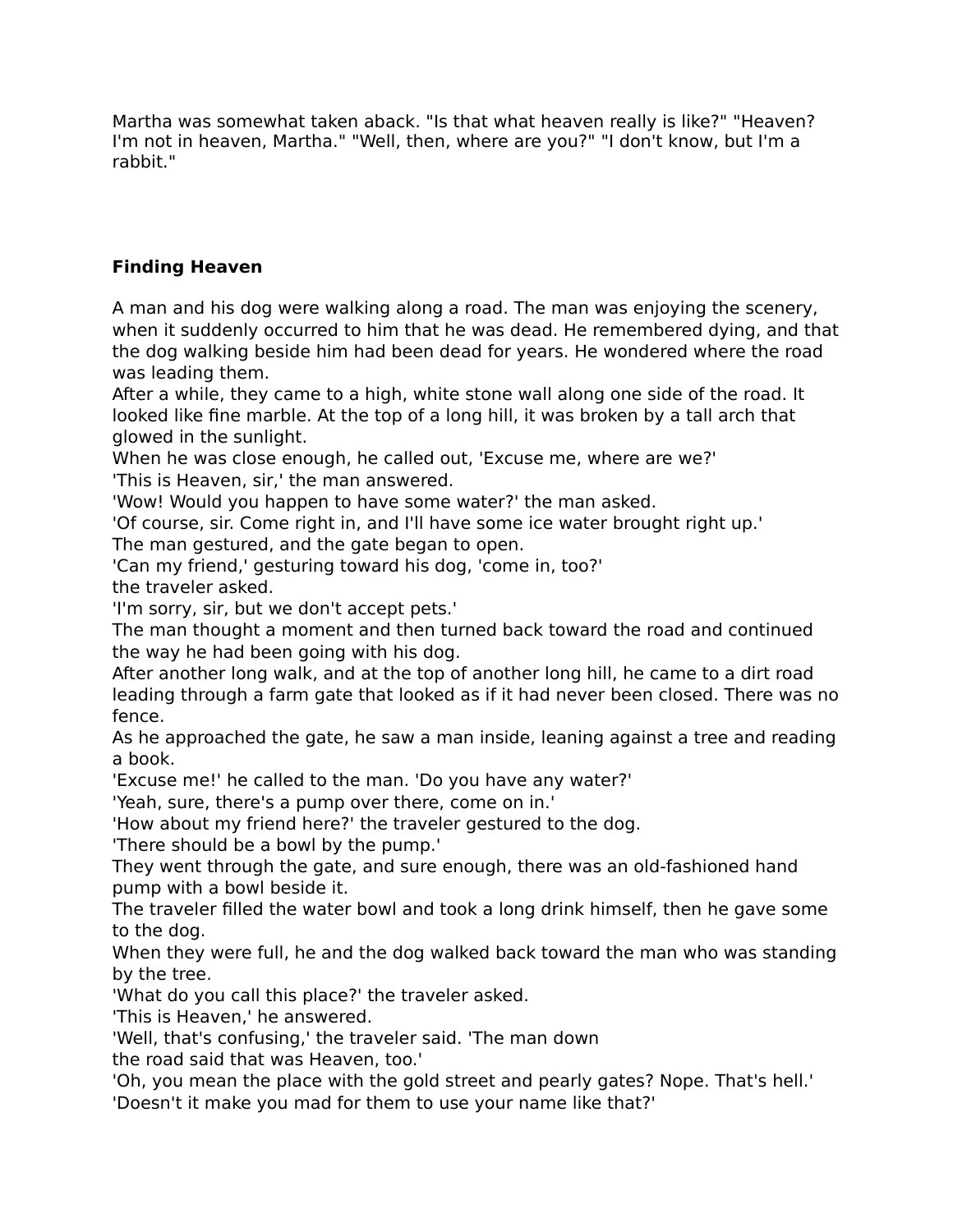Martha was somewhat taken aback. "Is that what heaven really is like?" "Heaven? I'm not in heaven, Martha." "Well, then, where are you?" "I don't know, but I'm a rabbit."

**Finding Heaven**

A man and his dog were walking along a road. The man was enjoying the scenery, when it suddenly occurred to him that he was dead. He remembered dying, and that the dog walking beside him had been dead for years. He wondered where the road was leading them.
After a while, they came to a high, white stone wall along one side of the road. It looked like fine marble. At the top of a long hill, it was broken by a tall arch that glowed in the sunlight.
When he was close enough, he called out, 'Excuse me, where are we?'
'This is Heaven, sir,' the man answered.
'Wow! Would you happen to have some water?' the man asked.
'Of course, sir. Come right in, and I'll have some ice water brought right up.'
The man gestured, and the gate began to open.
'Can my friend,' gesturing toward his dog, 'come in, too?'
the traveler asked.
'I'm sorry, sir, but we don't accept pets.'
The man thought a moment and then turned back toward the road and continued the way he had been going with his dog.
After another long walk, and at the top of another long hill, he came to a dirt road leading through a farm gate that looked as if it had never been closed. There was no fence.
As he approached the gate, he saw a man inside, leaning against a tree and reading a book.
'Excuse me!' he called to the man. 'Do you have any water?'
'Yeah, sure, there's a pump over there, come on in.'
'How about my friend here?' the traveler gestured to the dog.
'There should be a bowl by the pump.'
They went through the gate, and sure enough, there was an old-fashioned hand pump with a bowl beside it.
The traveler filled the water bowl and took a long drink himself, then he gave some to the dog.
When they were full, he and the dog walked back toward the man who was standing by the tree.
'What do you call this place?' the traveler asked.
'This is Heaven,' he answered.
'Well, that's confusing,' the traveler said. 'The man down
the road said that was Heaven, too.'
'Oh, you mean the place with the gold street and pearly gates? Nope. That's hell.'
'Doesn't it make you mad for them to use your name like that?'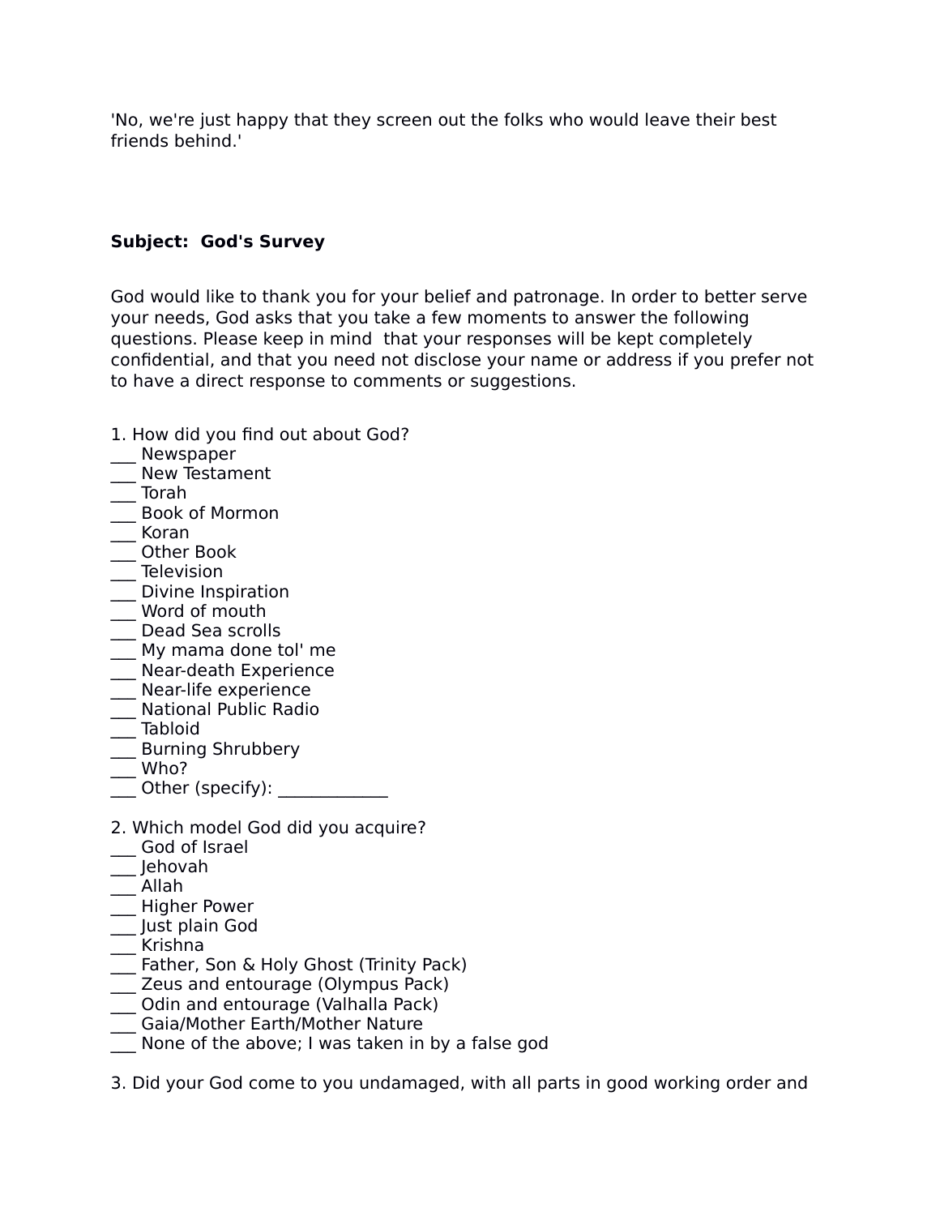'No, we're just happy that they screen out the folks who would leave their best friends behind.'

**Subject:  God's Survey**

God would like to thank you for your belief and patronage. In order to better serve your needs, God asks that you take a few moments to answer the following questions. Please keep in mind  that your responses will be kept completely confidential, and that you need not disclose your name or address if you prefer not to have a direct response to comments or suggestions.

1. How did you find out about God?
___ Newspaper
___ New Testament
___ Torah
___ Book of Mormon
___ Koran
___ Other Book
___ Television
___ Divine Inspiration
___ Word of mouth
___ Dead Sea scrolls
___ My mama done tol' me
___ Near-death Experience
___ Near-life experience
___ National Public Radio
___ Tabloid
___ Burning Shrubbery
___ Who?
___ Other (specify): _____________

2. Which model God did you acquire?
___ God of Israel
___ Jehovah
___ Allah
___ Higher Power
___ Just plain God
___ Krishna
___ Father, Son & Holy Ghost (Trinity Pack)
___ Zeus and entourage (Olympus Pack)
___ Odin and entourage (Valhalla Pack)
___ Gaia/Mother Earth/Mother Nature
___ None of the above; I was taken in by a false god

3. Did your God come to you undamaged, with all parts in good working order and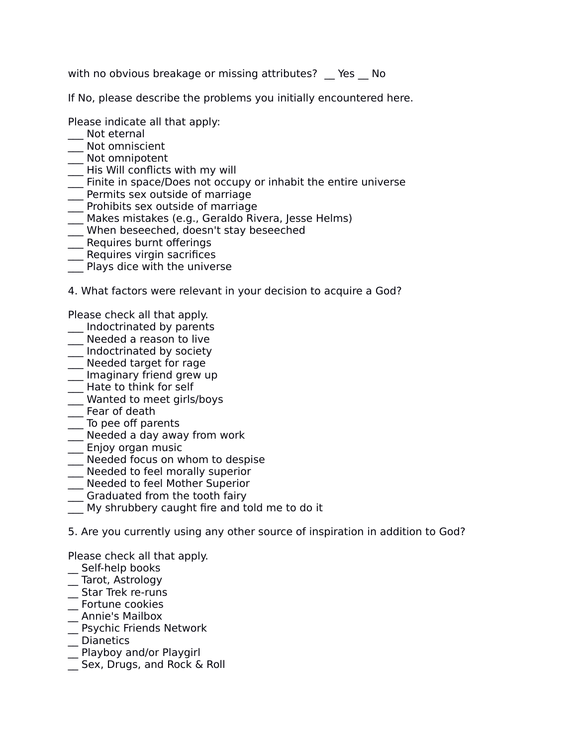with no obvious breakage or missing attributes?  __ Yes __ No

If No, please describe the problems you initially encountered here.

Please indicate all that apply:
___ Not eternal
___ Not omniscient
___ Not omnipotent
___ His Will conflicts with my will
___ Finite in space/Does not occupy or inhabit the entire universe
___ Permits sex outside of marriage
___ Prohibits sex outside of marriage
___ Makes mistakes (e.g., Geraldo Rivera, Jesse Helms)
___ When beseeched, doesn't stay beseeched
___ Requires burnt offerings
___ Requires virgin sacrifices
___ Plays dice with the universe

4. What factors were relevant in your decision to acquire a God?

Please check all that apply.
___ Indoctrinated by parents
___ Needed a reason to live
___ Indoctrinated by society
___ Needed target for rage
___ Imaginary friend grew up
___ Hate to think for self
___ Wanted to meet girls/boys
___ Fear of death
___ To pee off parents
___ Needed a day away from work
___ Enjoy organ music
___ Needed focus on whom to despise
___ Needed to feel morally superior
___ Needed to feel Mother Superior
___ Graduated from the tooth fairy
___ My shrubbery caught fire and told me to do it

5. Are you currently using any other source of inspiration in addition to God?

Please check all that apply.
__ Self-help books
__ Tarot, Astrology
__ Star Trek re-runs
__ Fortune cookies
__ Annie's Mailbox
__ Psychic Friends Network
__ Dianetics
__ Playboy and/or Playgirl
__ Sex, Drugs, and Rock & Roll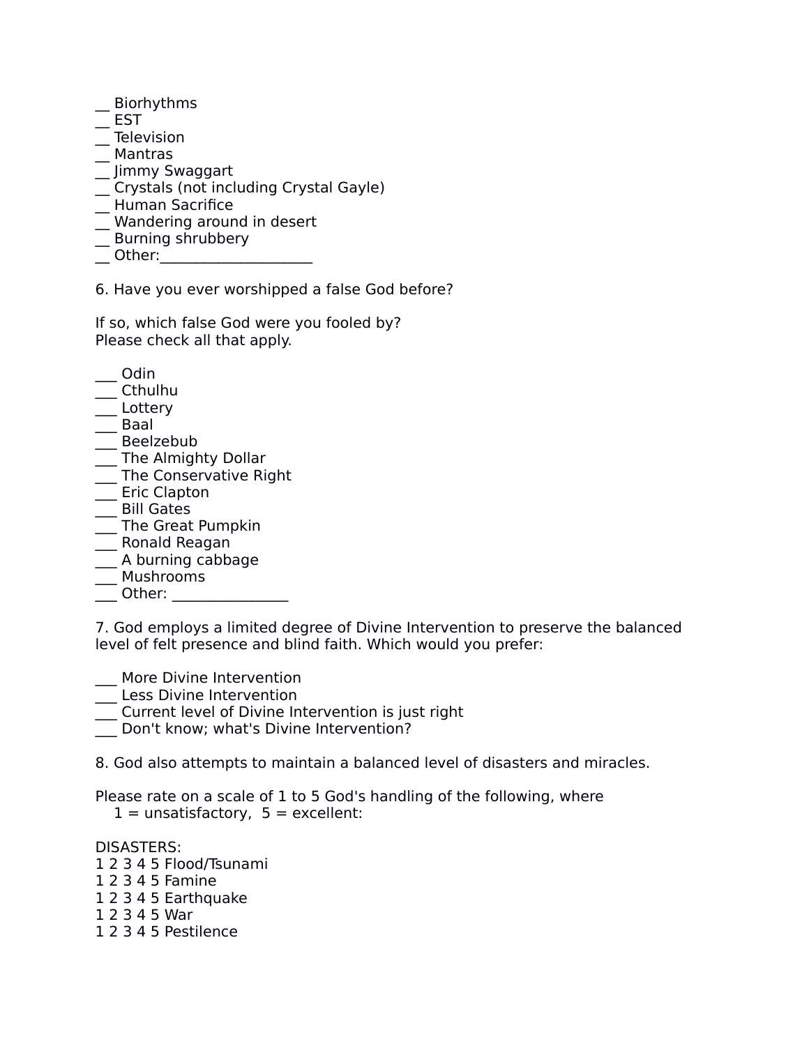__ Biorhythms
__ EST
__ Television
__ Mantras
__ Jimmy Swaggart
__ Crystals (not including Crystal Gayle)
__ Human Sacrifice
__ Wandering around in desert
__ Burning shrubbery
__ Other:____________________

6. Have you ever worshipped a false God before?

If so, which false God were you fooled by?
Please check all that apply.

___ Odin
___ Cthulhu
___ Lottery
___ Baal
___ Beelzebub
___ The Almighty Dollar
___ The Conservative Right
___ Eric Clapton
___ Bill Gates
___ The Great Pumpkin
___ Ronald Reagan
___ A burning cabbage
___ Mushrooms
___ Other: _______________

7. God employs a limited degree of Divine Intervention to preserve the balanced level of felt presence and blind faith. Which would you prefer:

___ More Divine Intervention
___ Less Divine Intervention
___ Current level of Divine Intervention is just right
___ Don't know; what's Divine Intervention?

8. God also attempts to maintain a balanced level of disasters and miracles.

Please rate on a scale of 1 to 5 God's handling of the following, where
1 = unsatisfactory, 5 = excellent:

DISASTERS:
1 2 3 4 5 Flood/Tsunami
1 2 3 4 5 Famine
1 2 3 4 5 Earthquake
1 2 3 4 5 War
1 2 3 4 5 Pestilence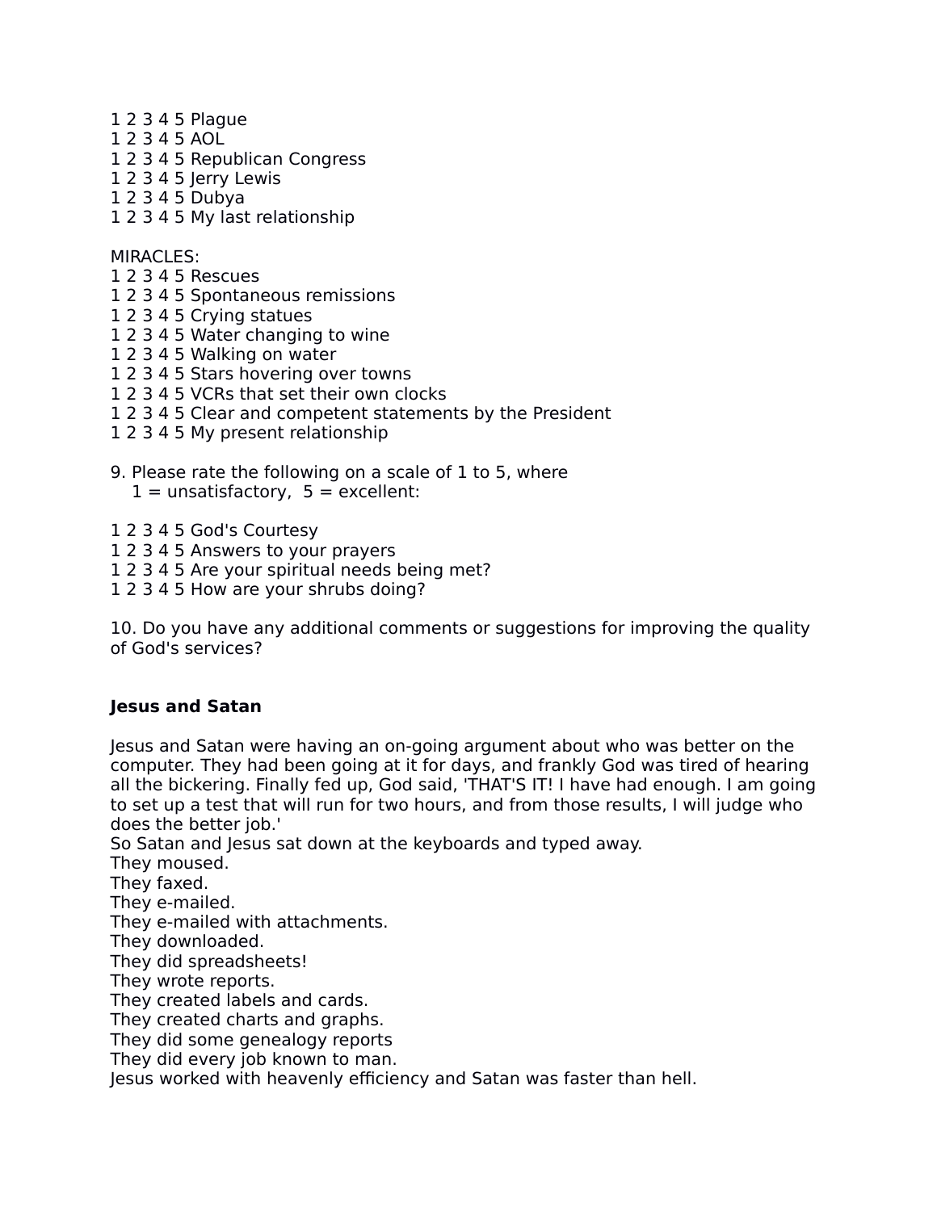1 2 3 4 5 Plague
1 2 3 4 5 AOL
1 2 3 4 5 Republican Congress
1 2 3 4 5 Jerry Lewis
1 2 3 4 5 Dubya
1 2 3 4 5 My last relationship

MIRACLES:
1 2 3 4 5 Rescues
1 2 3 4 5 Spontaneous remissions
1 2 3 4 5 Crying statues
1 2 3 4 5 Water changing to wine
1 2 3 4 5 Walking on water
1 2 3 4 5 Stars hovering over towns
1 2 3 4 5 VCRs that set their own clocks
1 2 3 4 5 Clear and competent statements by the President
1 2 3 4 5 My present relationship

9. Please rate the following on a scale of 1 to 5, where
 1 = unsatisfactory, 5 = excellent:

1 2 3 4 5 God's Courtesy
1 2 3 4 5 Answers to your prayers
1 2 3 4 5 Are your spiritual needs being met?
1 2 3 4 5 How are your shrubs doing?

10. Do you have any additional comments or suggestions for improving the quality of God's services?

**Jesus and Satan**

Jesus and Satan were having an on-going argument about who was better on the computer. They had been going at it for days, and frankly God was tired of hearing all the bickering. Finally fed up, God said, 'THAT'S IT! I have had enough. I am going to set up a test that will run for two hours, and from those results, I will judge who does the better job.'
So Satan and Jesus sat down at the keyboards and typed away.
They moused.
They faxed.
They e-mailed.
They e-mailed with attachments.
They downloaded.
They did spreadsheets!
They wrote reports.
They created labels and cards.
They created charts and graphs.
They did some genealogy reports
They did every job known to man.
Jesus worked with heavenly efficiency and Satan was faster than hell.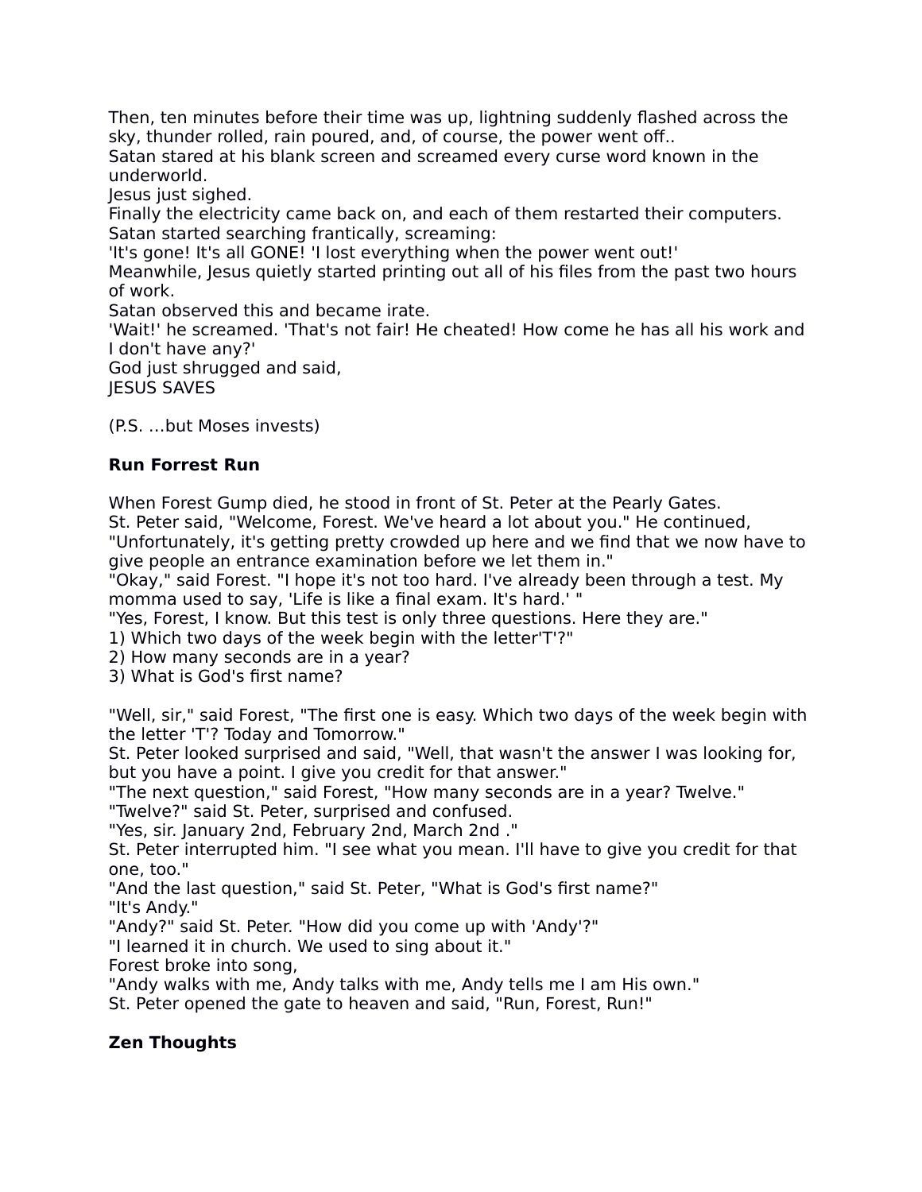Then, ten minutes before their time was up, lightning suddenly flashed across the sky, thunder rolled, rain poured, and, of course, the power went off..
Satan stared at his blank screen and screamed every curse word known in the underworld.
Jesus just sighed.
Finally the electricity came back on, and each of them restarted their computers.
Satan started searching frantically, screaming:
'It's gone! It's all GONE! 'I lost everything when the power went out!'
Meanwhile, Jesus quietly started printing out all of his files from the past two hours of work.
Satan observed this and became irate.
'Wait!' he screamed. 'That's not fair! He cheated! How come he has all his work and I don't have any?'
God just shrugged and said,
JESUS SAVES

(P.S. ...but Moses invests)

**Run Forrest Run**

When Forest Gump died, he stood in front of St. Peter at the Pearly Gates.
St. Peter said, "Welcome, Forest. We've heard a lot about you." He continued, "Unfortunately, it's getting pretty crowded up here and we find that we now have to give people an entrance examination before we let them in."
"Okay," said Forest. "I hope it's not too hard. I've already been through a test. My momma used to say, 'Life is like a final exam. It's hard.' "
"Yes, Forest, I know. But this test is only three questions. Here they are."
1) Which two days of the week begin with the letter'T'?"
2) How many seconds are in a year?
3) What is God's first name?

"Well, sir," said Forest, "The first one is easy. Which two days of the week begin with the letter 'T'? Today and Tomorrow."
St. Peter looked surprised and said, "Well, that wasn't the answer I was looking for, but you have a point. I give you credit for that answer."
"The next question," said Forest, "How many seconds are in a year? Twelve."
"Twelve?" said St. Peter, surprised and confused.
"Yes, sir. January 2nd, February 2nd, March 2nd ."
St. Peter interrupted him. "I see what you mean. I'll have to give you credit for that one, too."
"And the last question," said St. Peter, "What is God's first name?"
"It's Andy."
"Andy?" said St. Peter. "How did you come up with 'Andy'?"
"I learned it in church. We used to sing about it."
Forest broke into song,
"Andy walks with me, Andy talks with me, Andy tells me I am His own."
St. Peter opened the gate to heaven and said, "Run, Forest, Run!"

**Zen Thoughts**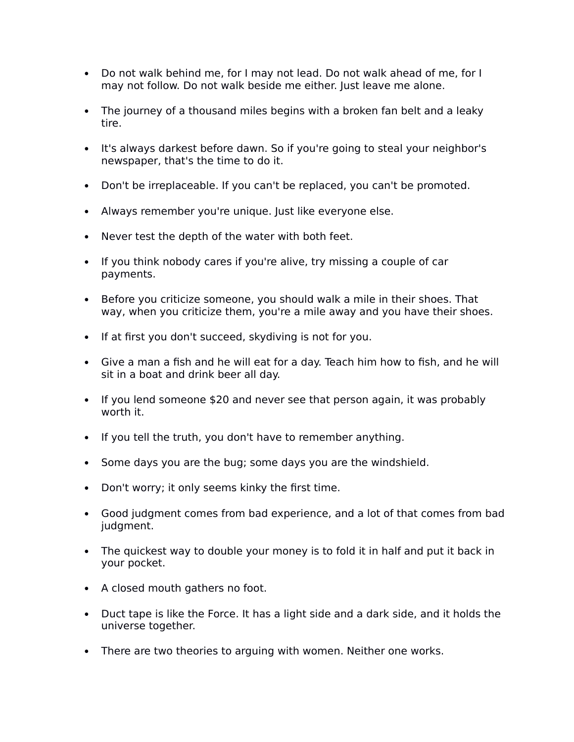- Do not walk behind me, for I may not lead. Do not walk ahead of me, for I may not follow. Do not walk beside me either. Just leave me alone.
- The journey of a thousand miles begins with a broken fan belt and a leaky tire.
- It's always darkest before dawn. So if you're going to steal your neighbor's newspaper, that's the time to do it.
- Don't be irreplaceable. If you can't be replaced, you can't be promoted.
- Always remember you're unique. Just like everyone else.
- Never test the depth of the water with both feet.
- If you think nobody cares if you're alive, try missing a couple of car payments.
- Before you criticize someone, you should walk a mile in their shoes. That way, when you criticize them, you're a mile away and you have their shoes.
- If at first you don't succeed, skydiving is not for you.
- Give a man a fish and he will eat for a day. Teach him how to fish, and he will sit in a boat and drink beer all day.
- If you lend someone $20 and never see that person again, it was probably worth it.
- If you tell the truth, you don't have to remember anything.
- Some days you are the bug; some days you are the windshield.
- Don't worry; it only seems kinky the first time.
- Good judgment comes from bad experience, and a lot of that comes from bad judgment.
- The quickest way to double your money is to fold it in half and put it back in your pocket.
- A closed mouth gathers no foot.
- Duct tape is like the Force. It has a light side and a dark side, and it holds the universe together.
- There are two theories to arguing with women. Neither one works.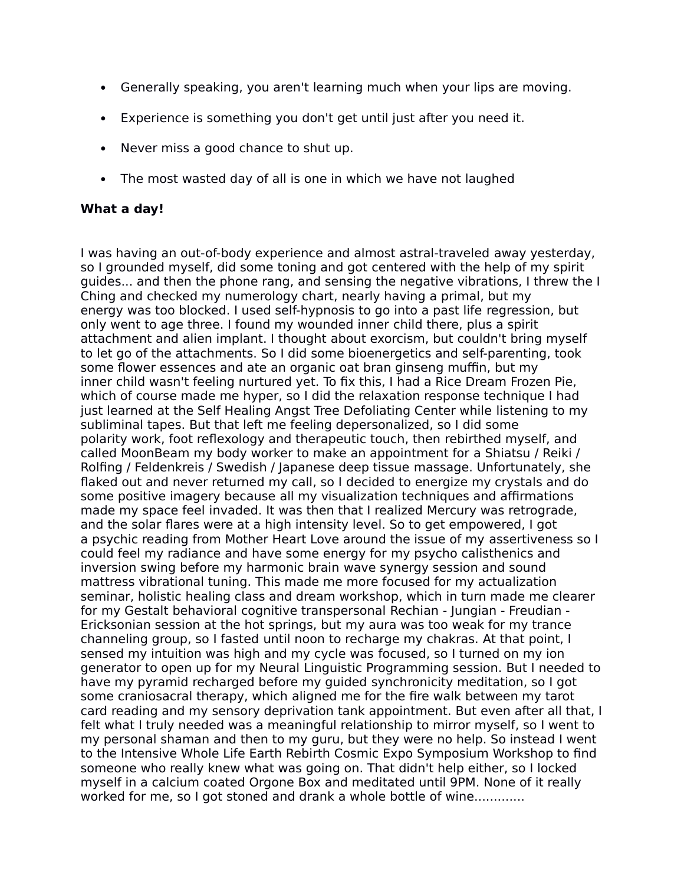- Generally speaking, you aren't learning much when your lips are moving.
- Experience is something you don't get until just after you need it.
- Never miss a good chance to shut up.
- The most wasted day of all is one in which we have not laughed

**What a day!**

I was having an out-of-body experience and almost astral-traveled away yesterday, so I grounded myself, did some toning and got centered with the help of my spirit guides... and then the phone rang, and sensing the negative vibrations, I threw the I Ching and checked my numerology chart, nearly having a primal, but my energy was too blocked. I used self-hypnosis to go into a past life regression, but only went to age three. I found my wounded inner child there, plus a spirit attachment and alien implant. I thought about exorcism, but couldn't bring myself to let go of the attachments. So I did some bioenergetics and self-parenting, took some flower essences and ate an organic oat bran ginseng muffin, but my inner child wasn't feeling nurtured yet. To fix this, I had a Rice Dream Frozen Pie, which of course made me hyper, so I did the relaxation response technique I had just learned at the Self Healing Angst Tree Defoliating Center while listening to my subliminal tapes. But that left me feeling depersonalized, so I did some polarity work, foot reflexology and therapeutic touch, then rebirthed myself, and called MoonBeam my body worker to make an appointment for a Shiatsu / Reiki / Rolfing / Feldenkreis / Swedish / Japanese deep tissue massage. Unfortunately, she flaked out and never returned my call, so I decided to energize my crystals and do some positive imagery because all my visualization techniques and affirmations made my space feel invaded. It was then that I realized Mercury was retrograde, and the solar flares were at a high intensity level. So to get empowered, I got a psychic reading from Mother Heart Love around the issue of my assertiveness so I could feel my radiance and have some energy for my psycho calisthenics and inversion swing before my harmonic brain wave synergy session and sound mattress vibrational tuning. This made me more focused for my actualization seminar, holistic healing class and dream workshop, which in turn made me clearer for my Gestalt behavioral cognitive transpersonal Rechian - Jungian - Freudian - Ericksonian session at the hot springs, but my aura was too weak for my trance channeling group, so I fasted until noon to recharge my chakras. At that point, I sensed my intuition was high and my cycle was focused, so I turned on my ion generator to open up for my Neural Linguistic Programming session. But I needed to have my pyramid recharged before my guided synchronicity meditation, so I got some craniosacral therapy, which aligned me for the fire walk between my tarot card reading and my sensory deprivation tank appointment. But even after all that, I felt what I truly needed was a meaningful relationship to mirror myself, so I went to my personal shaman and then to my guru, but they were no help. So instead I went to the Intensive Whole Life Earth Rebirth Cosmic Expo Symposium Workshop to find someone who really knew what was going on. That didn't help either, so I locked myself in a calcium coated Orgone Box and meditated until 9PM. None of it really worked for me, so I got stoned and drank a whole bottle of wine............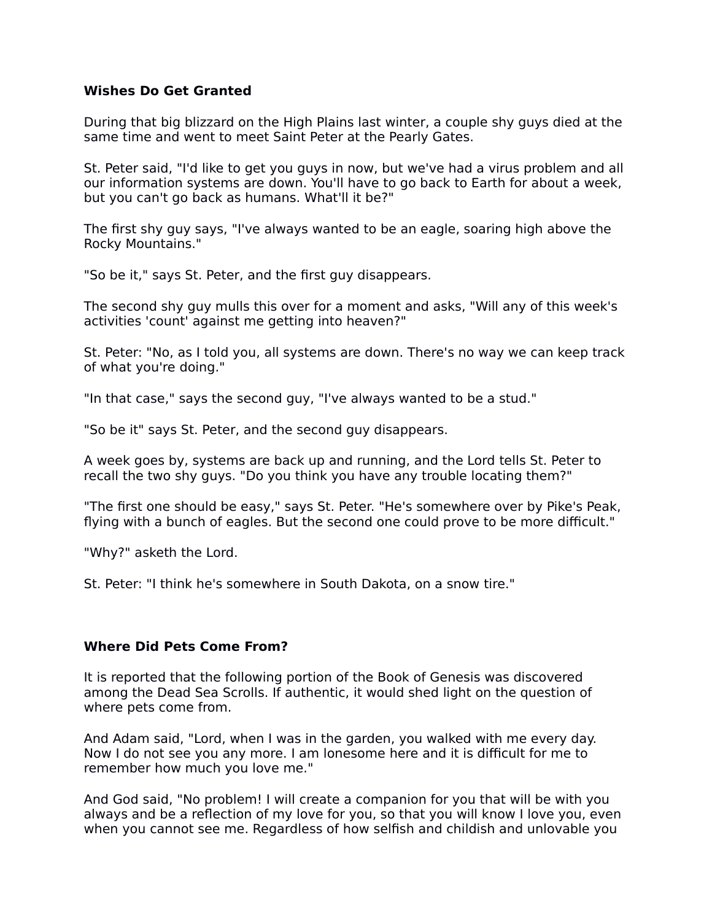**Wishes Do Get Granted**

During that big blizzard on the High Plains last winter, a couple shy guys died at the same time and went to meet Saint Peter at the Pearly Gates.

St. Peter said, "I'd like to get you guys in now, but we've had a virus problem and all our information systems are down. You'll have to go back to Earth for about a week, but you can't go back as humans. What'll it be?"

The first shy guy says, "I've always wanted to be an eagle, soaring high above the Rocky Mountains."

"So be it," says St. Peter, and the first guy disappears.

The second shy guy mulls this over for a moment and asks, "Will any of this week's activities 'count' against me getting into heaven?"

St. Peter: "No, as I told you, all systems are down. There's no way we can keep track of what you're doing."

"In that case," says the second guy, "I've always wanted to be a stud."

"So be it" says St. Peter, and the second guy disappears.

A week goes by, systems are back up and running, and the Lord tells St. Peter to recall the two shy guys. "Do you think you have any trouble locating them?"

"The first one should be easy," says St. Peter. "He's somewhere over by Pike's Peak, flying with a bunch of eagles. But the second one could prove to be more difficult."

"Why?" asketh the Lord.

St. Peter: "I think he's somewhere in South Dakota, on a snow tire."

**Where Did Pets Come From?**

It is reported that the following portion of the Book of Genesis was discovered among the Dead Sea Scrolls. If authentic, it would shed light on the question of where pets come from.

And Adam said, "Lord, when I was in the garden, you walked with me every day. Now I do not see you any more. I am lonesome here and it is difficult for me to remember how much you love me."

And God said, "No problem! I will create a companion for you that will be with you always and be a reflection of my love for you, so that you will know I love you, even when you cannot see me. Regardless of how selfish and childish and unlovable you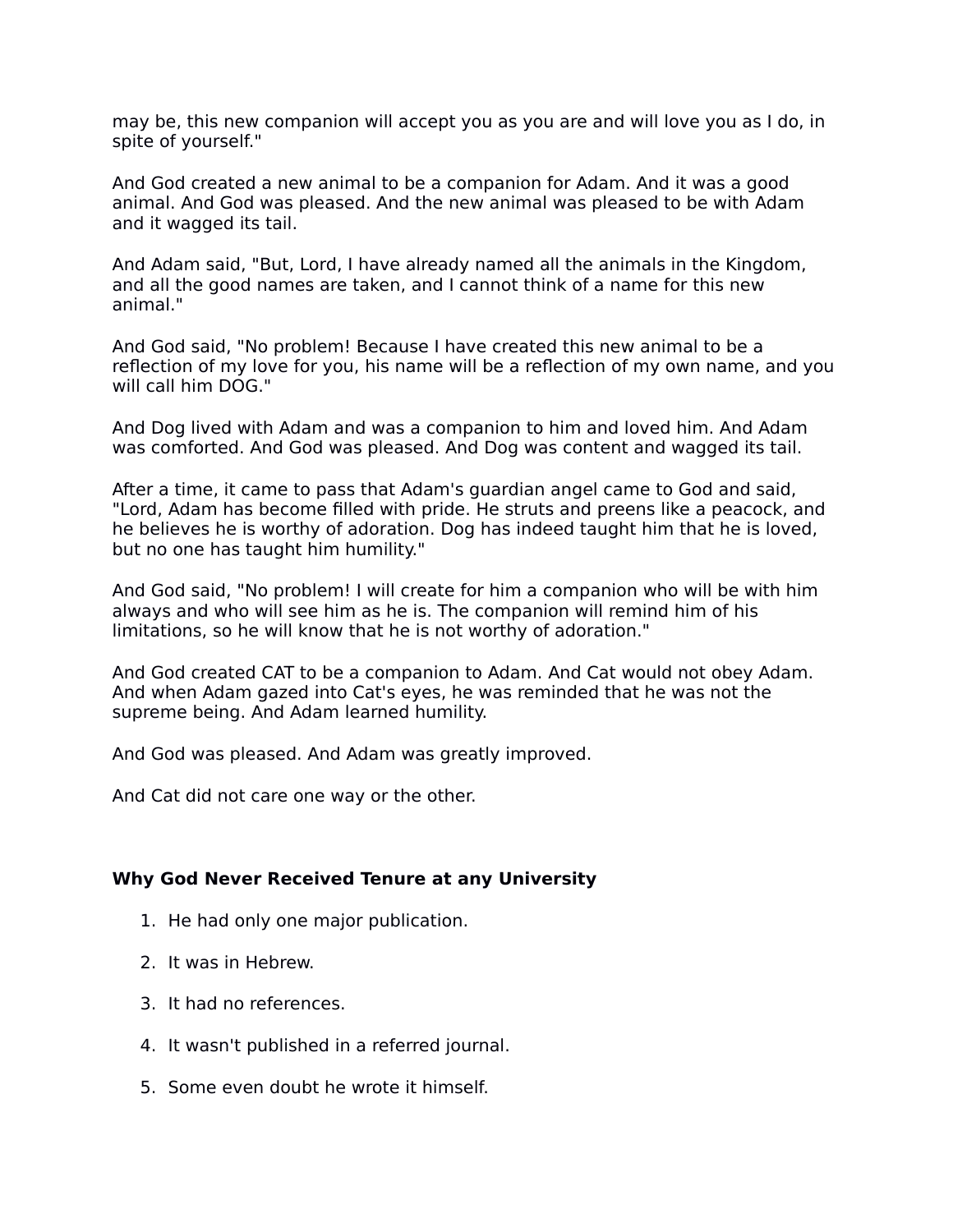may be, this new companion will accept you as you are and will love you as I do, in spite of yourself."

And God created a new animal to be a companion for Adam. And it was a good animal. And God was pleased. And the new animal was pleased to be with Adam and it wagged its tail.

And Adam said, "But, Lord, I have already named all the animals in the Kingdom, and all the good names are taken, and I cannot think of a name for this new animal."

And God said, "No problem! Because I have created this new animal to be a reflection of my love for you, his name will be a reflection of my own name, and you will call him DOG."

And Dog lived with Adam and was a companion to him and loved him. And Adam was comforted. And God was pleased. And Dog was content and wagged its tail.

After a time, it came to pass that Adam's guardian angel came to God and said, "Lord, Adam has become filled with pride. He struts and preens like a peacock, and he believes he is worthy of adoration. Dog has indeed taught him that he is loved, but no one has taught him humility."

And God said, "No problem! I will create for him a companion who will be with him always and who will see him as he is. The companion will remind him of his limitations, so he will know that he is not worthy of adoration."

And God created CAT to be a companion to Adam. And Cat would not obey Adam. And when Adam gazed into Cat's eyes, he was reminded that he was not the supreme being. And Adam learned humility.

And God was pleased. And Adam was greatly improved.

And Cat did not care one way or the other.

**Why God Never Received Tenure at any University**

1. He had only one major publication.
2. It was in Hebrew.
3. It had no references.
4. It wasn't published in a referred journal.
5. Some even doubt he wrote it himself.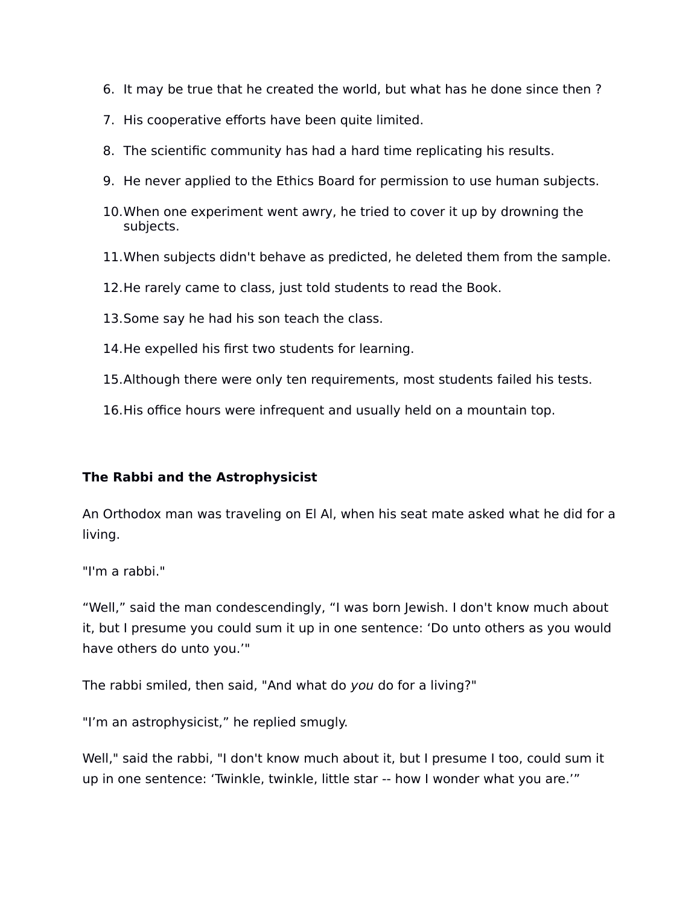6. It may be true that he created the world, but what has he done since then ?

7. His cooperative efforts have been quite limited.

8. The scientific community has had a hard time replicating his results.

9. He never applied to the Ethics Board for permission to use human subjects.

10. When one experiment went awry, he tried to cover it up by drowning the subjects.

11. When subjects didn't behave as predicted, he deleted them from the sample.

12. He rarely came to class, just told students to read the Book.

13. Some say he had his son teach the class.

14. He expelled his first two students for learning.

15. Although there were only ten requirements, most students failed his tests.

16. His office hours were infrequent and usually held on a mountain top.

**The Rabbi and the Astrophysicist**

An Orthodox man was traveling on El Al, when his seat mate asked what he did for a living.

"I'm a rabbi."

“Well,” said the man condescendingly, “I was born Jewish. I don't know much about it, but I presume you could sum it up in one sentence: ‘Do unto others as you would have others do unto you.’"

The rabbi smiled, then said, "And what do *you* do for a living?"

"I’m an astrophysicist,” he replied smugly.

Well," said the rabbi, "I don't know much about it, but I presume I too, could sum it up in one sentence: ‘Twinkle, twinkle, little star -- how I wonder what you are.’”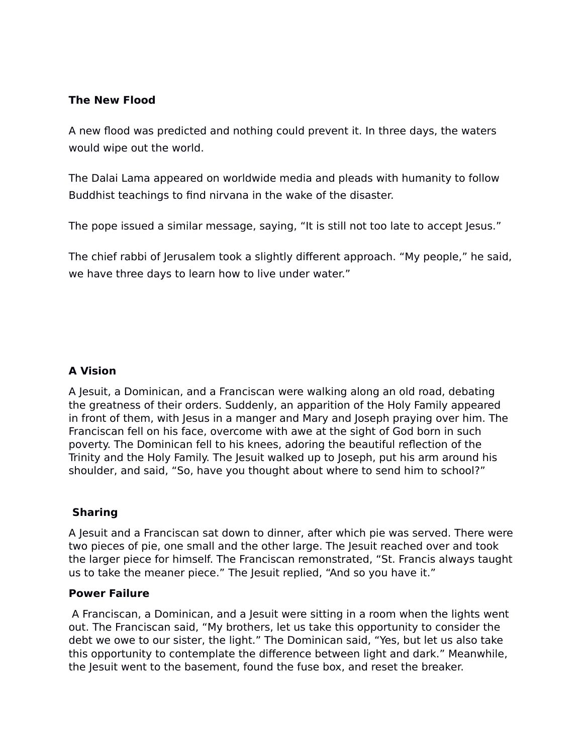**The New Flood**

A new flood was predicted and nothing could prevent it. In three days, the waters would wipe out the world.

The Dalai Lama appeared on worldwide media and pleads with humanity to follow Buddhist teachings to find nirvana in the wake of the disaster.

The pope issued a similar message, saying, “It is still not too late to accept Jesus.”

The chief rabbi of Jerusalem took a slightly different approach. “My people,” he said, we have three days to learn how to live under water.”

**A Vision**

A Jesuit, a Dominican, and a Franciscan were walking along an old road, debating the greatness of their orders. Suddenly, an apparition of the Holy Family appeared in front of them, with Jesus in a manger and Mary and Joseph praying over him. The Franciscan fell on his face, overcome with awe at the sight of God born in such poverty. The Dominican fell to his knees, adoring the beautiful reflection of the Trinity and the Holy Family. The Jesuit walked up to Joseph, put his arm around his shoulder, and said, “So, have you thought about where to send him to school?”

**Sharing**

A Jesuit and a Franciscan sat down to dinner, after which pie was served. There were two pieces of pie, one small and the other large. The Jesuit reached over and took the larger piece for himself. The Franciscan remonstrated, “St. Francis always taught us to take the meaner piece.” The Jesuit replied, “And so you have it.”

**Power Failure**

A Franciscan, a Dominican, and a Jesuit were sitting in a room when the lights went out. The Franciscan said, “My brothers, let us take this opportunity to consider the debt we owe to our sister, the light.” The Dominican said, “Yes, but let us also take this opportunity to contemplate the difference between light and dark.” Meanwhile, the Jesuit went to the basement, found the fuse box, and reset the breaker.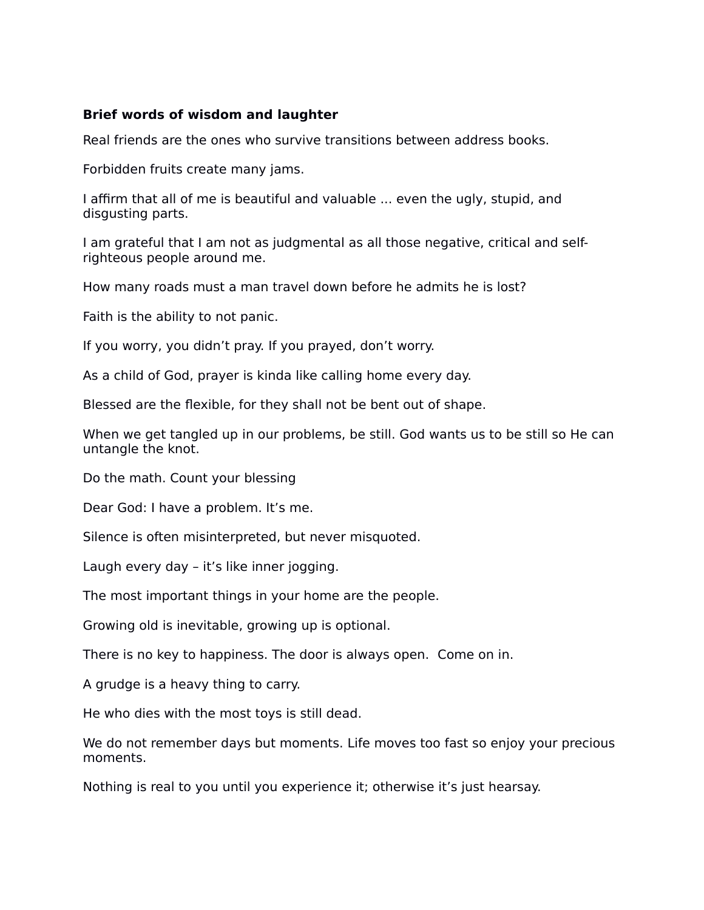**Brief words of wisdom and laughter**

Real friends are the ones who survive transitions between address books.

Forbidden fruits create many jams.

I affirm that all of me is beautiful and valuable ... even the ugly, stupid, and disgusting parts.

I am grateful that I am not as judgmental as all those negative, critical and self-righteous people around me.

How many roads must a man travel down before he admits he is lost?

Faith is the ability to not panic.

If you worry, you didn't pray. If you prayed, don't worry.

As a child of God, prayer is kinda like calling home every day.

Blessed are the flexible, for they shall not be bent out of shape.

When we get tangled up in our problems, be still. God wants us to be still so He can untangle the knot.

Do the math. Count your blessing

Dear God: I have a problem. It's me.

Silence is often misinterpreted, but never misquoted.

Laugh every day – it's like inner jogging.

The most important things in your home are the people.

Growing old is inevitable, growing up is optional.

There is no key to happiness. The door is always open.  Come on in.

A grudge is a heavy thing to carry.

He who dies with the most toys is still dead.

We do not remember days but moments. Life moves too fast so enjoy your precious moments.

Nothing is real to you until you experience it; otherwise it's just hearsay.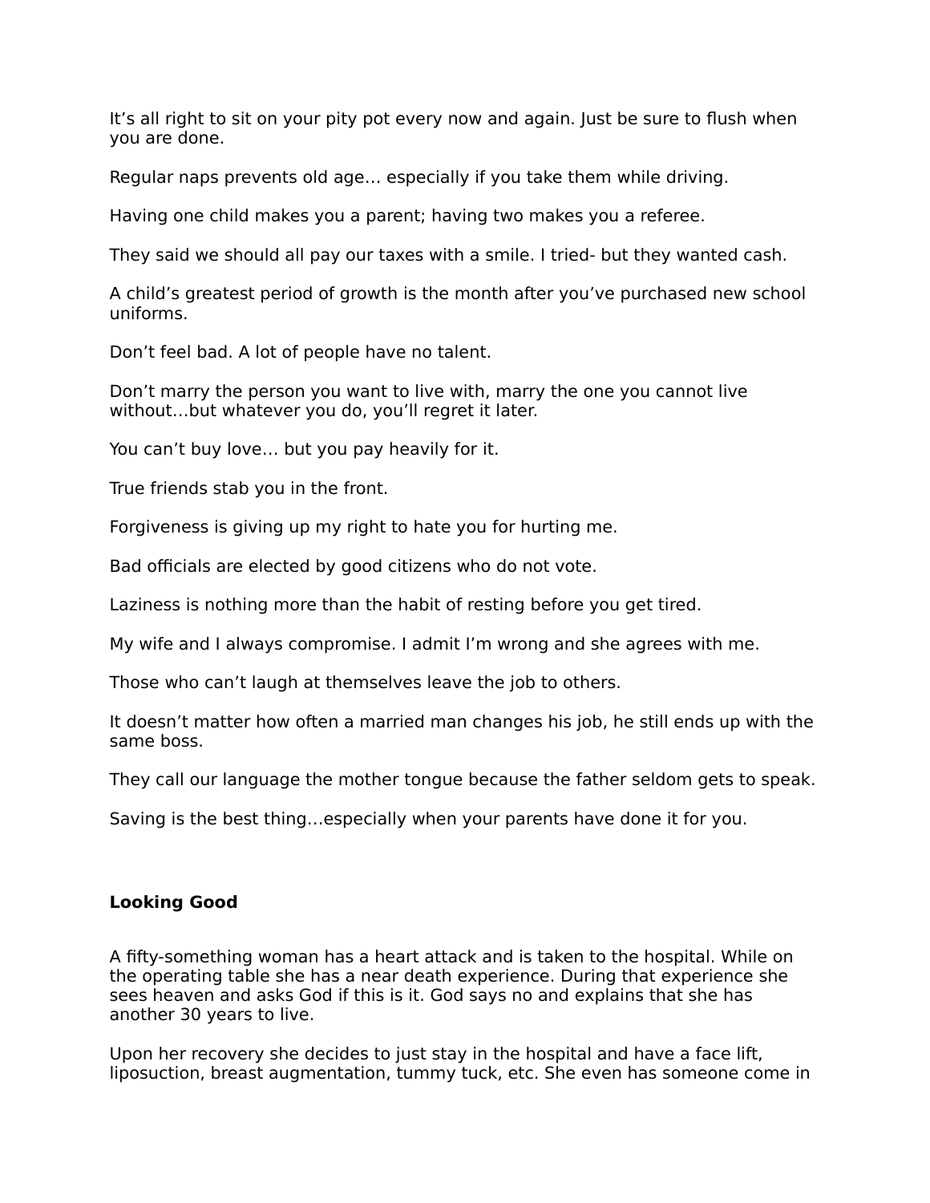It's all right to sit on your pity pot every now and again. Just be sure to flush when you are done.

Regular naps prevents old age… especially if you take them while driving.

Having one child makes you a parent; having two makes you a referee.

They said we should all pay our taxes with a smile. I tried- but they wanted cash.

A child's greatest period of growth is the month after you've purchased new school uniforms.

Don't feel bad. A lot of people have no talent.

Don't marry the person you want to live with, marry the one you cannot live without…but whatever you do, you'll regret it later.

You can't buy love… but you pay heavily for it.

True friends stab you in the front.

Forgiveness is giving up my right to hate you for hurting me.

Bad officials are elected by good citizens who do not vote.

Laziness is nothing more than the habit of resting before you get tired.

My wife and I always compromise. I admit I'm wrong and she agrees with me.

Those who can't laugh at themselves leave the job to others.

It doesn't matter how often a married man changes his job, he still ends up with the same boss.

They call our language the mother tongue because the father seldom gets to speak.

Saving is the best thing…especially when your parents have done it for you.

**Looking Good**

A fifty-something woman has a heart attack and is taken to the hospital. While on the operating table she has a near death experience. During that experience she sees heaven and asks God if this is it. God says no and explains that she has another 30 years to live.

Upon her recovery she decides to just stay in the hospital and have a face lift, liposuction, breast augmentation, tummy tuck, etc. She even has someone come in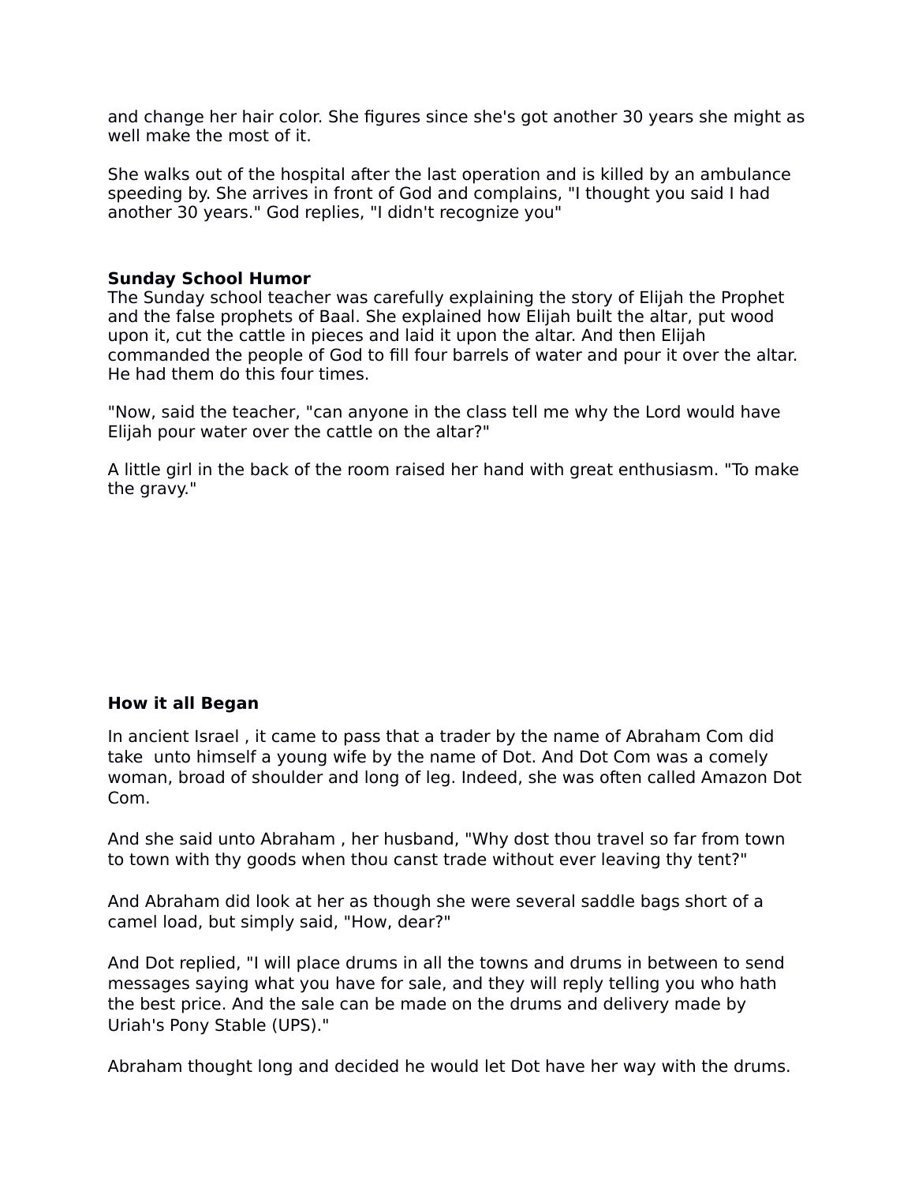and change her hair color. She figures since she's got another 30 years she might as well make the most of it.

She walks out of the hospital after the last operation and is killed by an ambulance speeding by. She arrives in front of God and complains, "I thought you said I had another 30 years." God replies, "I didn't recognize you"

**Sunday School Humor**

The Sunday school teacher was carefully explaining the story of Elijah the Prophet and the false prophets of Baal. She explained how Elijah built the altar, put wood upon it, cut the cattle in pieces and laid it upon the altar. And then Elijah commanded the people of God to fill four barrels of water and pour it over the altar. He had them do this four times.

"Now, said the teacher, "can anyone in the class tell me why the Lord would have Elijah pour water over the cattle on the altar?"

A little girl in the back of the room raised her hand with great enthusiasm. "To make the gravy."

**How it all Began**

In ancient Israel , it came to pass that a trader by the name of Abraham Com did take unto himself a young wife by the name of Dot. And Dot Com was a comely woman, broad of shoulder and long of leg. Indeed, she was often called Amazon Dot Com.

And she said unto Abraham , her husband, "Why dost thou travel so far from town to town with thy goods when thou canst trade without ever leaving thy tent?"

And Abraham did look at her as though she were several saddle bags short of a camel load, but simply said, "How, dear?"

And Dot replied, "I will place drums in all the towns and drums in between to send messages saying what you have for sale, and they will reply telling you who hath the best price. And the sale can be made on the drums and delivery made by Uriah's Pony Stable (UPS)."

Abraham thought long and decided he would let Dot have her way with the drums.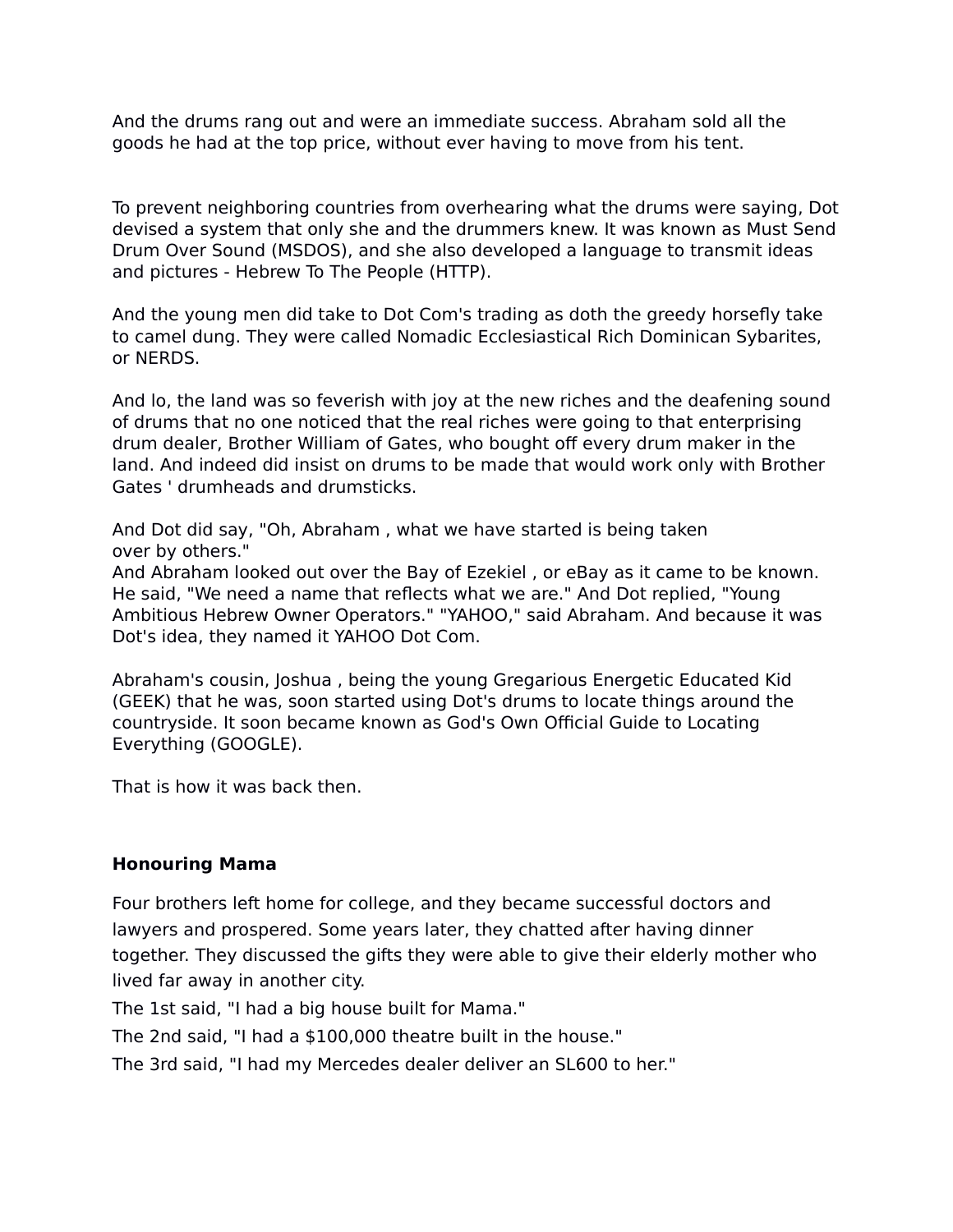And the drums rang out and were an immediate success. Abraham sold all the goods he had at the top price, without ever having to move from his tent.

To prevent neighboring countries from overhearing what the drums were saying, Dot devised a system that only she and the drummers knew. It was known as Must Send Drum Over Sound (MSDOS), and she also developed a language to transmit ideas and pictures - Hebrew To The People (HTTP).

And the young men did take to Dot Com's trading as doth the greedy horsefly take to camel dung. They were called Nomadic Ecclesiastical Rich Dominican Sybarites, or NERDS.

And lo, the land was so feverish with joy at the new riches and the deafening sound of drums that no one noticed that the real riches were going to that enterprising drum dealer, Brother William of Gates, who bought off every drum maker in the land. And indeed did insist on drums to be made that would work only with Brother Gates ' drumheads and drumsticks.

And Dot did say, "Oh, Abraham , what we have started is being taken over by others."
And Abraham looked out over the Bay of Ezekiel , or eBay as it came to be known. He said, "We need a name that reflects what we are." And Dot replied, "Young Ambitious Hebrew Owner Operators." "YAHOO," said Abraham. And because it was Dot's idea, they named it YAHOO Dot Com.

Abraham's cousin, Joshua , being the young Gregarious Energetic Educated Kid (GEEK) that he was, soon started using Dot's drums to locate things around the countryside. It soon became known as God's Own Official Guide to Locating Everything (GOOGLE).

That is how it was back then.

**Honouring Mama**

Four brothers left home for college, and they became successful doctors and lawyers and prospered. Some years later, they chatted after having dinner together. They discussed the gifts they were able to give their elderly mother who lived far away in another city.
The 1st said, "I had a big house built for Mama."
The 2nd said, "I had a $100,000 theatre built in the house."
The 3rd said, "I had my Mercedes dealer deliver an SL600 to her."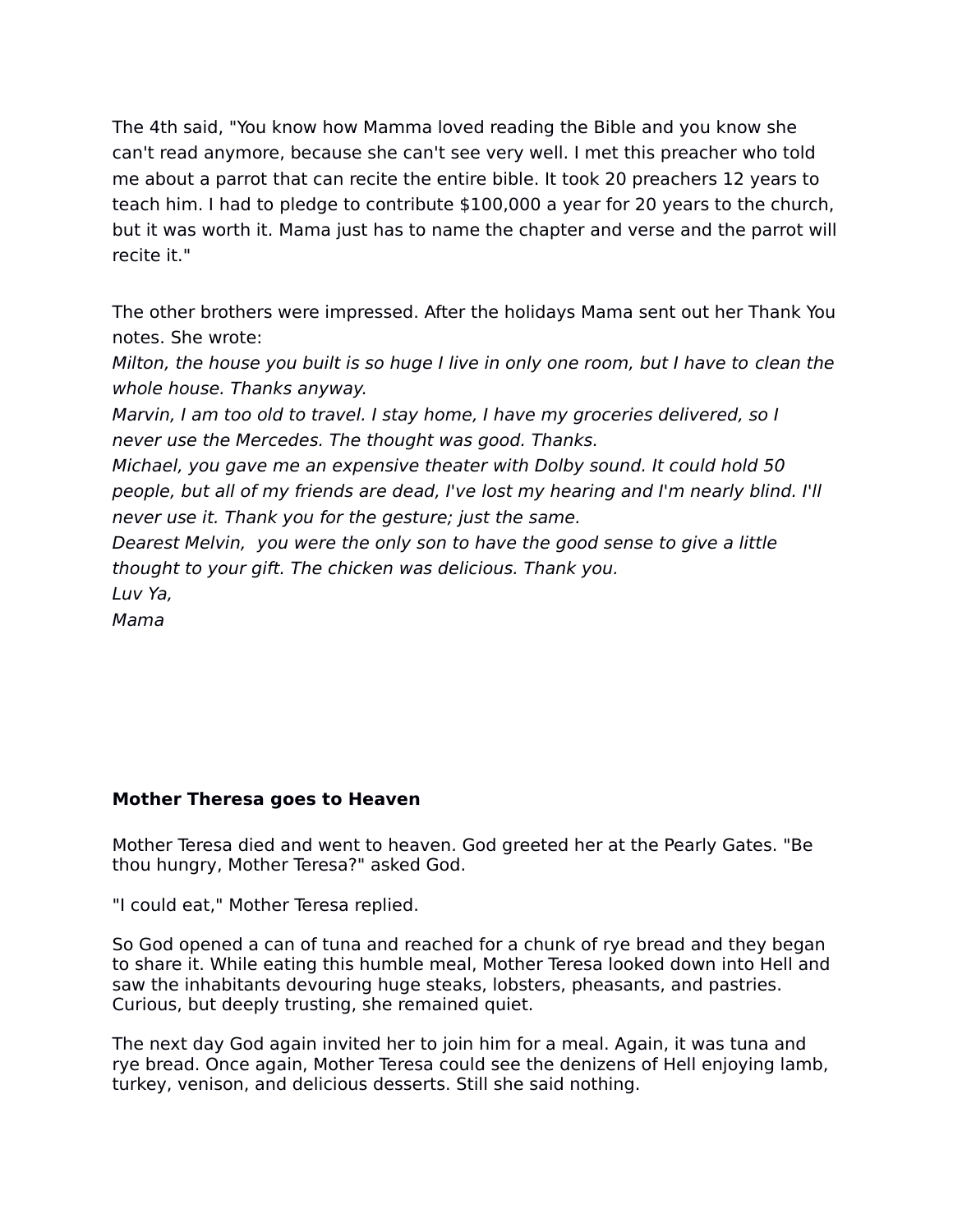The 4th said, "You know how Mamma loved reading the Bible and you know she can't read anymore, because she can't see very well. I met this preacher who told me about a parrot that can recite the entire bible. It took 20 preachers 12 years to teach him. I had to pledge to contribute $100,000 a year for 20 years to the church, but it was worth it. Mama just has to name the chapter and verse and the parrot will recite it."

The other brothers were impressed. After the holidays Mama sent out her Thank You notes. She wrote:
*Milton, the house you built is so huge I live in only one room, but I have to clean the whole house. Thanks anyway.*
*Marvin, I am too old to travel. I stay home, I have my groceries delivered, so I never use the Mercedes. The thought was good. Thanks.*
*Michael, you gave me an expensive theater with Dolby sound. It could hold 50 people, but all of my friends are dead, I've lost my hearing and I'm nearly blind. I'll never use it. Thank you for the gesture; just the same.*
*Dearest Melvin, you were the only son to have the good sense to give a little thought to your gift. The chicken was delicious. Thank you.*
*Luv Ya,*
*Mama*

**Mother Theresa goes to Heaven**

Mother Teresa died and went to heaven. God greeted her at the Pearly Gates. "Be thou hungry, Mother Teresa?" asked God.

"I could eat," Mother Teresa replied.

So God opened a can of tuna and reached for a chunk of rye bread and they began to share it. While eating this humble meal, Mother Teresa looked down into Hell and saw the inhabitants devouring huge steaks, lobsters, pheasants, and pastries. Curious, but deeply trusting, she remained quiet.

The next day God again invited her to join him for a meal. Again, it was tuna and rye bread. Once again, Mother Teresa could see the denizens of Hell enjoying lamb, turkey, venison, and delicious desserts. Still she said nothing.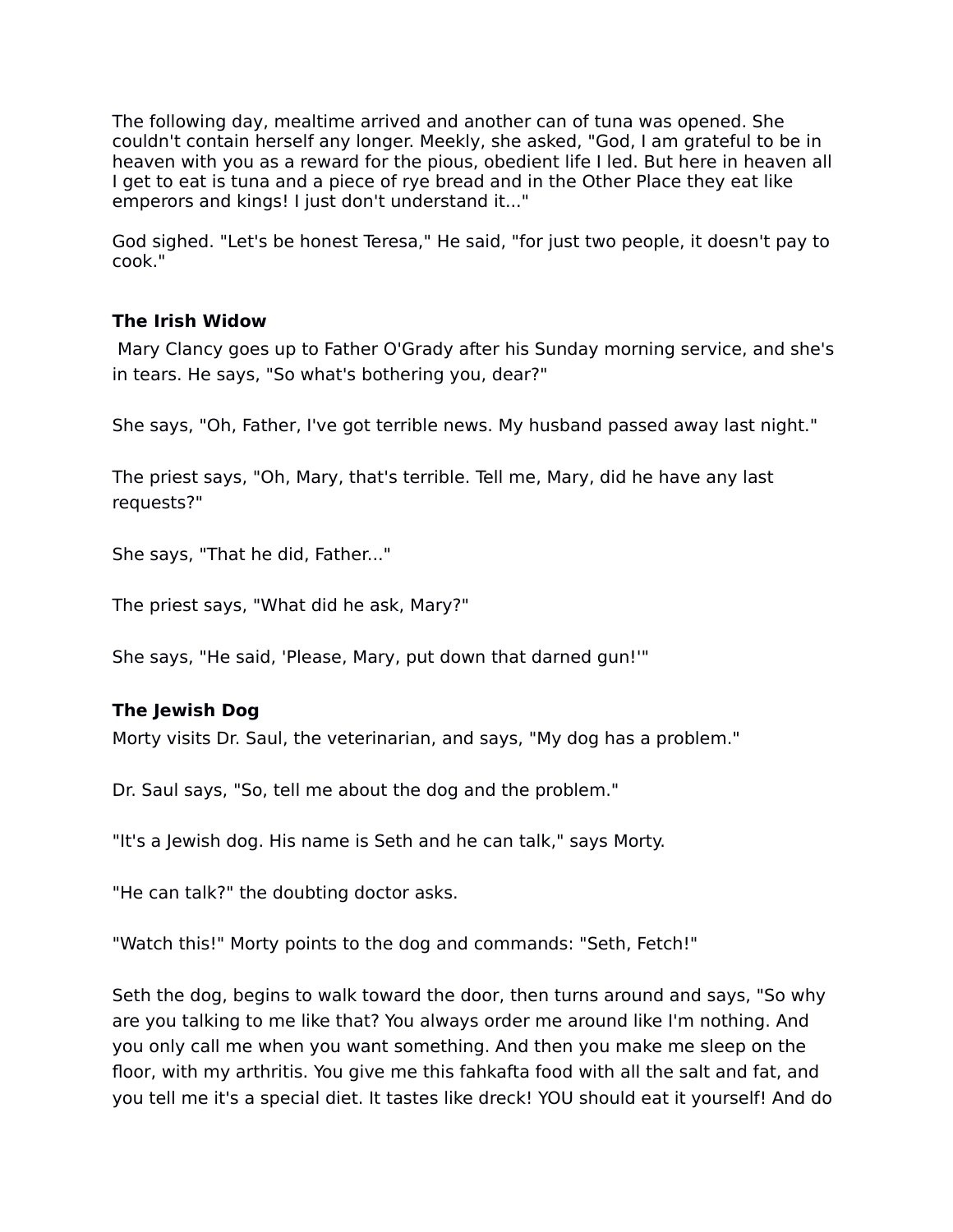The following day, mealtime arrived and another can of tuna was opened. She couldn't contain herself any longer. Meekly, she asked, "God, I am grateful to be in heaven with you as a reward for the pious, obedient life I led. But here in heaven all I get to eat is tuna and a piece of rye bread and in the Other Place they eat like emperors and kings! I just don't understand it..."

God sighed. "Let's be honest Teresa," He said, "for just two people, it doesn't pay to cook."

**The Irish Widow**

Mary Clancy goes up to Father O'Grady after his Sunday morning service, and she's in tears. He says, "So what's bothering you, dear?"

She says, "Oh, Father, I've got terrible news. My husband passed away last night."

The priest says, "Oh, Mary, that's terrible. Tell me, Mary, did he have any last requests?"

She says, "That he did, Father..."

The priest says, "What did he ask, Mary?"

She says, "He said, 'Please, Mary, put down that darned gun!'"

**The Jewish Dog**

Morty visits Dr. Saul, the veterinarian, and says, "My dog has a problem."

Dr. Saul says, "So, tell me about the dog and the problem."

"It's a Jewish dog. His name is Seth and he can talk," says Morty.

"He can talk?" the doubting doctor asks.

"Watch this!" Morty points to the dog and commands: "Seth, Fetch!"

Seth the dog, begins to walk toward the door, then turns around and says, "So why are you talking to me like that? You always order me around like I'm nothing. And you only call me when you want something. And then you make me sleep on the floor, with my arthritis. You give me this fahkafta food with all the salt and fat, and you tell me it's a special diet. It tastes like dreck! YOU should eat it yourself! And do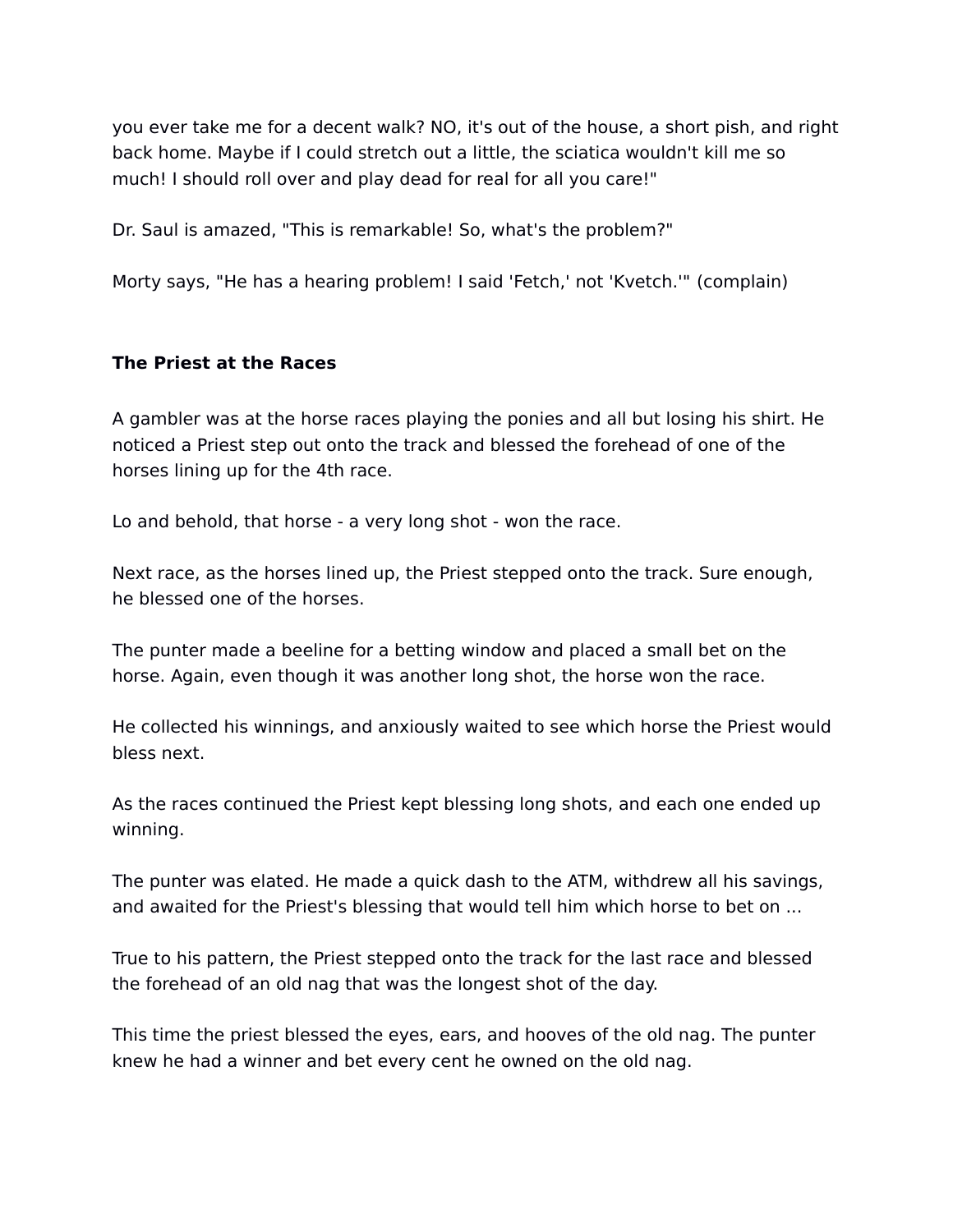you ever take me for a decent walk? NO, it's out of the house, a short pish, and right back home. Maybe if I could stretch out a little, the sciatica wouldn't kill me so much! I should roll over and play dead for real for all you care!"

Dr. Saul is amazed, "This is remarkable! So, what's the problem?"

Morty says, "He has a hearing problem! I said 'Fetch,' not 'Kvetch.'" (complain)

**The Priest at the Races**

A gambler was at the horse races playing the ponies and all but losing his shirt. He noticed a Priest step out onto the track and blessed the forehead of one of the horses lining up for the 4th race.

Lo and behold, that horse - a very long shot - won the race.

Next race, as the horses lined up, the Priest stepped onto the track. Sure enough, he blessed one of the horses.

The punter made a beeline for a betting window and placed a small bet on the horse. Again, even though it was another long shot, the horse won the race.

He collected his winnings, and anxiously waited to see which horse the Priest would bless next.

As the races continued the Priest kept blessing long shots, and each one ended up winning.

The punter was elated. He made a quick dash to the ATM, withdrew all his savings, and awaited for the Priest's blessing that would tell him which horse to bet on ...

True to his pattern, the Priest stepped onto the track for the last race and blessed the forehead of an old nag that was the longest shot of the day.

This time the priest blessed the eyes, ears, and hooves of the old nag. The punter knew he had a winner and bet every cent he owned on the old nag.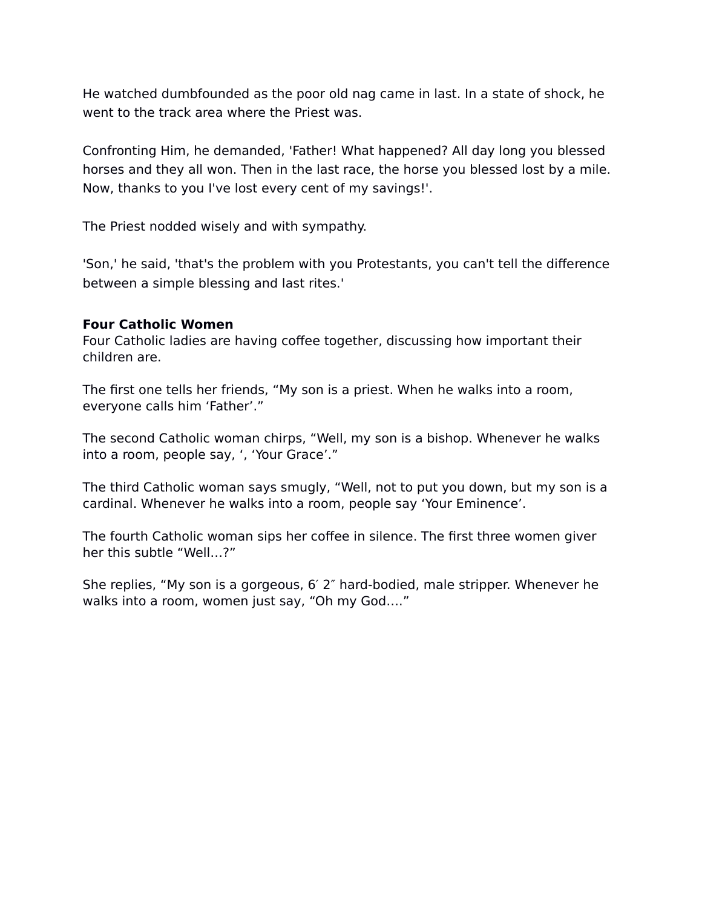He watched dumbfounded as the poor old nag came in last. In a state of shock, he went to the track area where the Priest was.

Confronting Him, he demanded, 'Father! What happened? All day long you blessed horses and they all won. Then in the last race, the horse you blessed lost by a mile. Now, thanks to you I've lost every cent of my savings!'.

The Priest nodded wisely and with sympathy.

'Son,' he said, 'that's the problem with you Protestants, you can't tell the difference between a simple blessing and last rites.'

**Four Catholic Women**

Four Catholic ladies are having coffee together, discussing how important their children are.

The first one tells her friends, “My son is a priest. When he walks into a room, everyone calls him ‘Father’.”

The second Catholic woman chirps, “Well, my son is a bishop. Whenever he walks into a room, people say, ‘, ‘Your Grace’.”

The third Catholic woman says smugly, “Well, not to put you down, but my son is a cardinal. Whenever he walks into a room, people say ‘Your Eminence’.

The fourth Catholic woman sips her coffee in silence. The first three women giver her this subtle “Well…?”

She replies, “My son is a gorgeous, 6′ 2″ hard-bodied, male stripper. Whenever he walks into a room, women just say, “Oh my God….”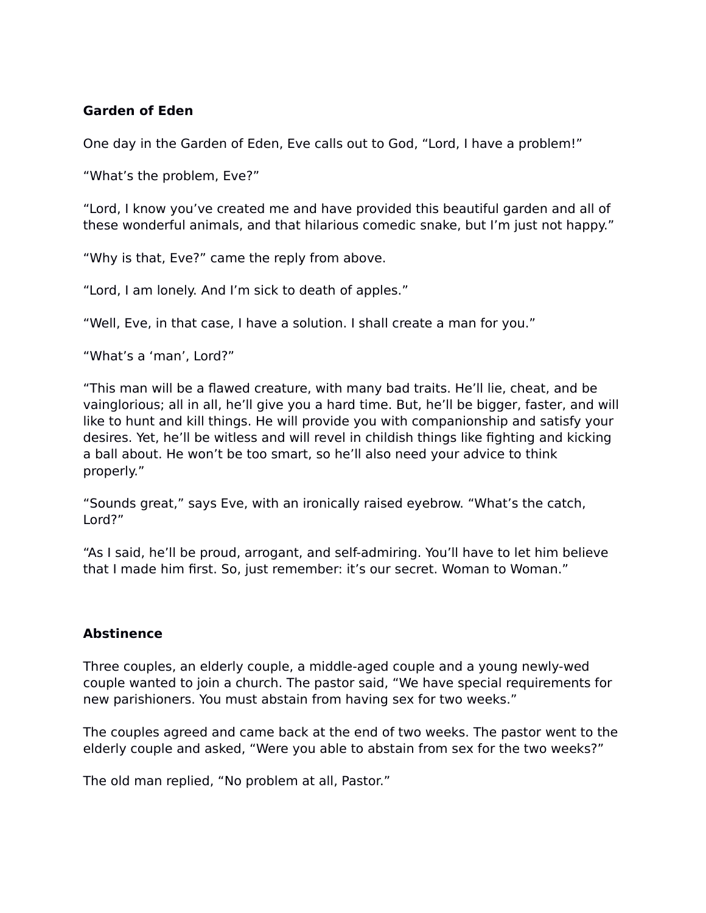**Garden of Eden**

One day in the Garden of Eden, Eve calls out to God, “Lord, I have a problem!”

“What’s the problem, Eve?”

“Lord, I know you’ve created me and have provided this beautiful garden and all of these wonderful animals, and that hilarious comedic snake, but I’m just not happy.”

“Why is that, Eve?” came the reply from above.

“Lord, I am lonely. And I’m sick to death of apples.”

“Well, Eve, in that case, I have a solution. I shall create a man for you.”

“What’s a ‘man’, Lord?”

“This man will be a flawed creature, with many bad traits. He’ll lie, cheat, and be vainglorious; all in all, he’ll give you a hard time. But, he’ll be bigger, faster, and will like to hunt and kill things. He will provide you with companionship and satisfy your desires. Yet, he’ll be witless and will revel in childish things like fighting and kicking a ball about. He won’t be too smart, so he’ll also need your advice to think properly.”

“Sounds great,” says Eve, with an ironically raised eyebrow. “What’s the catch, Lord?”

“As I said, he’ll be proud, arrogant, and self-admiring. You’ll have to let him believe that I made him first. So, just remember: it’s our secret. Woman to Woman.”

**Abstinence**

Three couples, an elderly couple, a middle-aged couple and a young newly-wed couple wanted to join a church. The pastor said, “We have special requirements for new parishioners. You must abstain from having sex for two weeks.”

The couples agreed and came back at the end of two weeks. The pastor went to the elderly couple and asked, “Were you able to abstain from sex for the two weeks?”

The old man replied, “No problem at all, Pastor.”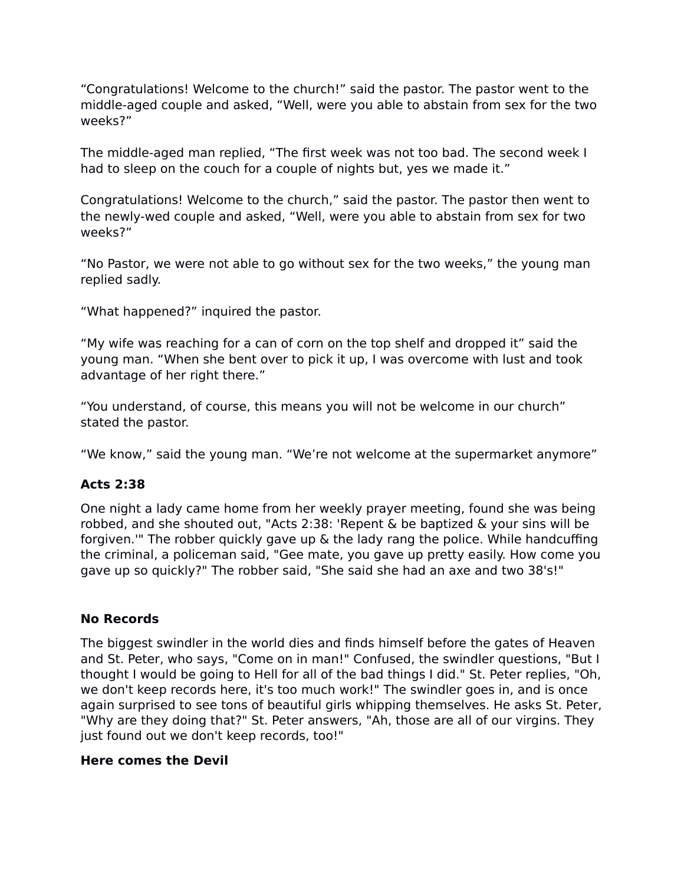“Congratulations! Welcome to the church!” said the pastor. The pastor went to the middle-aged couple and asked, “Well, were you able to abstain from sex for the two weeks?”

The middle-aged man replied, “The first week was not too bad. The second week I had to sleep on the couch for a couple of nights but, yes we made it.”

Congratulations! Welcome to the church,” said the pastor. The pastor then went to the newly-wed couple and asked, “Well, were you able to abstain from sex for two weeks?”

“No Pastor, we were not able to go without sex for the two weeks,” the young man replied sadly.

“What happened?” inquired the pastor.

“My wife was reaching for a can of corn on the top shelf and dropped it” said the young man. “When she bent over to pick it up, I was overcome with lust and took advantage of her right there.”

“You understand, of course, this means you will not be welcome in our church” stated the pastor.

“We know,” said the young man. “We’re not welcome at the supermarket anymore”

**Acts 2:38**

One night a lady came home from her weekly prayer meeting, found she was being robbed, and she shouted out, "Acts 2:38: 'Repent & be baptized & your sins will be forgiven.'" The robber quickly gave up & the lady rang the police. While handcuffing the criminal, a policeman said, "Gee mate, you gave up pretty easily. How come you gave up so quickly?" The robber said, "She said she had an axe and two 38's!"

**No Records**

The biggest swindler in the world dies and finds himself before the gates of Heaven and St. Peter, who says, "Come on in man!" Confused, the swindler questions, "But I thought I would be going to Hell for all of the bad things I did." St. Peter replies, "Oh, we don't keep records here, it's too much work!" The swindler goes in, and is once again surprised to see tons of beautiful girls whipping themselves. He asks St. Peter, "Why are they doing that?" St. Peter answers, "Ah, those are all of our virgins. They just found out we don't keep records, too!"

**Here comes the Devil**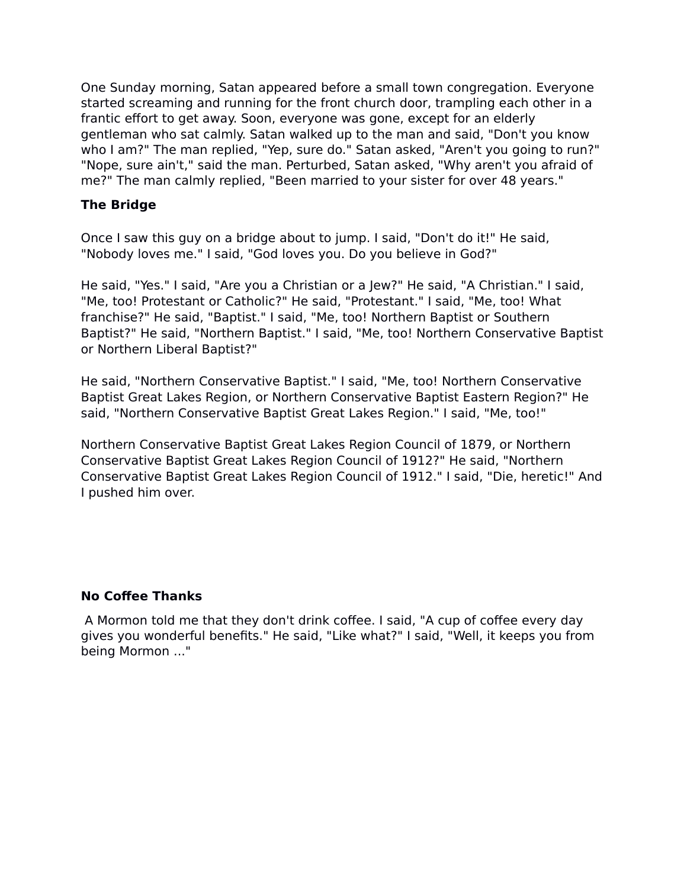One Sunday morning, Satan appeared before a small town congregation. Everyone started screaming and running for the front church door, trampling each other in a frantic effort to get away. Soon, everyone was gone, except for an elderly gentleman who sat calmly. Satan walked up to the man and said, "Don't you know who I am?" The man replied, "Yep, sure do." Satan asked, "Aren't you going to run?" "Nope, sure ain't," said the man. Perturbed, Satan asked, "Why aren't you afraid of me?" The man calmly replied, "Been married to your sister for over 48 years."

**The Bridge**

Once I saw this guy on a bridge about to jump. I said, "Don't do it!" He said, "Nobody loves me." I said, "God loves you. Do you believe in God?"

He said, "Yes." I said, "Are you a Christian or a Jew?" He said, "A Christian." I said, "Me, too! Protestant or Catholic?" He said, "Protestant." I said, "Me, too! What franchise?" He said, "Baptist." I said, "Me, too! Northern Baptist or Southern Baptist?" He said, "Northern Baptist." I said, "Me, too! Northern Conservative Baptist or Northern Liberal Baptist?"

He said, "Northern Conservative Baptist." I said, "Me, too! Northern Conservative Baptist Great Lakes Region, or Northern Conservative Baptist Eastern Region?" He said, "Northern Conservative Baptist Great Lakes Region." I said, "Me, too!"

Northern Conservative Baptist Great Lakes Region Council of 1879, or Northern Conservative Baptist Great Lakes Region Council of 1912?" He said, "Northern Conservative Baptist Great Lakes Region Council of 1912." I said, "Die, heretic!" And I pushed him over.

**No Coffee Thanks**

A Mormon told me that they don't drink coffee. I said, "A cup of coffee every day gives you wonderful benefits." He said, "Like what?" I said, "Well, it keeps you from being Mormon ..."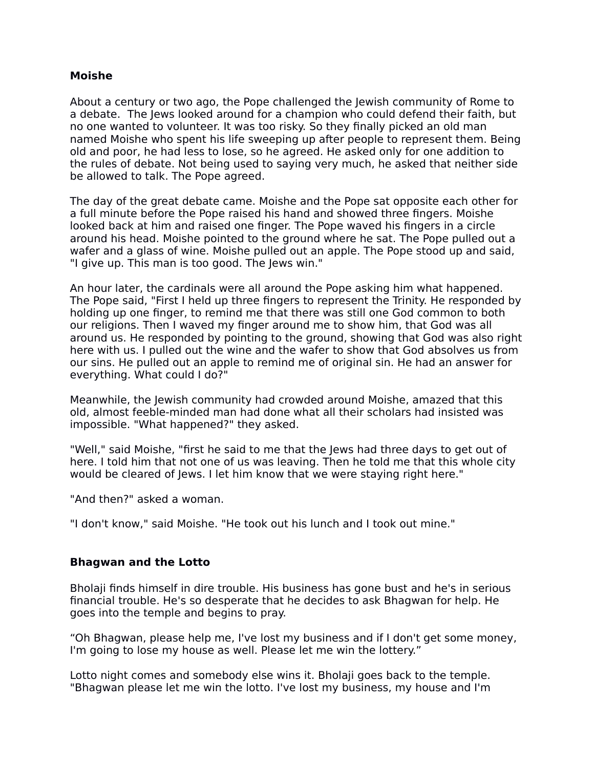**Moishe**

About a century or two ago, the Pope challenged the Jewish community of Rome to a debate.  The Jews looked around for a champion who could defend their faith, but no one wanted to volunteer. It was too risky. So they finally picked an old man named Moishe who spent his life sweeping up after people to represent them. Being old and poor, he had less to lose, so he agreed. He asked only for one addition to the rules of debate. Not being used to saying very much, he asked that neither side be allowed to talk. The Pope agreed.

The day of the great debate came. Moishe and the Pope sat opposite each other for a full minute before the Pope raised his hand and showed three fingers. Moishe looked back at him and raised one finger. The Pope waved his fingers in a circle around his head. Moishe pointed to the ground where he sat. The Pope pulled out a wafer and a glass of wine. Moishe pulled out an apple. The Pope stood up and said, "I give up. This man is too good. The Jews win."

An hour later, the cardinals were all around the Pope asking him what happened. The Pope said, "First I held up three fingers to represent the Trinity. He responded by holding up one finger, to remind me that there was still one God common to both our religions. Then I waved my finger around me to show him, that God was all around us. He responded by pointing to the ground, showing that God was also right here with us. I pulled out the wine and the wafer to show that God absolves us from our sins. He pulled out an apple to remind me of original sin. He had an answer for everything. What could I do?"

Meanwhile, the Jewish community had crowded around Moishe, amazed that this old, almost feeble-minded man had done what all their scholars had insisted was impossible. "What happened?" they asked.

"Well," said Moishe, "first he said to me that the Jews had three days to get out of here. I told him that not one of us was leaving. Then he told me that this whole city would be cleared of Jews. I let him know that we were staying right here."

"And then?" asked a woman.

"I don't know," said Moishe. "He took out his lunch and I took out mine."

**Bhagwan and the Lotto**

Bholaji finds himself in dire trouble. His business has gone bust and he's in serious financial trouble. He's so desperate that he decides to ask Bhagwan for help. He goes into the temple and begins to pray.

“Oh Bhagwan, please help me, I've lost my business and if I don't get some money, I'm going to lose my house as well. Please let me win the lottery.”

Lotto night comes and somebody else wins it. Bholaji goes back to the temple. "Bhagwan please let me win the lotto. I've lost my business, my house and I'm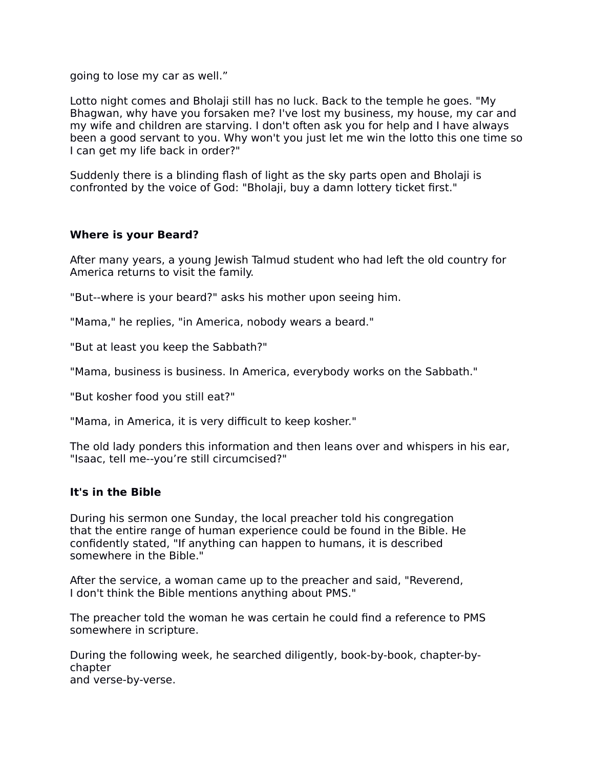going to lose my car as well.”

Lotto night comes and Bholaji still has no luck. Back to the temple he goes. "My Bhagwan, why have you forsaken me? I've lost my business, my house, my car and my wife and children are starving. I don't often ask you for help and I have always been a good servant to you. Why won't you just let me win the lotto this one time so I can get my life back in order?"

Suddenly there is a blinding flash of light as the sky parts open and Bholaji is confronted by the voice of God: "Bholaji, buy a damn lottery ticket first."

**Where is your Beard?**

After many years, a young Jewish Talmud student who had left the old country for America returns to visit the family.

"But--where is your beard?" asks his mother upon seeing him.

"Mama," he replies, "in America, nobody wears a beard."

"But at least you keep the Sabbath?"

"Mama, business is business. In America, everybody works on the Sabbath."

"But kosher food you still eat?"

"Mama, in America, it is very difficult to keep kosher."

The old lady ponders this information and then leans over and whispers in his ear, "Isaac, tell me--you’re still circumcised?"

**It's in the Bible**

During his sermon one Sunday, the local preacher told his congregation that the entire range of human experience could be found in the Bible. He confidently stated, "If anything can happen to humans, it is described somewhere in the Bible."

After the service, a woman came up to the preacher and said, "Reverend, I don't think the Bible mentions anything about PMS."

The preacher told the woman he was certain he could find a reference to PMS somewhere in scripture.

During the following week, he searched diligently, book-by-book, chapter-by-chapter and verse-by-verse.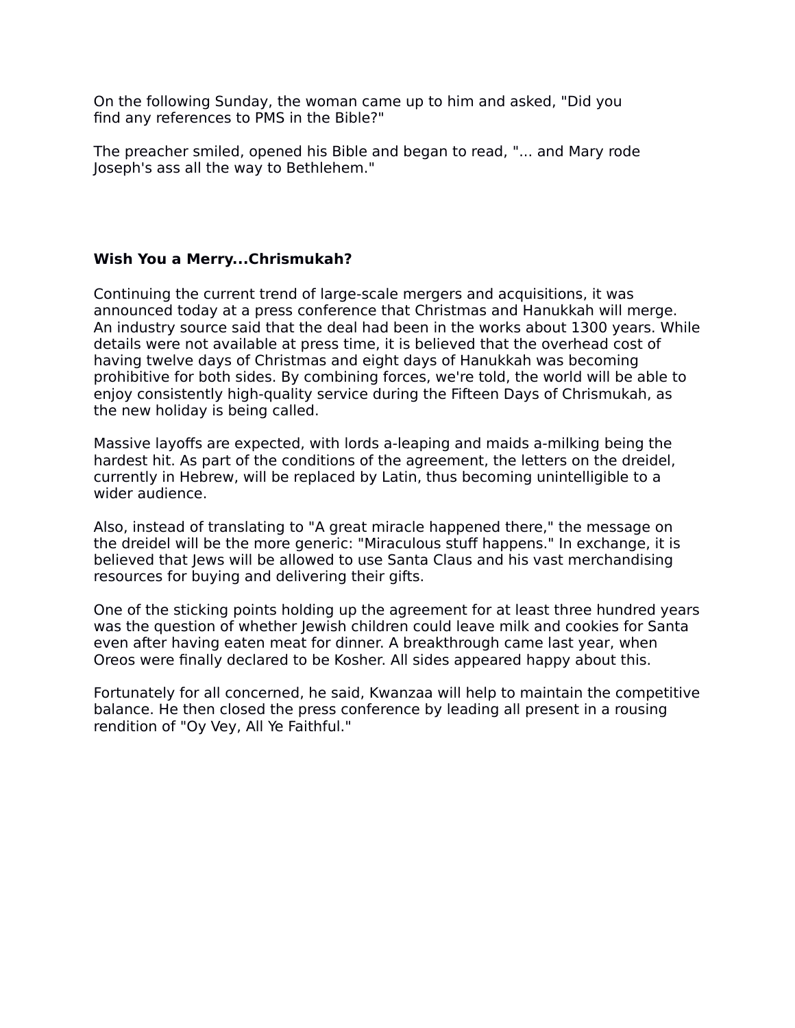On the following Sunday, the woman came up to him and asked, "Did you find any references to PMS in the Bible?"

The preacher smiled, opened his Bible and began to read, "... and Mary rode Joseph's ass all the way to Bethlehem."

**Wish You a Merry...Chrismukah?**

Continuing the current trend of large-scale mergers and acquisitions, it was announced today at a press conference that Christmas and Hanukkah will merge. An industry source said that the deal had been in the works about 1300 years. While details were not available at press time, it is believed that the overhead cost of having twelve days of Christmas and eight days of Hanukkah was becoming prohibitive for both sides. By combining forces, we're told, the world will be able to enjoy consistently high-quality service during the Fifteen Days of Chrismukah, as the new holiday is being called.

Massive layoffs are expected, with lords a-leaping and maids a-milking being the hardest hit. As part of the conditions of the agreement, the letters on the dreidel, currently in Hebrew, will be replaced by Latin, thus becoming unintelligible to a wider audience.

Also, instead of translating to "A great miracle happened there," the message on the dreidel will be the more generic: "Miraculous stuff happens." In exchange, it is believed that Jews will be allowed to use Santa Claus and his vast merchandising resources for buying and delivering their gifts.

One of the sticking points holding up the agreement for at least three hundred years was the question of whether Jewish children could leave milk and cookies for Santa even after having eaten meat for dinner. A breakthrough came last year, when Oreos were finally declared to be Kosher. All sides appeared happy about this.

Fortunately for all concerned, he said, Kwanzaa will help to maintain the competitive balance. He then closed the press conference by leading all present in a rousing rendition of "Oy Vey, All Ye Faithful."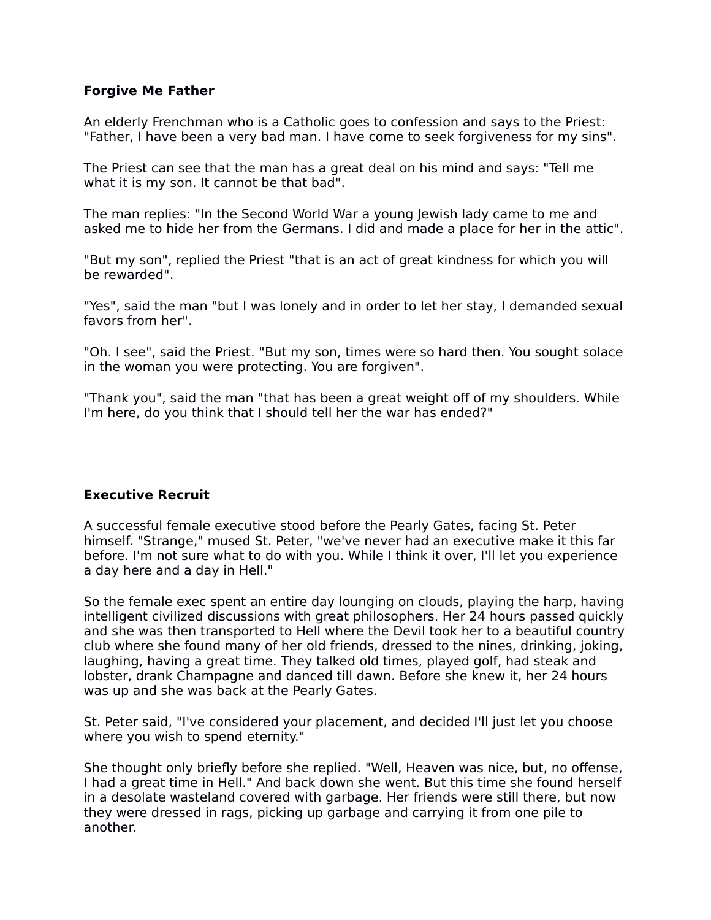**Forgive Me Father**

An elderly Frenchman who is a Catholic goes to confession and says to the Priest: "Father, I have been a very bad man. I have come to seek forgiveness for my sins".

The Priest can see that the man has a great deal on his mind and says: "Tell me what it is my son. It cannot be that bad".

The man replies: "In the Second World War a young Jewish lady came to me and asked me to hide her from the Germans. I did and made a place for her in the attic".

"But my son", replied the Priest "that is an act of great kindness for which you will be rewarded".

"Yes", said the man "but I was lonely and in order to let her stay, I demanded sexual favors from her".

"Oh. I see", said the Priest. "But my son, times were so hard then. You sought solace in the woman you were protecting. You are forgiven".

"Thank you", said the man "that has been a great weight off of my shoulders. While I'm here, do you think that I should tell her the war has ended?"

**Executive Recruit**

A successful female executive stood before the Pearly Gates, facing St. Peter himself. "Strange," mused St. Peter, "we've never had an executive make it this far before. I'm not sure what to do with you. While I think it over, I'll let you experience a day here and a day in Hell."

So the female exec spent an entire day lounging on clouds, playing the harp, having intelligent civilized discussions with great philosophers. Her 24 hours passed quickly and she was then transported to Hell where the Devil took her to a beautiful country club where she found many of her old friends, dressed to the nines, drinking, joking, laughing, having a great time. They talked old times, played golf, had steak and lobster, drank Champagne and danced till dawn. Before she knew it, her 24 hours was up and she was back at the Pearly Gates.

St. Peter said, "I've considered your placement, and decided I'll just let you choose where you wish to spend eternity."

She thought only briefly before she replied. "Well, Heaven was nice, but, no offense, I had a great time in Hell." And back down she went. But this time she found herself in a desolate wasteland covered with garbage. Her friends were still there, but now they were dressed in rags, picking up garbage and carrying it from one pile to another.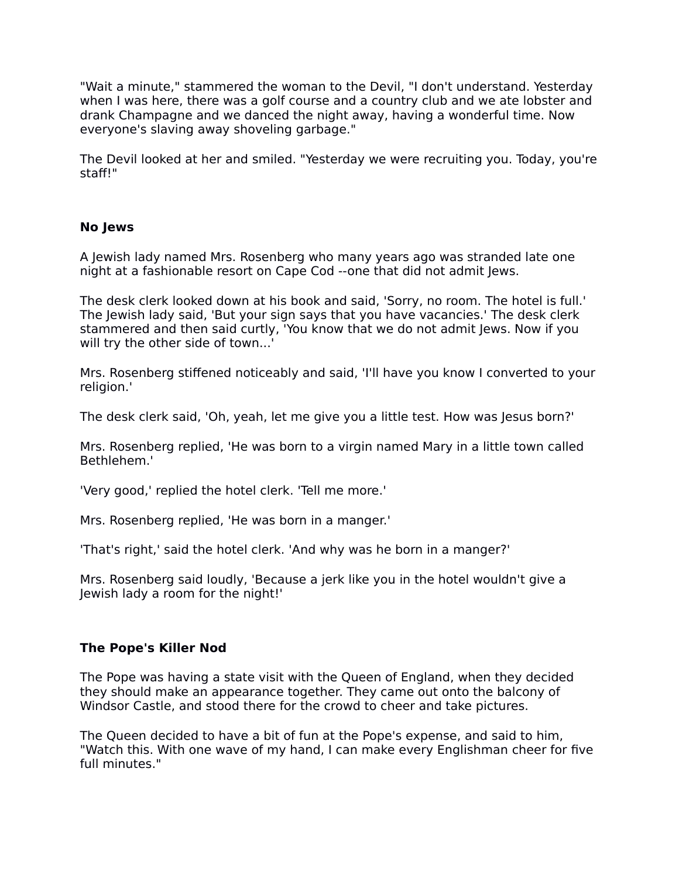"Wait a minute," stammered the woman to the Devil, "I don't understand. Yesterday when I was here, there was a golf course and a country club and we ate lobster and drank Champagne and we danced the night away, having a wonderful time. Now everyone's slaving away shoveling garbage."

The Devil looked at her and smiled. "Yesterday we were recruiting you. Today, you're staff!"

**No Jews**

A Jewish lady named Mrs. Rosenberg who many years ago was stranded late one night at a fashionable resort on Cape Cod --one that did not admit Jews.

The desk clerk looked down at his book and said, 'Sorry, no room. The hotel is full.' The Jewish lady said, 'But your sign says that you have vacancies.' The desk clerk stammered and then said curtly, 'You know that we do not admit Jews. Now if you will try the other side of town...'

Mrs. Rosenberg stiffened noticeably and said, 'I'll have you know I converted to your religion.'

The desk clerk said, 'Oh, yeah, let me give you a little test. How was Jesus born?'

Mrs. Rosenberg replied, 'He was born to a virgin named Mary in a little town called Bethlehem.'

'Very good,' replied the hotel clerk. 'Tell me more.'

Mrs. Rosenberg replied, 'He was born in a manger.'

'That's right,' said the hotel clerk. 'And why was he born in a manger?'

Mrs. Rosenberg said loudly, 'Because a jerk like you in the hotel wouldn't give a Jewish lady a room for the night!'

**The Pope's Killer Nod**

The Pope was having a state visit with the Queen of England, when they decided they should make an appearance together. They came out onto the balcony of Windsor Castle, and stood there for the crowd to cheer and take pictures.

The Queen decided to have a bit of fun at the Pope's expense, and said to him, "Watch this. With one wave of my hand, I can make every Englishman cheer for five full minutes."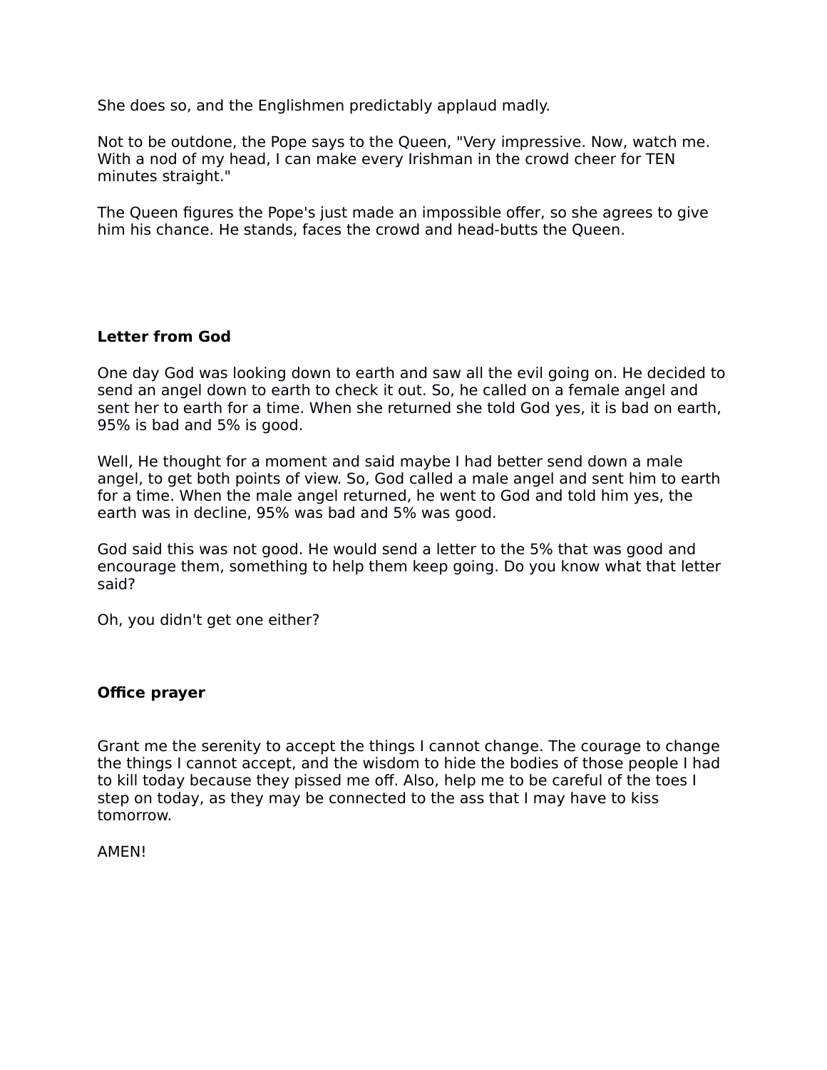She does so, and the Englishmen predictably applaud madly.

Not to be outdone, the Pope says to the Queen, "Very impressive. Now, watch me. With a nod of my head, I can make every Irishman in the crowd cheer for TEN minutes straight."

The Queen figures the Pope's just made an impossible offer, so she agrees to give him his chance. He stands, faces the crowd and head-butts the Queen.

**Letter from God**

One day God was looking down to earth and saw all the evil going on. He decided to send an angel down to earth to check it out. So, he called on a female angel and sent her to earth for a time. When she returned she told God yes, it is bad on earth, 95% is bad and 5% is good.

Well, He thought for a moment and said maybe I had better send down a male angel, to get both points of view. So, God called a male angel and sent him to earth for a time. When the male angel returned, he went to God and told him yes, the earth was in decline, 95% was bad and 5% was good.

God said this was not good. He would send a letter to the 5% that was good and encourage them, something to help them keep going. Do you know what that letter said?

Oh, you didn't get one either?

**Office prayer**

Grant me the serenity to accept the things I cannot change. The courage to change the things I cannot accept, and the wisdom to hide the bodies of those people I had to kill today because they pissed me off. Also, help me to be careful of the toes I step on today, as they may be connected to the ass that I may have to kiss tomorrow.

AMEN!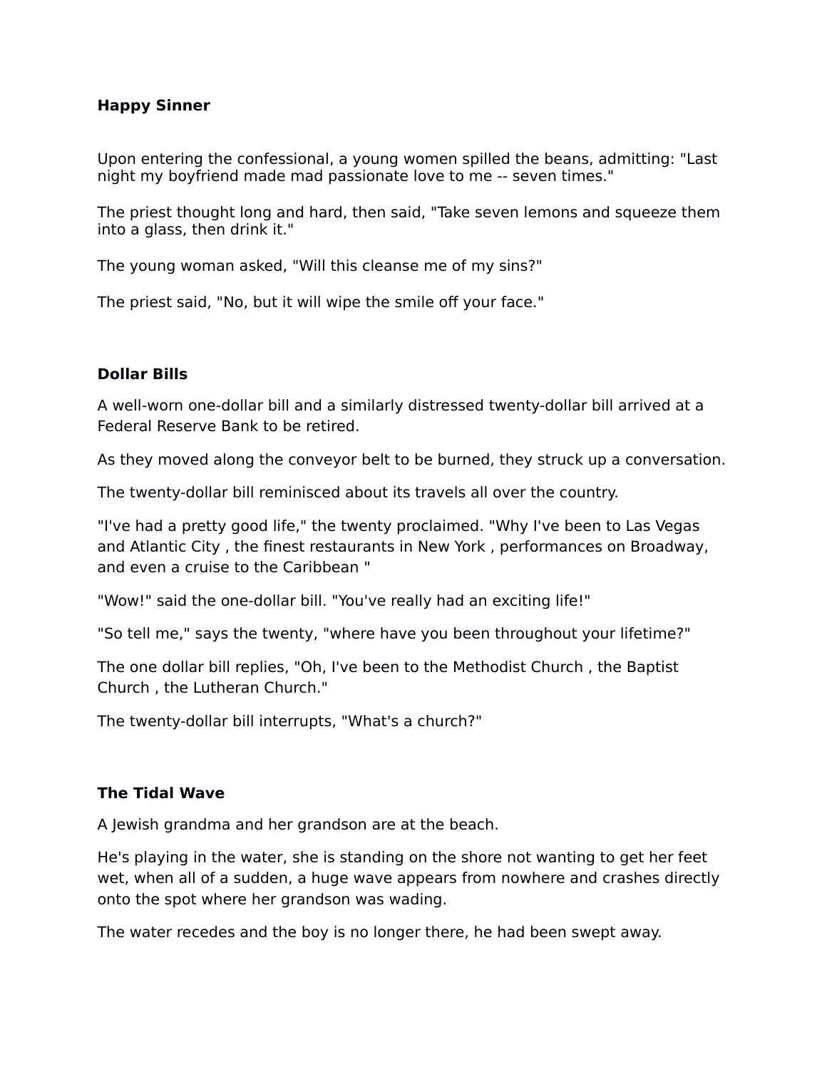**Happy Sinner**

Upon entering the confessional, a young women spilled the beans, admitting: "Last night my boyfriend made mad passionate love to me -- seven times."

The priest thought long and hard, then said, "Take seven lemons and squeeze them into a glass, then drink it."

The young woman asked, "Will this cleanse me of my sins?"

The priest said, "No, but it will wipe the smile off your face."

**Dollar Bills**

A well-worn one-dollar bill and a similarly distressed twenty-dollar bill arrived at a Federal Reserve Bank to be retired.

As they moved along the conveyor belt to be burned, they struck up a conversation.

The twenty-dollar bill reminisced about its travels all over the country.

"I've had a pretty good life," the twenty proclaimed. "Why I've been to Las Vegas and Atlantic City , the finest restaurants in New York , performances on Broadway, and even a cruise to the Caribbean "

"Wow!" said the one-dollar bill. "You've really had an exciting life!"

"So tell me," says the twenty, "where have you been throughout your lifetime?"

The one dollar bill replies, "Oh, I've been to the Methodist Church , the Baptist Church , the Lutheran Church."

The twenty-dollar bill interrupts, "What's a church?"

**The Tidal Wave**

A Jewish grandma and her grandson are at the beach.

He's playing in the water, she is standing on the shore not wanting to get her feet wet, when all of a sudden, a huge wave appears from nowhere and crashes directly onto the spot where her grandson was wading.

The water recedes and the boy is no longer there, he had been swept away.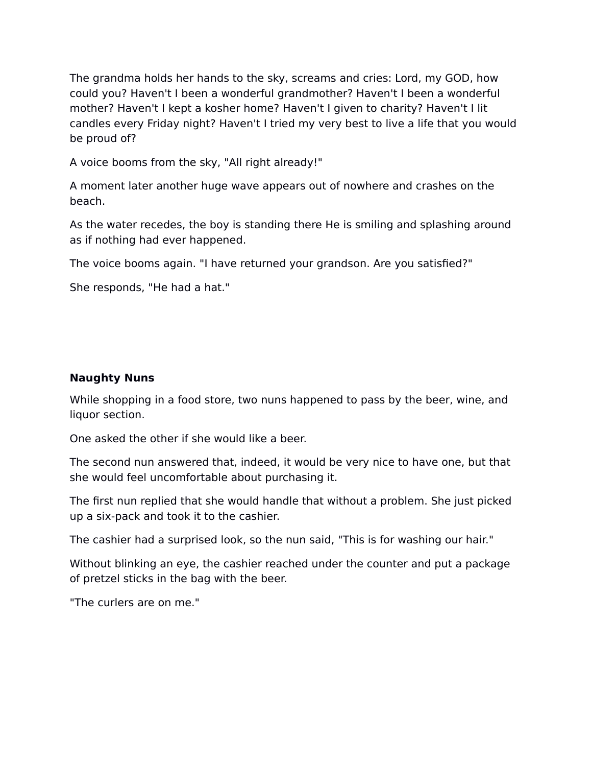The grandma holds her hands to the sky, screams and cries: Lord, my GOD, how could you? Haven't I been a wonderful grandmother? Haven't I been a wonderful mother? Haven't I kept a kosher home? Haven't I given to charity? Haven't I lit candles every Friday night? Haven't I tried my very best to live a life that you would be proud of?

A voice booms from the sky, "All right already!"

A moment later another huge wave appears out of nowhere and crashes on the beach.

As the water recedes, the boy is standing there He is smiling and splashing around as if nothing had ever happened.

The voice booms again. "I have returned your grandson. Are you satisfied?"

She responds, "He had a hat."

**Naughty Nuns**

While shopping in a food store, two nuns happened to pass by the beer, wine, and liquor section.

One asked the other if she would like a beer.

The second nun answered that, indeed, it would be very nice to have one, but that she would feel uncomfortable about purchasing it.

The first nun replied that she would handle that without a problem. She just picked up a six-pack and took it to the cashier.

The cashier had a surprised look, so the nun said, "This is for washing our hair."

Without blinking an eye, the cashier reached under the counter and put a package of pretzel sticks in the bag with the beer.

"The curlers are on me."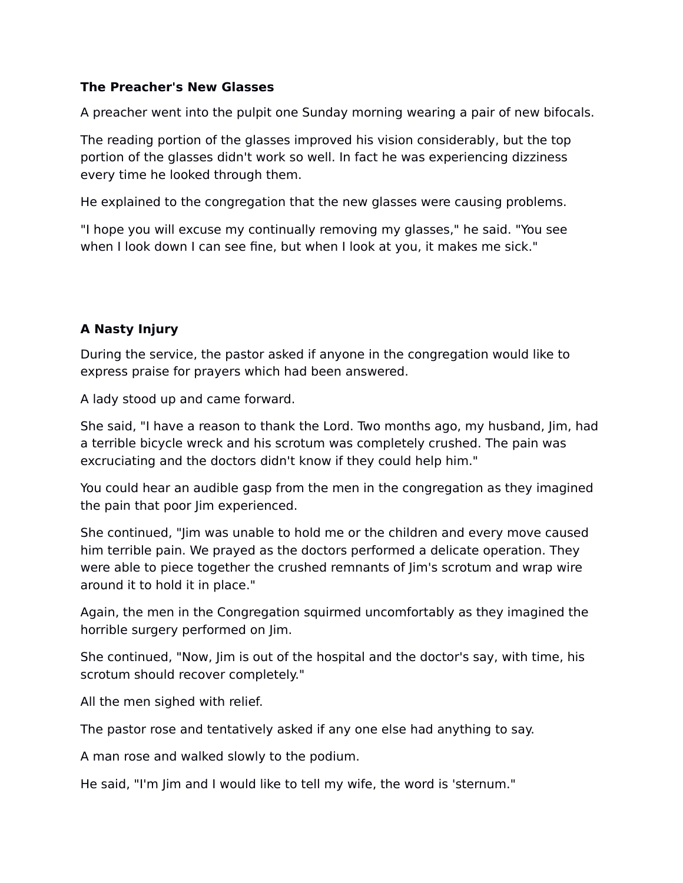**The Preacher's New Glasses**

A preacher went into the pulpit one Sunday morning wearing a pair of new bifocals.

The reading portion of the glasses improved his vision considerably, but the top portion of the glasses didn't work so well. In fact he was experiencing dizziness every time he looked through them.

He explained to the congregation that the new glasses were causing problems.

"I hope you will excuse my continually removing my glasses," he said. "You see when I look down I can see fine, but when I look at you, it makes me sick."

**A Nasty Injury**

During the service, the pastor asked if anyone in the congregation would like to express praise for prayers which had been answered.

A lady stood up and came forward.

She said, "I have a reason to thank the Lord. Two months ago, my husband, Jim, had a terrible bicycle wreck and his scrotum was completely crushed. The pain was excruciating and the doctors didn't know if they could help him."

You could hear an audible gasp from the men in the congregation as they imagined the pain that poor Jim experienced.

She continued, "Jim was unable to hold me or the children and every move caused him terrible pain. We prayed as the doctors performed a delicate operation. They were able to piece together the crushed remnants of Jim's scrotum and wrap wire around it to hold it in place."

Again, the men in the Congregation squirmed uncomfortably as they imagined the horrible surgery performed on Jim.

She continued, "Now, Jim is out of the hospital and the doctor's say, with time, his scrotum should recover completely."

All the men sighed with relief.

The pastor rose and tentatively asked if any one else had anything to say.

A man rose and walked slowly to the podium.

He said, "I'm Jim and I would like to tell my wife, the word is 'sternum."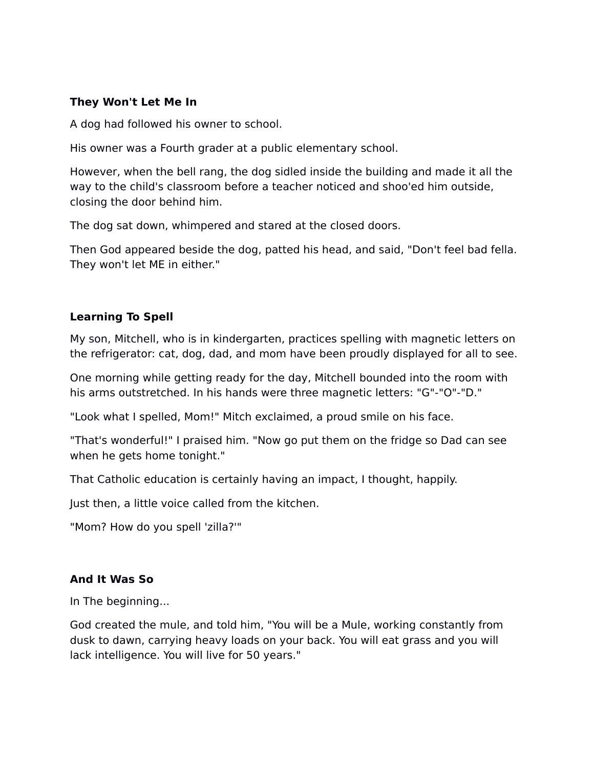**They Won't Let Me In**

A dog had followed his owner to school.

His owner was a Fourth grader at a public elementary school.

However, when the bell rang, the dog sidled inside the building and made it all the way to the child's classroom before a teacher noticed and shoo'ed him outside, closing the door behind him.

The dog sat down, whimpered and stared at the closed doors.

Then God appeared beside the dog, patted his head, and said, "Don't feel bad fella. They won't let ME in either."

**Learning To Spell**

My son, Mitchell, who is in kindergarten, practices spelling with magnetic letters on the refrigerator: cat, dog, dad, and mom have been proudly displayed for all to see.

One morning while getting ready for the day, Mitchell bounded into the room with his arms outstretched. In his hands were three magnetic letters: "G"-"O"-"D."

"Look what I spelled, Mom!" Mitch exclaimed, a proud smile on his face.

"That's wonderful!" I praised him. "Now go put them on the fridge so Dad can see when he gets home tonight."

That Catholic education is certainly having an impact, I thought, happily.

Just then, a little voice called from the kitchen.

"Mom? How do you spell 'zilla?'"

**And It Was So**

In The beginning...

God created the mule, and told him, "You will be a Mule, working constantly from dusk to dawn, carrying heavy loads on your back. You will eat grass and you will lack intelligence. You will live for 50 years."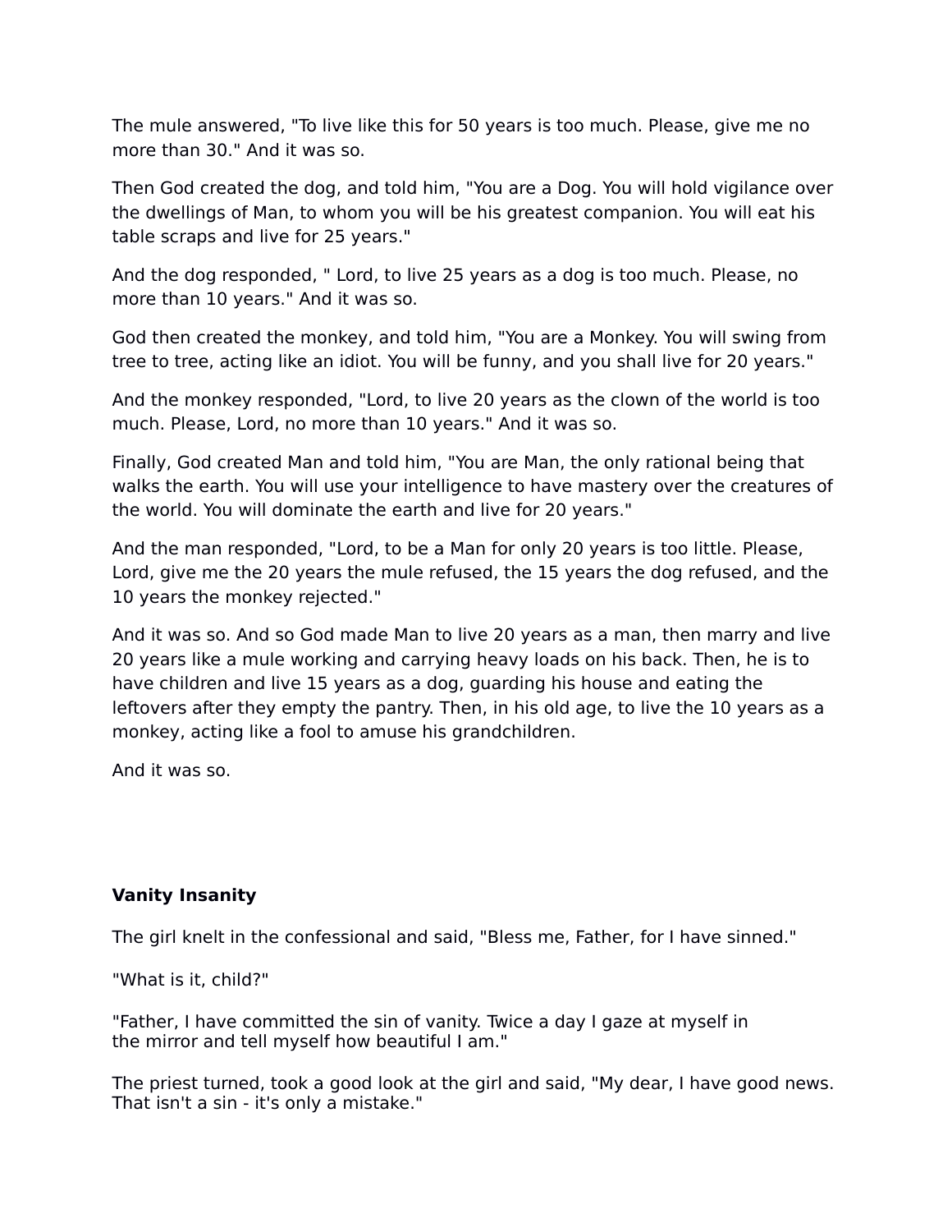The mule answered, "To live like this for 50 years is too much. Please, give me no more than 30." And it was so.

Then God created the dog, and told him, "You are a Dog. You will hold vigilance over the dwellings of Man, to whom you will be his greatest companion. You will eat his table scraps and live for 25 years."

And the dog responded, " Lord, to live 25 years as a dog is too much. Please, no more than 10 years." And it was so.

God then created the monkey, and told him, "You are a Monkey. You will swing from tree to tree, acting like an idiot. You will be funny, and you shall live for 20 years."

And the monkey responded, "Lord, to live 20 years as the clown of the world is too much. Please, Lord, no more than 10 years." And it was so.

Finally, God created Man and told him, "You are Man, the only rational being that walks the earth. You will use your intelligence to have mastery over the creatures of the world. You will dominate the earth and live for 20 years."

And the man responded, "Lord, to be a Man for only 20 years is too little. Please, Lord, give me the 20 years the mule refused, the 15 years the dog refused, and the 10 years the monkey rejected."

And it was so. And so God made Man to live 20 years as a man, then marry and live 20 years like a mule working and carrying heavy loads on his back. Then, he is to have children and live 15 years as a dog, guarding his house and eating the leftovers after they empty the pantry. Then, in his old age, to live the 10 years as a monkey, acting like a fool to amuse his grandchildren.

And it was so.

**Vanity Insanity**

The girl knelt in the confessional and said, "Bless me, Father, for I have sinned."

"What is it, child?"

"Father, I have committed the sin of vanity. Twice a day I gaze at myself in the mirror and tell myself how beautiful I am."

The priest turned, took a good look at the girl and said, "My dear, I have good news. That isn't a sin - it's only a mistake."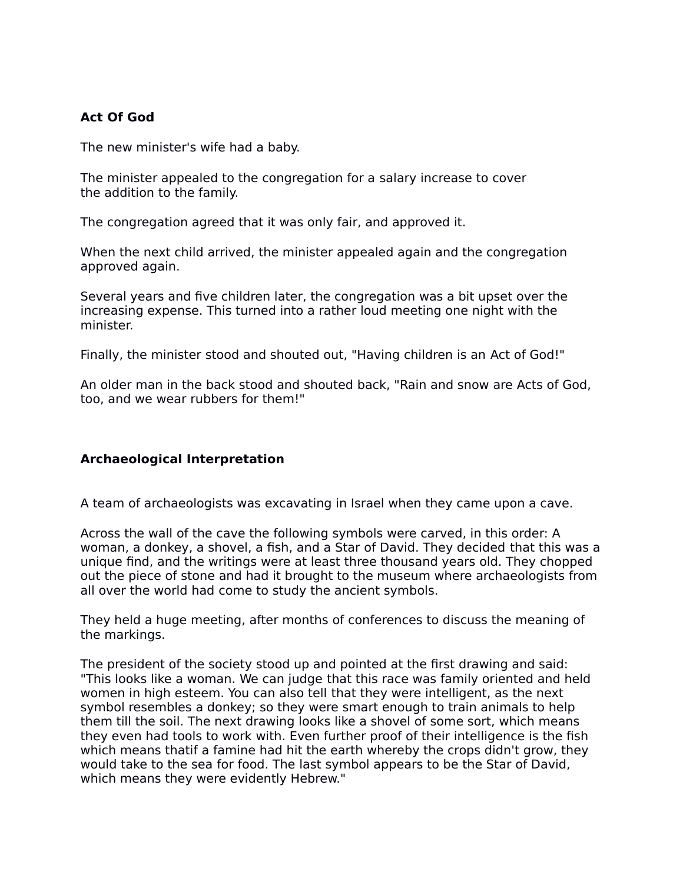**Act Of God**

The new minister's wife had a baby.

The minister appealed to the congregation for a salary increase to cover the addition to the family.

The congregation agreed that it was only fair, and approved it.

When the next child arrived, the minister appealed again and the congregation approved again.

Several years and five children later, the congregation was a bit upset over the increasing expense. This turned into a rather loud meeting one night with the minister.

Finally, the minister stood and shouted out, "Having children is an Act of God!"

An older man in the back stood and shouted back, "Rain and snow are Acts of God, too, and we wear rubbers for them!"

**Archaeological Interpretation**

A team of archaeologists was excavating in Israel when they came upon a cave.

Across the wall of the cave the following symbols were carved, in this order: A woman, a donkey, a shovel, a fish, and a Star of David. They decided that this was a unique find, and the writings were at least three thousand years old. They chopped out the piece of stone and had it brought to the museum where archaeologists from all over the world had come to study the ancient symbols.

They held a huge meeting, after months of conferences to discuss the meaning of the markings.

The president of the society stood up and pointed at the first drawing and said: "This looks like a woman. We can judge that this race was family oriented and held women in high esteem. You can also tell that they were intelligent, as the next symbol resembles a donkey; so they were smart enough to train animals to help them till the soil. The next drawing looks like a shovel of some sort, which means they even had tools to work with. Even further proof of their intelligence is the fish which means thatif a famine had hit the earth whereby the crops didn't grow, they would take to the sea for food. The last symbol appears to be the Star of David, which means they were evidently Hebrew."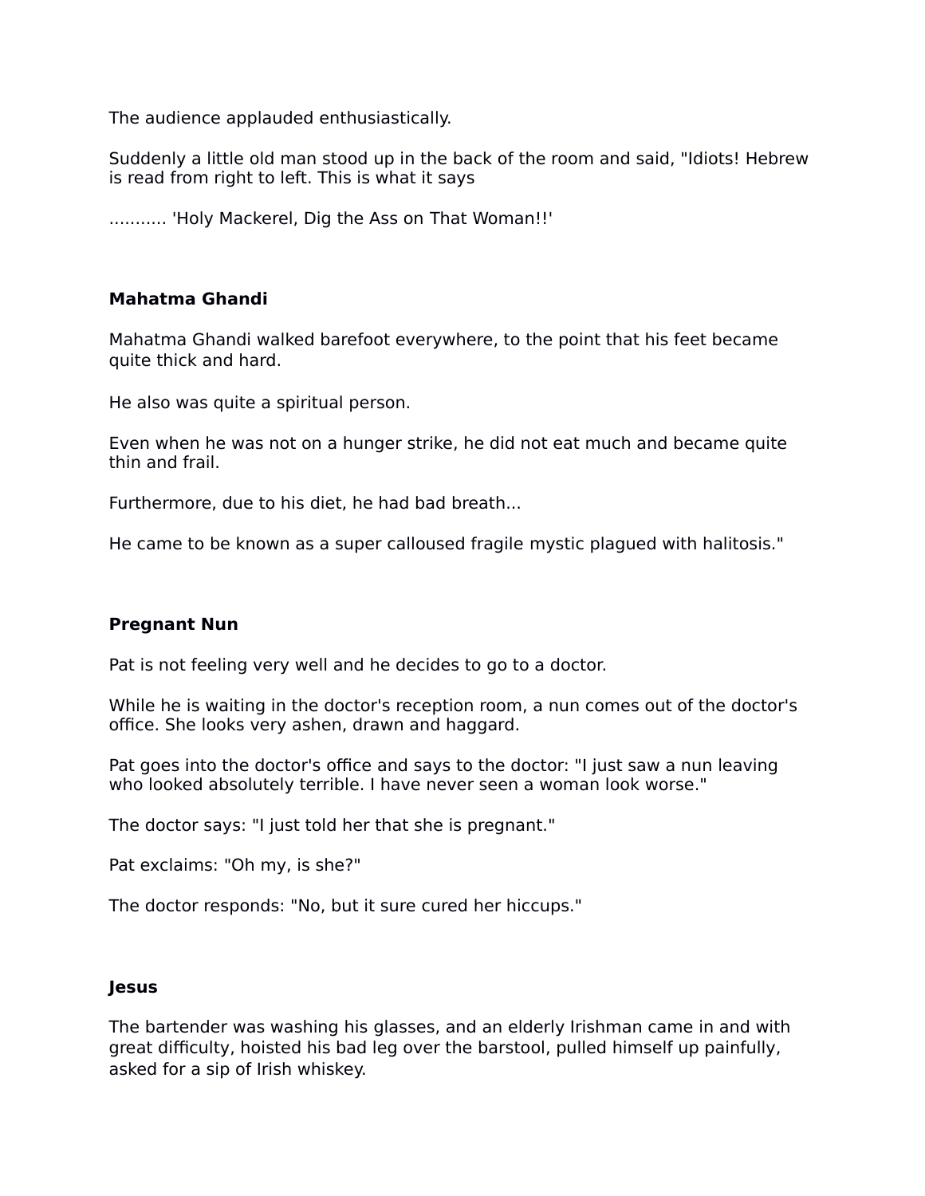The audience applauded enthusiastically.

Suddenly a little old man stood up in the back of the room and said, "Idiots! Hebrew is read from right to left. This is what it says

........... 'Holy Mackerel, Dig the Ass on That Woman!!'

**Mahatma Ghandi**

Mahatma Ghandi walked barefoot everywhere, to the point that his feet became quite thick and hard.

He also was quite a spiritual person.

Even when he was not on a hunger strike, he did not eat much and became quite thin and frail.

Furthermore, due to his diet, he had bad breath...

He came to be known as a super calloused fragile mystic plagued with halitosis."

**Pregnant Nun**

Pat is not feeling very well and he decides to go to a doctor.

While he is waiting in the doctor's reception room, a nun comes out of the doctor's office. She looks very ashen, drawn and haggard.

Pat goes into the doctor's office and says to the doctor: "I just saw a nun leaving who looked absolutely terrible. I have never seen a woman look worse."

The doctor says: "I just told her that she is pregnant."

Pat exclaims: "Oh my, is she?"

The doctor responds: "No, but it sure cured her hiccups."

**Jesus**

The bartender was washing his glasses, and an elderly Irishman came in and with great difficulty, hoisted his bad leg over the barstool, pulled himself up painfully, asked for a sip of Irish whiskey.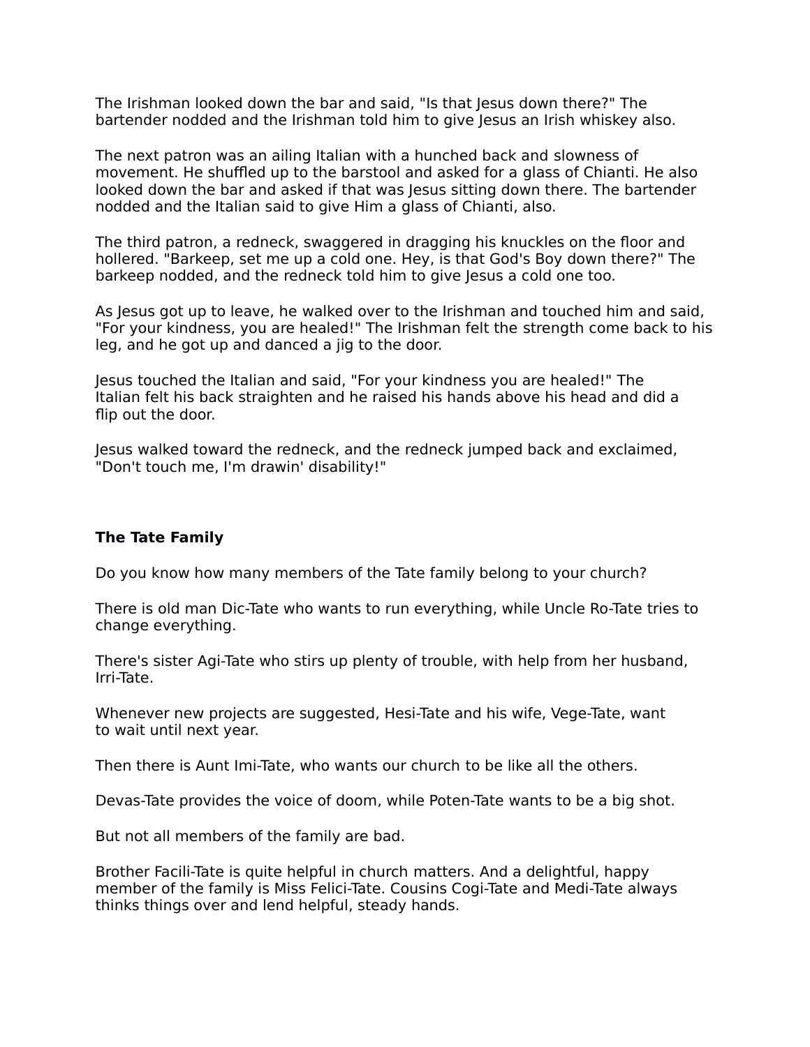The Irishman looked down the bar and said, "Is that Jesus down there?" The bartender nodded and the Irishman told him to give Jesus an Irish whiskey also.

The next patron was an ailing Italian with a hunched back and slowness of movement. He shuffled up to the barstool and asked for a glass of Chianti. He also looked down the bar and asked if that was Jesus sitting down there. The bartender nodded and the Italian said to give Him a glass of Chianti, also.

The third patron, a redneck, swaggered in dragging his knuckles on the floor and hollered. "Barkeep, set me up a cold one. Hey, is that God's Boy down there?" The barkeep nodded, and the redneck told him to give Jesus a cold one too.

As Jesus got up to leave, he walked over to the Irishman and touched him and said, "For your kindness, you are healed!" The Irishman felt the strength come back to his leg, and he got up and danced a jig to the door.

Jesus touched the Italian and said, "For your kindness you are healed!" The Italian felt his back straighten and he raised his hands above his head and did a flip out the door.

Jesus walked toward the redneck, and the redneck jumped back and exclaimed, "Don't touch me, I'm drawin' disability!"

**The Tate Family**

Do you know how many members of the Tate family belong to your church?

There is old man Dic-Tate who wants to run everything, while Uncle Ro-Tate tries to change everything.

There's sister Agi-Tate who stirs up plenty of trouble, with help from her husband, Irri-Tate.

Whenever new projects are suggested, Hesi-Tate and his wife, Vege-Tate, want to wait until next year.

Then there is Aunt Imi-Tate, who wants our church to be like all the others.

Devas-Tate provides the voice of doom, while Poten-Tate wants to be a big shot.

But not all members of the family are bad.

Brother Facili-Tate is quite helpful in church matters. And a delightful, happy member of the family is Miss Felici-Tate. Cousins Cogi-Tate and Medi-Tate always thinks things over and lend helpful, steady hands.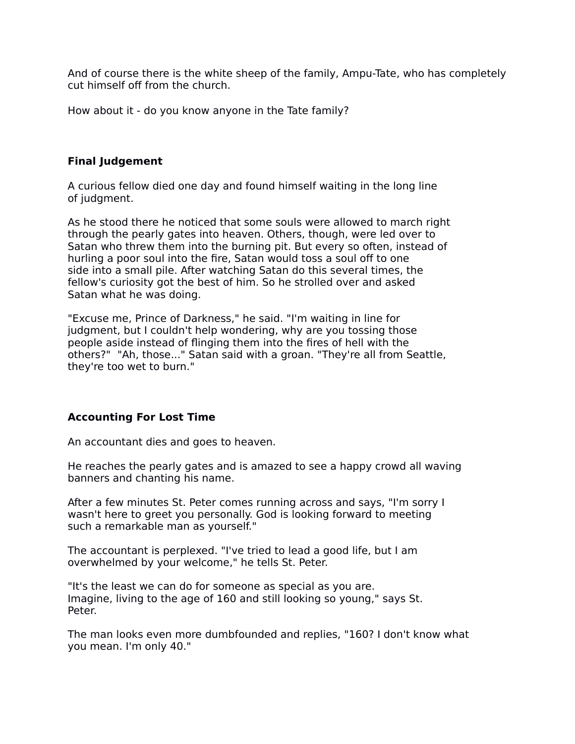And of course there is the white sheep of the family, Ampu-Tate, who has completely cut himself off from the church.

How about it - do you know anyone in the Tate family?

**Final Judgement**

A curious fellow died one day and found himself waiting in the long line of judgment.

As he stood there he noticed that some souls were allowed to march right through the pearly gates into heaven. Others, though, were led over to Satan who threw them into the burning pit. But every so often, instead of hurling a poor soul into the fire, Satan would toss a soul off to one side into a small pile. After watching Satan do this several times, the fellow's curiosity got the best of him. So he strolled over and asked Satan what he was doing.

"Excuse me, Prince of Darkness," he said. "I'm waiting in line for judgment, but I couldn't help wondering, why are you tossing those people aside instead of flinging them into the fires of hell with the others?" "Ah, those..." Satan said with a groan. "They're all from Seattle, they're too wet to burn."

**Accounting For Lost Time**

An accountant dies and goes to heaven.

He reaches the pearly gates and is amazed to see a happy crowd all waving banners and chanting his name.

After a few minutes St. Peter comes running across and says, "I'm sorry I wasn't here to greet you personally. God is looking forward to meeting such a remarkable man as yourself."

The accountant is perplexed. "I've tried to lead a good life, but I am overwhelmed by your welcome," he tells St. Peter.

"It's the least we can do for someone as special as you are. Imagine, living to the age of 160 and still looking so young," says St. Peter.

The man looks even more dumbfounded and replies, "160? I don't know what you mean. I'm only 40."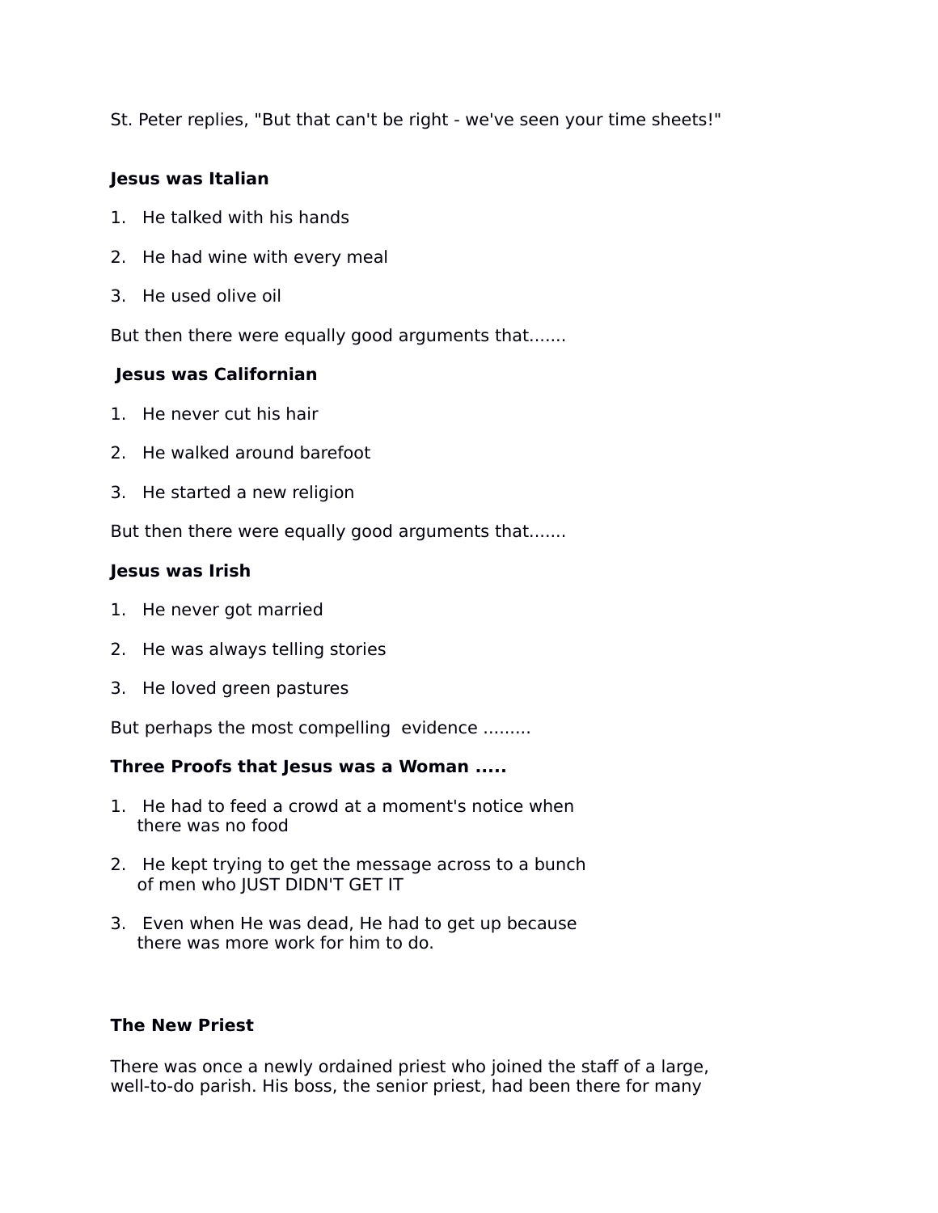St. Peter replies, "But that can't be right - we've seen your time sheets!"

**Jesus was Italian**

1. He talked with his hands
2. He had wine with every meal
3. He used olive oil

But then there were equally good arguments that.......

**Jesus was Californian**

1. He never cut his hair
2. He walked around barefoot
3. He started a new religion

But then there were equally good arguments that.......

**Jesus was Irish**

1. He never got married
2. He was always telling stories
3. He loved green pastures

But perhaps the most compelling evidence .........

**Three Proofs that Jesus was a Woman .....**

1. He had to feed a crowd at a moment's notice when there was no food
2. He kept trying to get the message across to a bunch of men who JUST DIDN'T GET IT
3. Even when He was dead, He had to get up because there was more work for him to do.

**The New Priest**

There was once a newly ordained priest who joined the staff of a large, well-to-do parish. His boss, the senior priest, had been there for many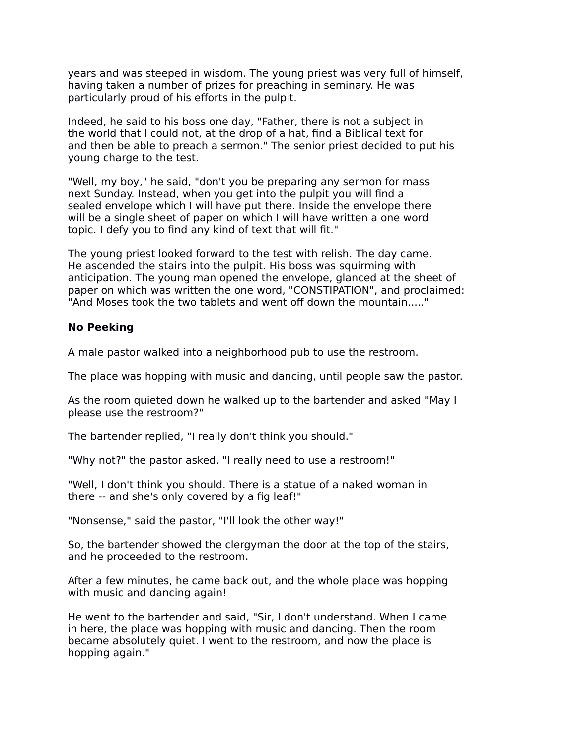years and was steeped in wisdom. The young priest was very full of himself, having taken a number of prizes for preaching in seminary. He was particularly proud of his efforts in the pulpit.

Indeed, he said to his boss one day, "Father, there is not a subject in the world that I could not, at the drop of a hat, find a Biblical text for and then be able to preach a sermon." The senior priest decided to put his young charge to the test.

"Well, my boy," he said, "don't you be preparing any sermon for mass next Sunday. Instead, when you get into the pulpit you will find a sealed envelope which I will have put there. Inside the envelope there will be a single sheet of paper on which I will have written a one word topic. I defy you to find any kind of text that will fit."

The young priest looked forward to the test with relish. The day came. He ascended the stairs into the pulpit. His boss was squirming with anticipation. The young man opened the envelope, glanced at the sheet of paper on which was written the one word, "CONSTIPATION", and proclaimed: "And Moses took the two tablets and went off down the mountain....."

**No Peeking**

A male pastor walked into a neighborhood pub to use the restroom.

The place was hopping with music and dancing, until people saw the pastor.

As the room quieted down he walked up to the bartender and asked "May I please use the restroom?"

The bartender replied, "I really don't think you should."

"Why not?" the pastor asked. "I really need to use a restroom!"

"Well, I don't think you should. There is a statue of a naked woman in there -- and she's only covered by a fig leaf!"

"Nonsense," said the pastor, "I'll look the other way!"

So, the bartender showed the clergyman the door at the top of the stairs, and he proceeded to the restroom.

After a few minutes, he came back out, and the whole place was hopping with music and dancing again!

He went to the bartender and said, "Sir, I don't understand. When I came in here, the place was hopping with music and dancing. Then the room became absolutely quiet. I went to the restroom, and now the place is hopping again."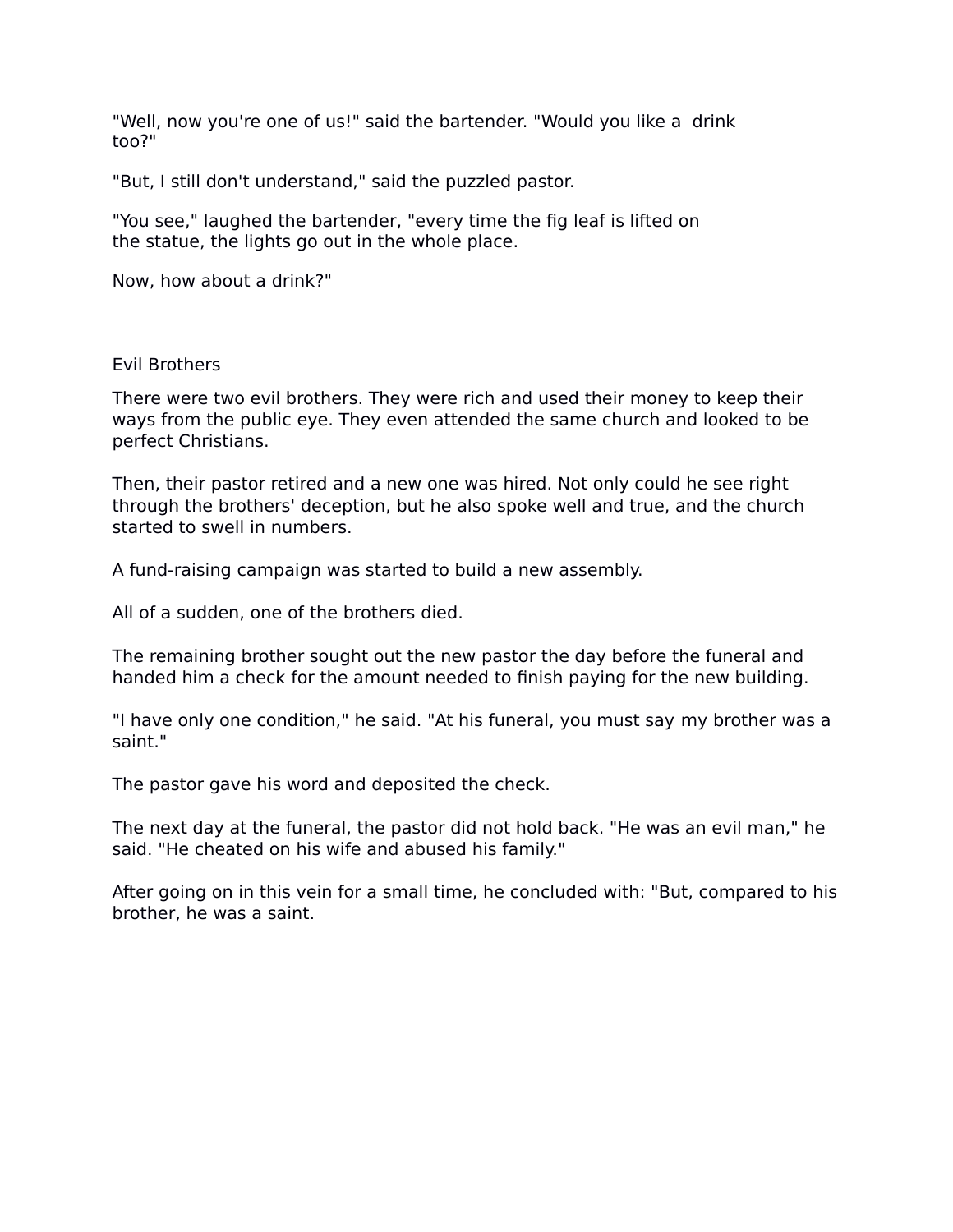"Well, now you're one of us!" said the bartender. "Would you like a drink too?"

"But, I still don't understand," said the puzzled pastor.

"You see," laughed the bartender, "every time the fig leaf is lifted on the statue, the lights go out in the whole place.

Now, how about a drink?"

## Evil Brothers

There were two evil brothers. They were rich and used their money to keep their ways from the public eye. They even attended the same church and looked to be perfect Christians.

Then, their pastor retired and a new one was hired. Not only could he see right through the brothers' deception, but he also spoke well and true, and the church started to swell in numbers.

A fund-raising campaign was started to build a new assembly.

All of a sudden, one of the brothers died.

The remaining brother sought out the new pastor the day before the funeral and handed him a check for the amount needed to finish paying for the new building.

"I have only one condition," he said. "At his funeral, you must say my brother was a saint."

The pastor gave his word and deposited the check.

The next day at the funeral, the pastor did not hold back. "He was an evil man," he said. "He cheated on his wife and abused his family."

After going on in this vein for a small time, he concluded with: "But, compared to his brother, he was a saint.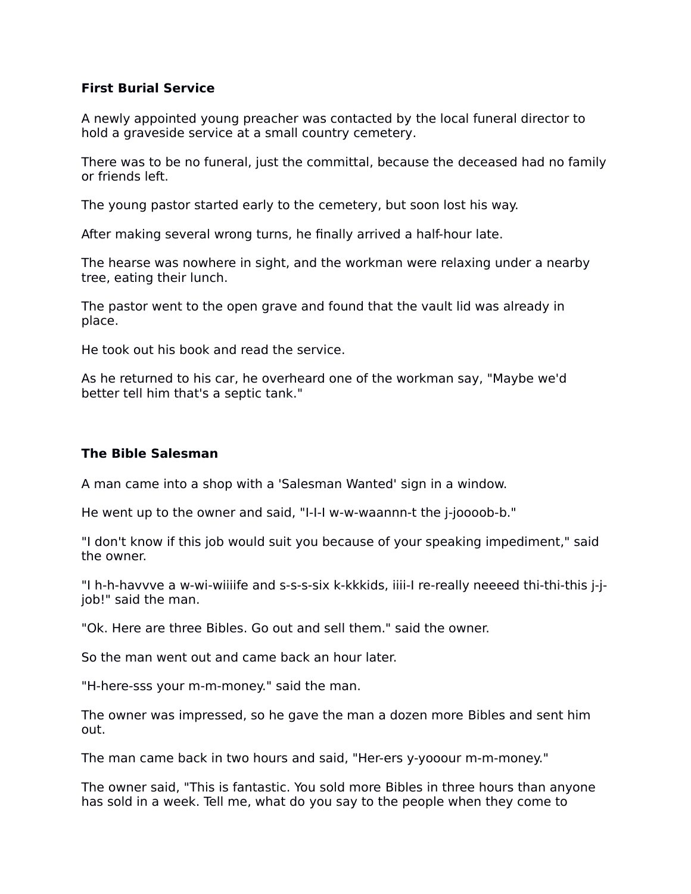### First Burial Service

A newly appointed young preacher was contacted by the local funeral director to hold a graveside service at a small country cemetery.

There was to be no funeral, just the committal, because the deceased had no family or friends left.

The young pastor started early to the cemetery, but soon lost his way.

After making several wrong turns, he finally arrived a half-hour late.

The hearse was nowhere in sight, and the workman were relaxing under a nearby tree, eating their lunch.

The pastor went to the open grave and found that the vault lid was already in place.

He took out his book and read the service.

As he returned to his car, he overheard one of the workman say, "Maybe we'd better tell him that's a septic tank."

### The Bible Salesman

A man came into a shop with a 'Salesman Wanted' sign in a window.

He went up to the owner and said, "I-I-I w-w-waannn-t the j-joooob-b."

"I don't know if this job would suit you because of your speaking impediment," said the owner.

"I h-h-havvve a w-wi-wiiiife and s-s-s-six k-kkkids, iiii-I re-really neeeed thi-thi-this j-j-job!" said the man.

"Ok. Here are three Bibles. Go out and sell them." said the owner.

So the man went out and came back an hour later.

"H-here-sss your m-m-money." said the man.

The owner was impressed, so he gave the man a dozen more Bibles and sent him out.

The man came back in two hours and said, "Her-ers y-yooour m-m-money."

The owner said, "This is fantastic. You sold more Bibles in three hours than anyone has sold in a week. Tell me, what do you say to the people when they come to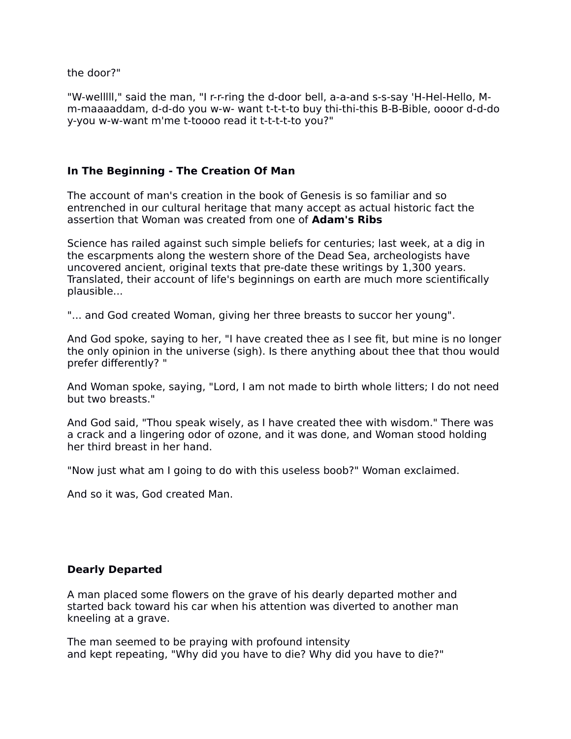the door?"

"W-welllll," said the man, "I r-r-ring the d-door bell, a-a-and s-s-say 'H-Hel-Hello, M-m-maaaaddam, d-d-do you w-w- want t-t-t-to buy thi-thi-this B-B-Bible, oooor d-d-do y-you w-w-want m'me t-toooo read it t-t-t-t-to you?"

**In The Beginning - The Creation Of Man**

The account of man's creation in the book of Genesis is so familiar and so entrenched in our cultural heritage that many accept as actual historic fact the assertion that Woman was created from one of **Adam's Ribs**

Science has railed against such simple beliefs for centuries; last week, at a dig in the escarpments along the western shore of the Dead Sea, archeologists have uncovered ancient, original texts that pre-date these writings by 1,300 years. Translated, their account of life's beginnings on earth are much more scientifically plausible...

"... and God created Woman, giving her three breasts to succor her young".

And God spoke, saying to her, "I have created thee as I see fit, but mine is no longer the only opinion in the universe (sigh). Is there anything about thee that thou would prefer differently? "

And Woman spoke, saying, "Lord, I am not made to birth whole litters; I do not need but two breasts."

And God said, "Thou speak wisely, as I have created thee with wisdom." There was a crack and a lingering odor of ozone, and it was done, and Woman stood holding her third breast in her hand.

"Now just what am I going to do with this useless boob?" Woman exclaimed.

And so it was, God created Man.

**Dearly Departed**

A man placed some flowers on the grave of his dearly departed mother and started back toward his car when his attention was diverted to another man kneeling at a grave.

The man seemed to be praying with profound intensity
and kept repeating, "Why did you have to die? Why did you have to die?"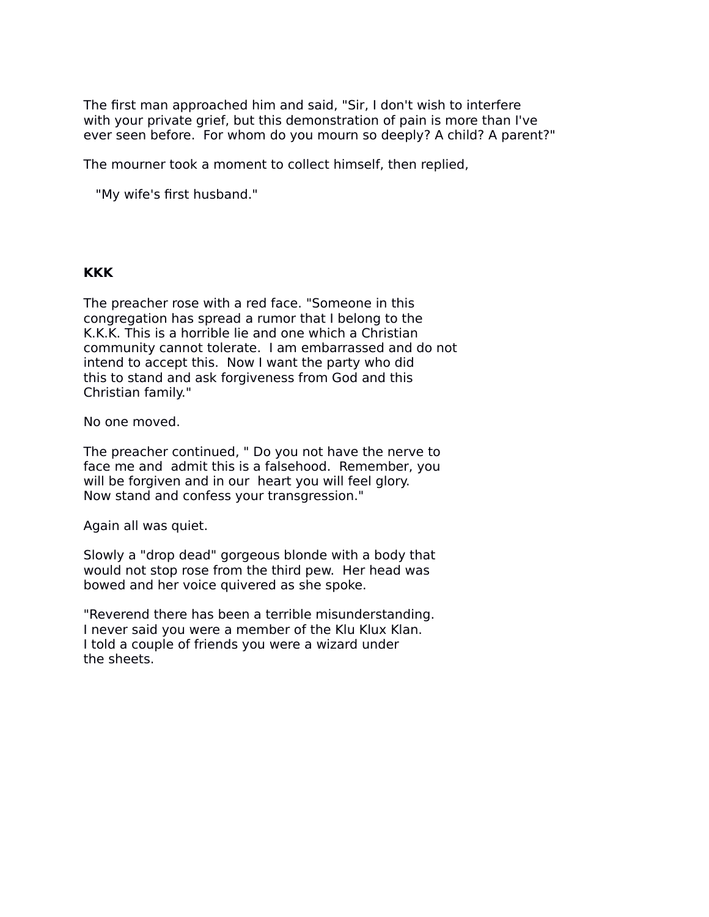The first man approached him and said, "Sir, I don't wish to interfere with your private grief, but this demonstration of pain is more than I've ever seen before. For whom do you mourn so deeply? A child? A parent?"

The mourner took a moment to collect himself, then replied,

"My wife's first husband."

**KKK**

The preacher rose with a red face. "Someone in this congregation has spread a rumor that I belong to the K.K.K. This is a horrible lie and one which a Christian community cannot tolerate. I am embarrassed and do not intend to accept this. Now I want the party who did this to stand and ask forgiveness from God and this Christian family."

No one moved.

The preacher continued, " Do you not have the nerve to face me and admit this is a falsehood. Remember, you will be forgiven and in our heart you will feel glory. Now stand and confess your transgression."

Again all was quiet.

Slowly a "drop dead" gorgeous blonde with a body that would not stop rose from the third pew. Her head was bowed and her voice quivered as she spoke.

"Reverend there has been a terrible misunderstanding. I never said you were a member of the Klu Klux Klan. I told a couple of friends you were a wizard under the sheets.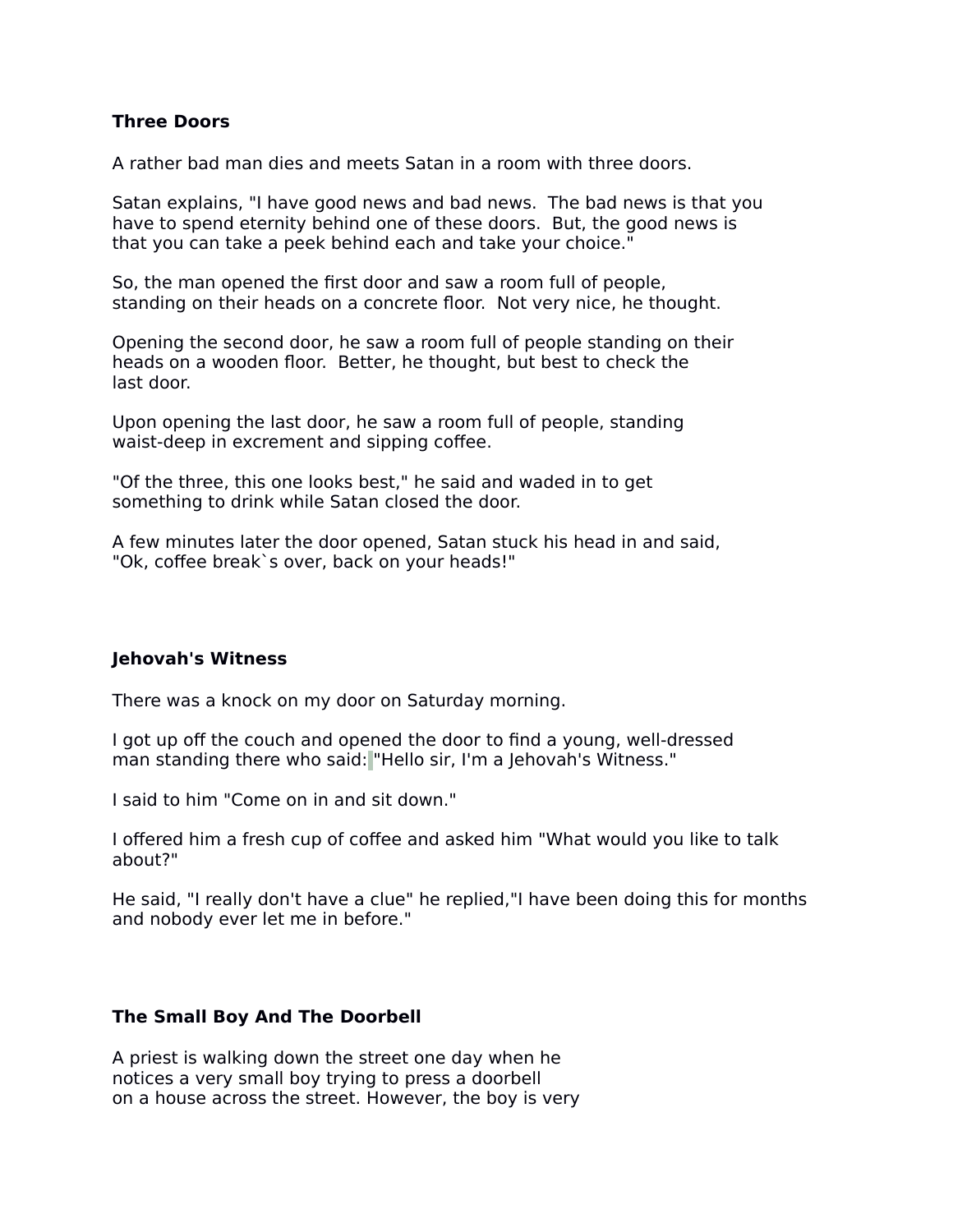**Three Doors**

A rather bad man dies and meets Satan in a room with three doors.

Satan explains, "I have good news and bad news.  The bad news is that you have to spend eternity behind one of these doors.  But, the good news is that you can take a peek behind each and take your choice."

So, the man opened the first door and saw a room full of people, standing on their heads on a concrete floor.  Not very nice, he thought.

Opening the second door, he saw a room full of people standing on their heads on a wooden floor.  Better, he thought, but best to check the last door.

Upon opening the last door, he saw a room full of people, standing waist-deep in excrement and sipping coffee.

"Of the three, this one looks best," he said and waded in to get something to drink while Satan closed the door.

A few minutes later the door opened, Satan stuck his head in and said, "Ok, coffee break`s over, back on your heads!"

**Jehovah's Witness**

There was a knock on my door on Saturday morning.

I got up off the couch and opened the door to find a young, well-dressed man standing there who said: "Hello sir, I'm a Jehovah's Witness."

I said to him "Come on in and sit down."

I offered him a fresh cup of coffee and asked him "What would you like to talk about?"

He said, "I really don't have a clue" he replied,"I have been doing this for months and nobody ever let me in before."

**The Small Boy And The Doorbell**

A priest is walking down the street one day when he notices a very small boy trying to press a doorbell on a house across the street. However, the boy is very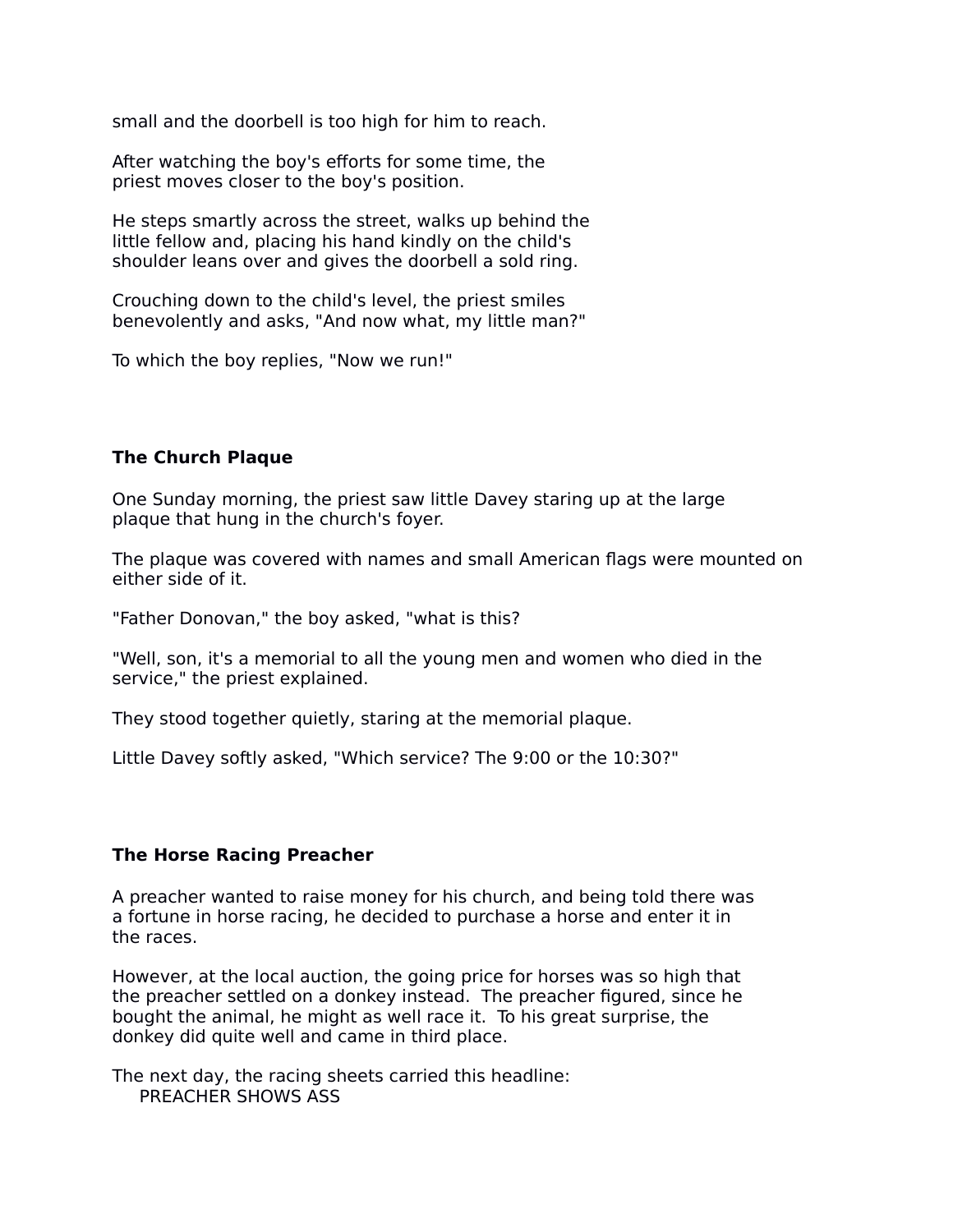small and the doorbell is too high for him to reach.

After watching the boy's efforts for some time, the priest moves closer to the boy's position.

He steps smartly across the street, walks up behind the little fellow and, placing his hand kindly on the child's shoulder leans over and gives the doorbell a sold ring.

Crouching down to the child's level, the priest smiles benevolently and asks, "And now what, my little man?"

To which the boy replies, "Now we run!"

**The Church Plaque**

One Sunday morning, the priest saw little Davey staring up at the large plaque that hung in the church's foyer.

The plaque was covered with names and small American flags were mounted on either side of it.

"Father Donovan," the boy asked, "what is this?

"Well, son, it's a memorial to all the young men and women who died in the service," the priest explained.

They stood together quietly, staring at the memorial plaque.

Little Davey softly asked, "Which service? The 9:00 or the 10:30?"

**The Horse Racing Preacher**

A preacher wanted to raise money for his church, and being told there was a fortune in horse racing, he decided to purchase a horse and enter it in the races.

However, at the local auction, the going price for horses was so high that the preacher settled on a donkey instead. The preacher figured, since he bought the animal, he might as well race it. To his great surprise, the donkey did quite well and came in third place.

The next day, the racing sheets carried this headline:
  PREACHER SHOWS ASS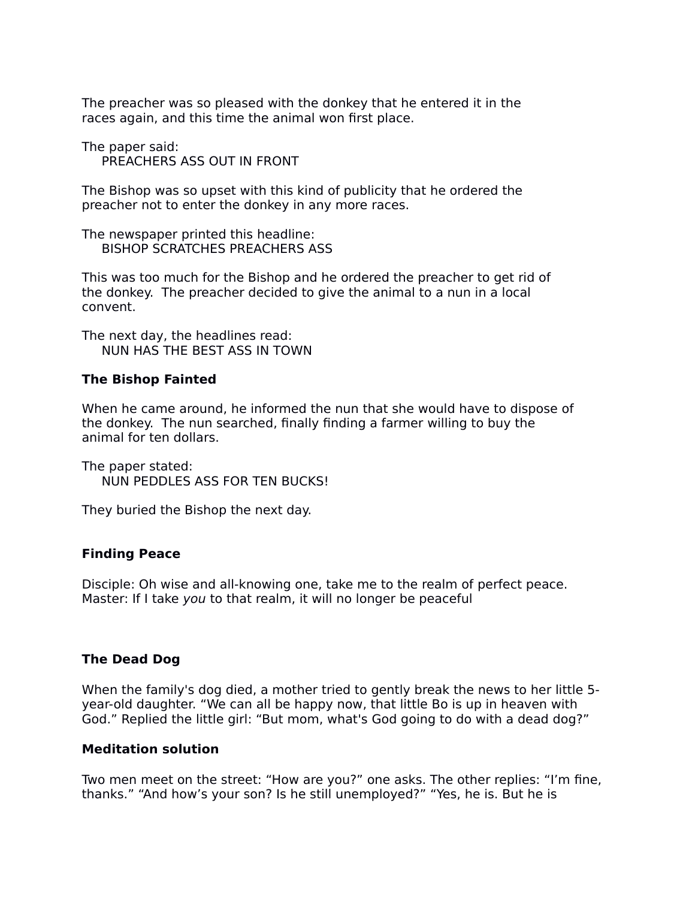The preacher was so pleased with the donkey that he entered it in the races again, and this time the animal won first place.

The paper said:
PREACHERS ASS OUT IN FRONT

The Bishop was so upset with this kind of publicity that he ordered the preacher not to enter the donkey in any more races.

The newspaper printed this headline:
BISHOP SCRATCHES PREACHERS ASS

This was too much for the Bishop and he ordered the preacher to get rid of the donkey. The preacher decided to give the animal to a nun in a local convent.

The next day, the headlines read:
NUN HAS THE BEST ASS IN TOWN

**The Bishop Fainted**

When he came around, he informed the nun that she would have to dispose of the donkey. The nun searched, finally finding a farmer willing to buy the animal for ten dollars.

The paper stated:
NUN PEDDLES ASS FOR TEN BUCKS!

They buried the Bishop the next day.

**Finding Peace**

Disciple: Oh wise and all-knowing one, take me to the realm of perfect peace.
Master: If I take *you* to that realm, it will no longer be peaceful

**The Dead Dog**

When the family's dog died, a mother tried to gently break the news to her little 5-year-old daughter. “We can all be happy now, that little Bo is up in heaven with God.” Replied the little girl: “But mom, what's God going to do with a dead dog?”

**Meditation solution**

Two men meet on the street: “How are you?” one asks. The other replies: “I’m fine, thanks.” “And how’s your son? Is he still unemployed?” “Yes, he is. But he is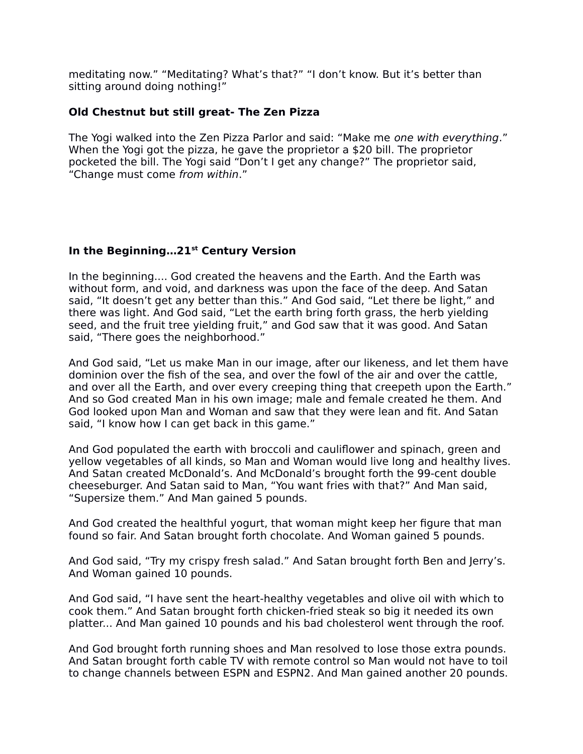meditating now." "Meditating? What's that?" "I don't know. But it's better than sitting around doing nothing!"

**Old Chestnut but still great- The Zen Pizza**

The Yogi walked into the Zen Pizza Parlor and said: "Make me *one with everything*." When the Yogi got the pizza, he gave the proprietor a $20 bill. The proprietor pocketed the bill. The Yogi said "Don't I get any change?" The proprietor said, "Change must come *from within*."

**In the Beginning…21st Century Version**

In the beginning…. God created the heavens and the Earth. And the Earth was without form, and void, and darkness was upon the face of the deep. And Satan said, "It doesn't get any better than this." And God said, "Let there be light," and there was light. And God said, "Let the earth bring forth grass, the herb yielding seed, and the fruit tree yielding fruit," and God saw that it was good. And Satan said, "There goes the neighborhood."

And God said, "Let us make Man in our image, after our likeness, and let them have dominion over the fish of the sea, and over the fowl of the air and over the cattle, and over all the Earth, and over every creeping thing that creepeth upon the Earth." And so God created Man in his own image; male and female created he them. And God looked upon Man and Woman and saw that they were lean and fit. And Satan said, "I know how I can get back in this game."

And God populated the earth with broccoli and cauliflower and spinach, green and yellow vegetables of all kinds, so Man and Woman would live long and healthy lives. And Satan created McDonald's. And McDonald's brought forth the 99-cent double cheeseburger. And Satan said to Man, "You want fries with that?" And Man said, "Supersize them." And Man gained 5 pounds.

And God created the healthful yogurt, that woman might keep her figure that man found so fair. And Satan brought forth chocolate. And Woman gained 5 pounds.

And God said, "Try my crispy fresh salad." And Satan brought forth Ben and Jerry's. And Woman gained 10 pounds.

And God said, "I have sent the heart-healthy vegetables and olive oil with which to cook them." And Satan brought forth chicken-fried steak so big it needed its own platter... And Man gained 10 pounds and his bad cholesterol went through the roof.

And God brought forth running shoes and Man resolved to lose those extra pounds. And Satan brought forth cable TV with remote control so Man would not have to toil to change channels between ESPN and ESPN2. And Man gained another 20 pounds.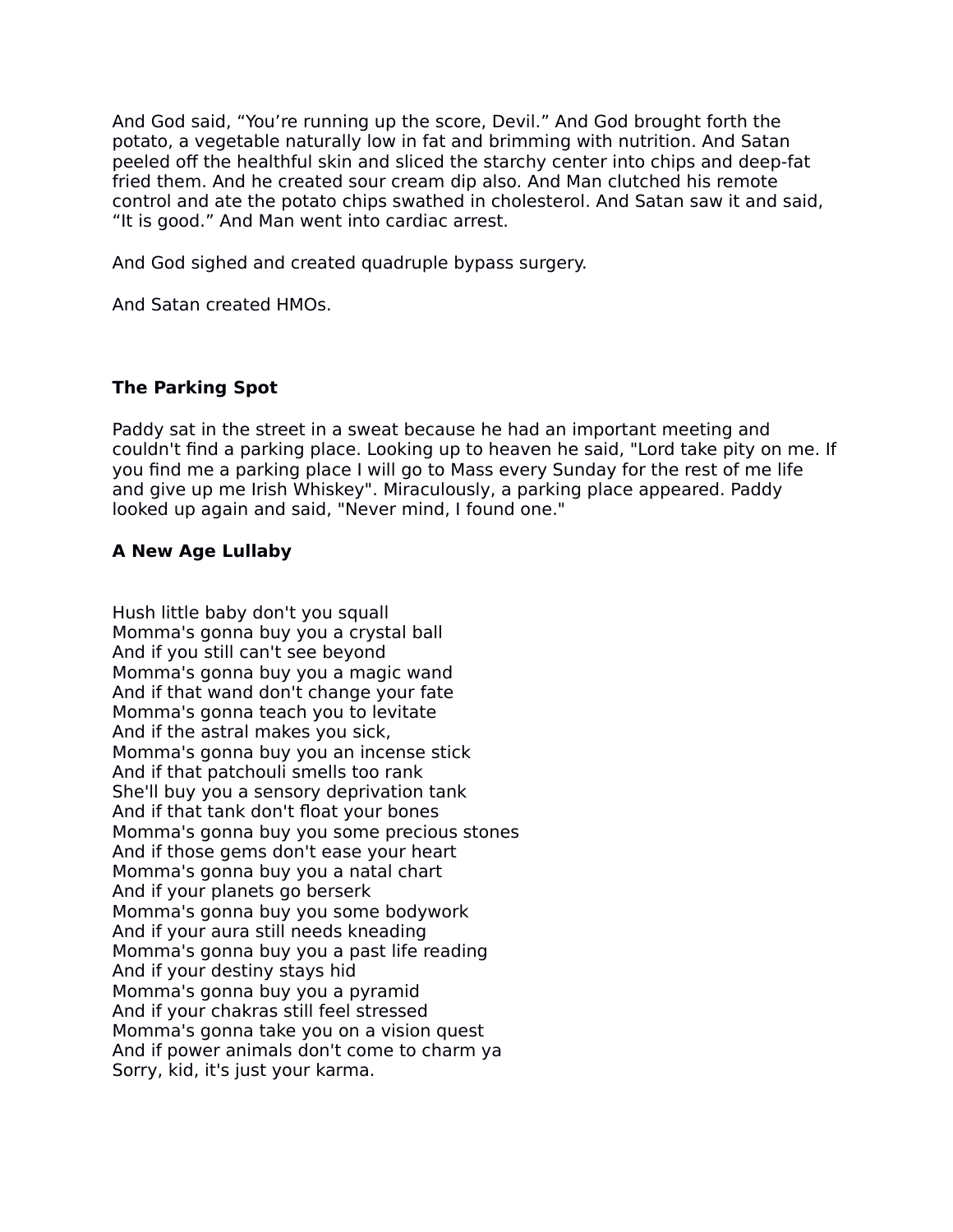And God said, “You’re running up the score, Devil.” And God brought forth the potato, a vegetable naturally low in fat and brimming with nutrition. And Satan peeled off the healthful skin and sliced the starchy center into chips and deep-fat fried them. And he created sour cream dip also. And Man clutched his remote control and ate the potato chips swathed in cholesterol. And Satan saw it and said, “It is good.” And Man went into cardiac arrest.

And God sighed and created quadruple bypass surgery.

And Satan created HMOs.

**The Parking Spot**

Paddy sat in the street in a sweat because he had an important meeting and couldn't find a parking place. Looking up to heaven he said, "Lord take pity on me. If you find me a parking place I will go to Mass every Sunday for the rest of me life and give up me Irish Whiskey". Miraculously, a parking place appeared. Paddy looked up again and said, "Never mind, I found one."

**A New Age Lullaby**

Hush little baby don't you squall  
Momma's gonna buy you a crystal ball  
And if you still can't see beyond  
Momma's gonna buy you a magic wand  
And if that wand don't change your fate  
Momma's gonna teach you to levitate  
And if the astral makes you sick,  
Momma's gonna buy you an incense stick  
And if that patchouli smells too rank  
She'll buy you a sensory deprivation tank  
And if that tank don't float your bones  
Momma's gonna buy you some precious stones  
And if those gems don't ease your heart  
Momma's gonna buy you a natal chart  
And if your planets go berserk  
Momma's gonna buy you some bodywork  
And if your aura still needs kneading  
Momma's gonna buy you a past life reading  
And if your destiny stays hid  
Momma's gonna buy you a pyramid  
And if your chakras still feel stressed  
Momma's gonna take you on a vision quest  
And if power animals don't come to charm ya  
Sorry, kid, it's just your karma.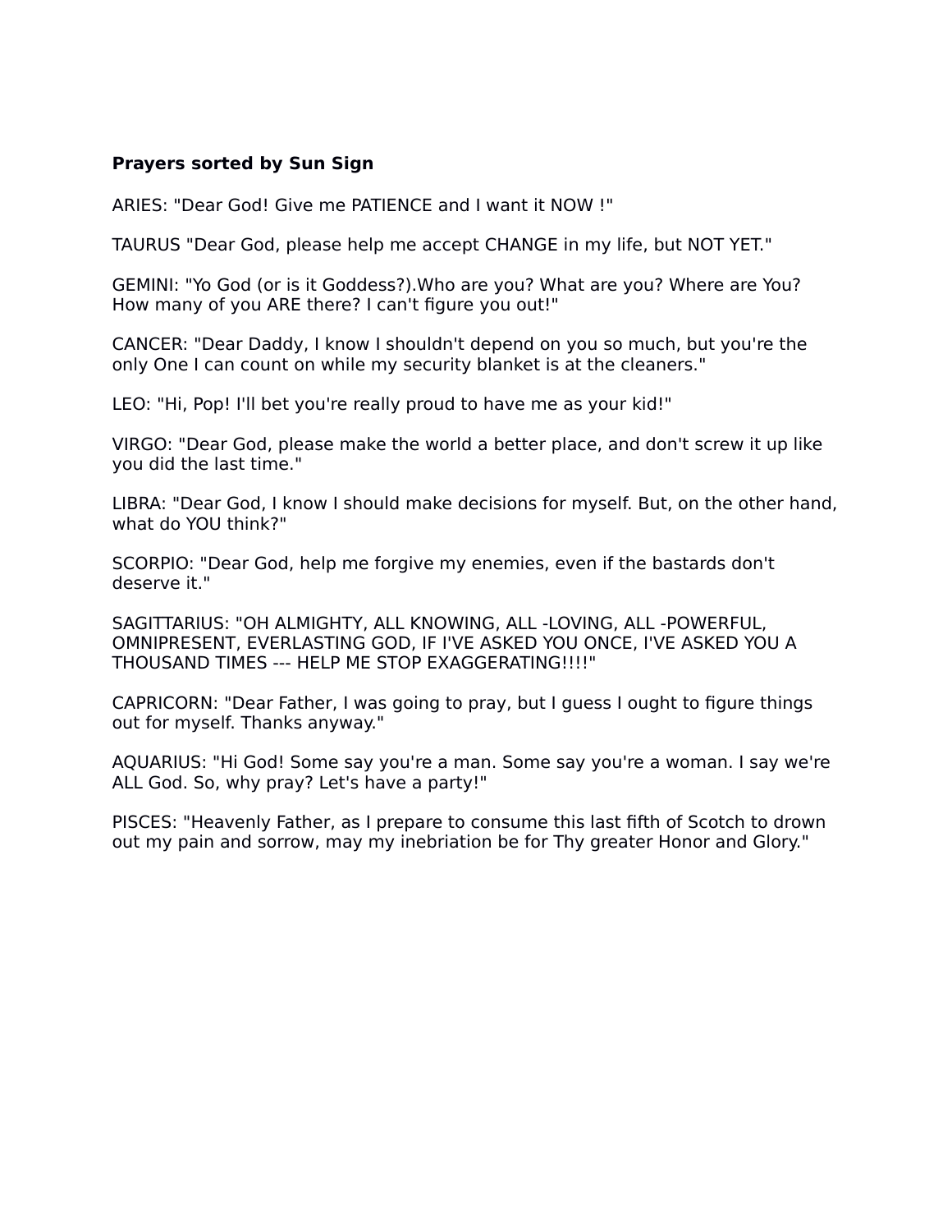**Prayers sorted by Sun Sign**

ARIES: "Dear God! Give me PATIENCE and I want it NOW !"

TAURUS "Dear God, please help me accept CHANGE in my life, but NOT YET."

GEMINI: "Yo God (or is it Goddess?).Who are you? What are you? Where are You? How many of you ARE there? I can't figure you out!"

CANCER: "Dear Daddy, I know I shouldn't depend on you so much, but you're the only One I can count on while my security blanket is at the cleaners."

LEO: "Hi, Pop! I'll bet you're really proud to have me as your kid!"

VIRGO: "Dear God, please make the world a better place, and don't screw it up like you did the last time."

LIBRA: "Dear God, I know I should make decisions for myself. But, on the other hand, what do YOU think?"

SCORPIO: "Dear God, help me forgive my enemies, even if the bastards don't deserve it."

SAGITTARIUS: "OH ALMIGHTY, ALL KNOWING, ALL -LOVING, ALL -POWERFUL, OMNIPRESENT, EVERLASTING GOD, IF I'VE ASKED YOU ONCE, I'VE ASKED YOU A THOUSAND TIMES --- HELP ME STOP EXAGGERATING!!!!"

CAPRICORN: "Dear Father, I was going to pray, but I guess I ought to figure things out for myself. Thanks anyway."

AQUARIUS: "Hi God! Some say you're a man. Some say you're a woman. I say we're ALL God. So, why pray? Let's have a party!"

PISCES: "Heavenly Father, as I prepare to consume this last fifth of Scotch to drown out my pain and sorrow, may my inebriation be for Thy greater Honor and Glory."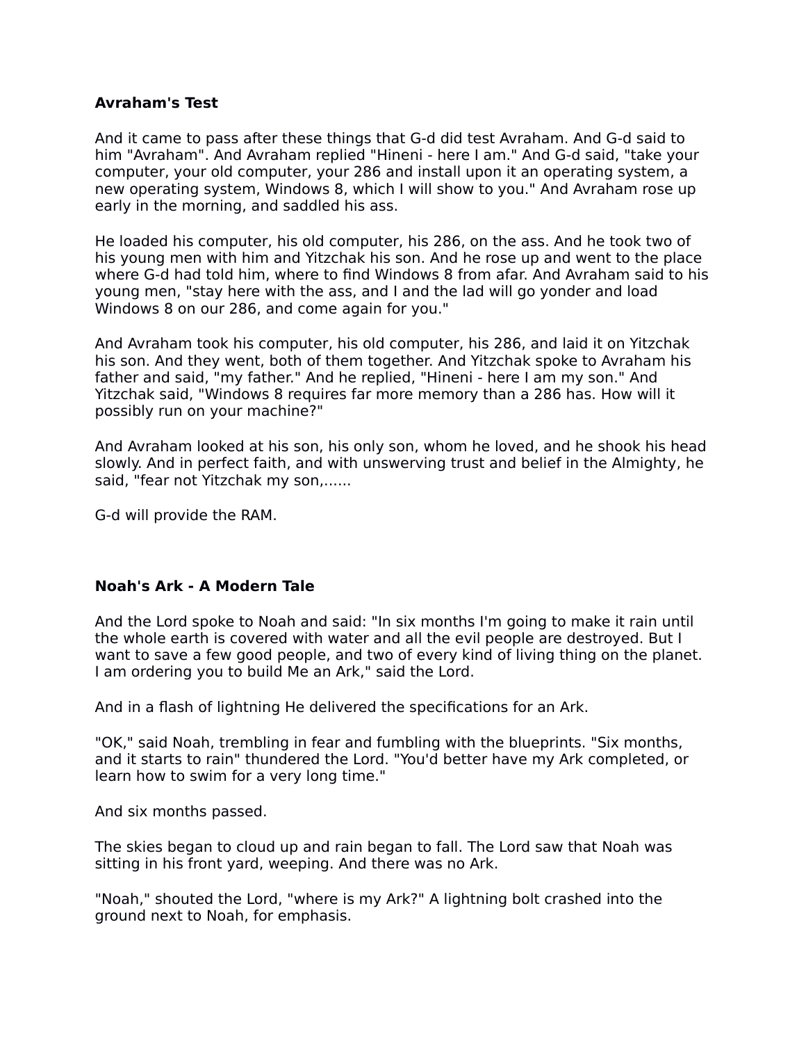**Avraham's Test**

And it came to pass after these things that G-d did test Avraham. And G-d said to him "Avraham". And Avraham replied "Hineni - here I am." And G-d said, "take your computer, your old computer, your 286 and install upon it an operating system, a new operating system, Windows 8, which I will show to you." And Avraham rose up early in the morning, and saddled his ass.

He loaded his computer, his old computer, his 286, on the ass. And he took two of his young men with him and Yitzchak his son. And he rose up and went to the place where G-d had told him, where to find Windows 8 from afar. And Avraham said to his young men, "stay here with the ass, and I and the lad will go yonder and load Windows 8 on our 286, and come again for you."

And Avraham took his computer, his old computer, his 286, and laid it on Yitzchak his son. And they went, both of them together. And Yitzchak spoke to Avraham his father and said, "my father." And he replied, "Hineni - here I am my son." And Yitzchak said, "Windows 8 requires far more memory than a 286 has. How will it possibly run on your machine?"

And Avraham looked at his son, his only son, whom he loved, and he shook his head slowly. And in perfect faith, and with unswerving trust and belief in the Almighty, he said, "fear not Yitzchak my son,......

G-d will provide the RAM.

**Noah's Ark - A Modern Tale**

And the Lord spoke to Noah and said: "In six months I'm going to make it rain until the whole earth is covered with water and all the evil people are destroyed. But I want to save a few good people, and two of every kind of living thing on the planet. I am ordering you to build Me an Ark," said the Lord.

And in a flash of lightning He delivered the specifications for an Ark.

"OK," said Noah, trembling in fear and fumbling with the blueprints. "Six months, and it starts to rain" thundered the Lord. "You'd better have my Ark completed, or learn how to swim for a very long time."

And six months passed.

The skies began to cloud up and rain began to fall. The Lord saw that Noah was sitting in his front yard, weeping. And there was no Ark.

"Noah," shouted the Lord, "where is my Ark?" A lightning bolt crashed into the ground next to Noah, for emphasis.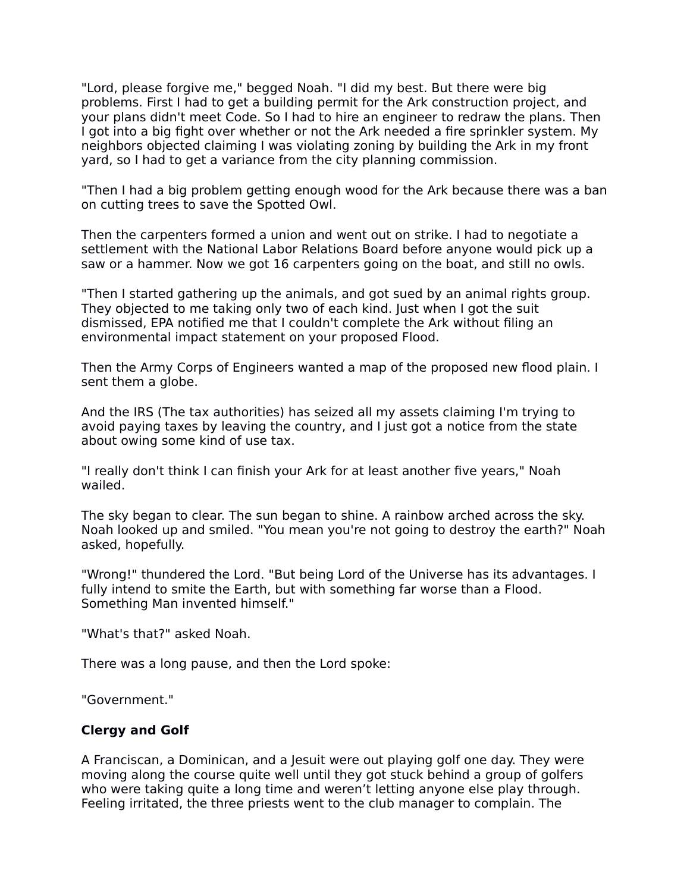"Lord, please forgive me," begged Noah. "I did my best. But there were big problems. First I had to get a building permit for the Ark construction project, and your plans didn't meet Code. So I had to hire an engineer to redraw the plans. Then I got into a big fight over whether or not the Ark needed a fire sprinkler system. My neighbors objected claiming I was violating zoning by building the Ark in my front yard, so I had to get a variance from the city planning commission.

"Then I had a big problem getting enough wood for the Ark because there was a ban on cutting trees to save the Spotted Owl.

Then the carpenters formed a union and went out on strike. I had to negotiate a settlement with the National Labor Relations Board before anyone would pick up a saw or a hammer. Now we got 16 carpenters going on the boat, and still no owls.

"Then I started gathering up the animals, and got sued by an animal rights group. They objected to me taking only two of each kind. Just when I got the suit dismissed, EPA notified me that I couldn't complete the Ark without filing an environmental impact statement on your proposed Flood.

Then the Army Corps of Engineers wanted a map of the proposed new flood plain. I sent them a globe.

And the IRS (The tax authorities) has seized all my assets claiming I'm trying to avoid paying taxes by leaving the country, and I just got a notice from the state about owing some kind of use tax.

"I really don't think I can finish your Ark for at least another five years," Noah wailed.

The sky began to clear. The sun began to shine. A rainbow arched across the sky. Noah looked up and smiled. "You mean you're not going to destroy the earth?" Noah asked, hopefully.

"Wrong!" thundered the Lord. "But being Lord of the Universe has its advantages. I fully intend to smite the Earth, but with something far worse than a Flood. Something Man invented himself."

"What's that?" asked Noah.

There was a long pause, and then the Lord spoke:

"Government."

**Clergy and Golf**

A Franciscan, a Dominican, and a Jesuit were out playing golf one day. They were moving along the course quite well until they got stuck behind a group of golfers who were taking quite a long time and weren't letting anyone else play through. Feeling irritated, the three priests went to the club manager to complain. The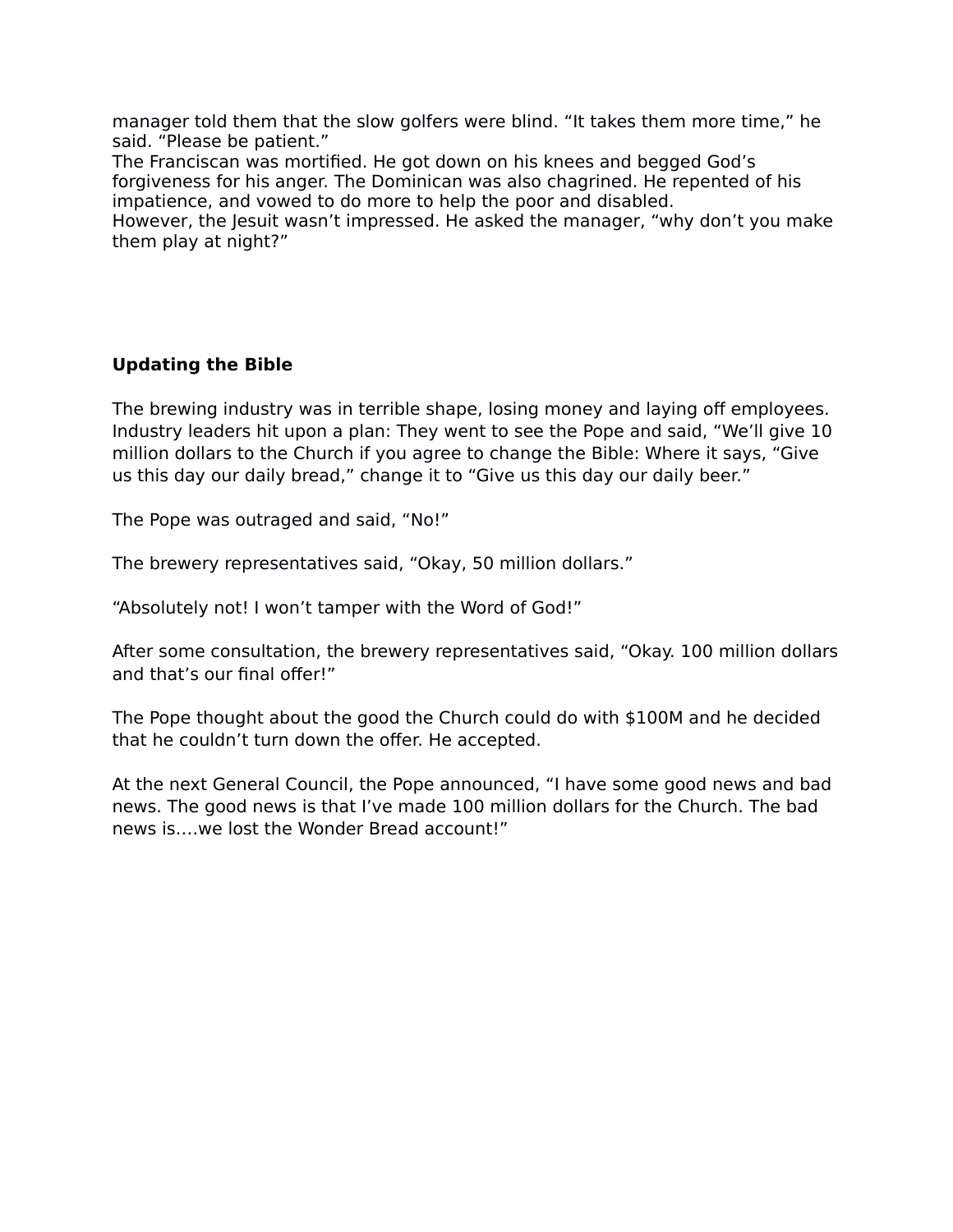manager told them that the slow golfers were blind. “It takes them more time,” he said. “Please be patient.”
The Franciscan was mortified. He got down on his knees and begged God’s forgiveness for his anger. The Dominican was also chagrined. He repented of his impatience, and vowed to do more to help the poor and disabled.
However, the Jesuit wasn’t impressed. He asked the manager, “why don’t you make them play at night?”

**Updating the Bible**

The brewing industry was in terrible shape, losing money and laying off employees. Industry leaders hit upon a plan: They went to see the Pope and said, “We’ll give 10 million dollars to the Church if you agree to change the Bible: Where it says, “Give us this day our daily bread,” change it to “Give us this day our daily beer.”

The Pope was outraged and said, “No!”

The brewery representatives said, “Okay, 50 million dollars.”

“Absolutely not! I won’t tamper with the Word of God!”

After some consultation, the brewery representatives said, “Okay. 100 million dollars and that’s our final offer!”

The Pope thought about the good the Church could do with $100M and he decided that he couldn’t turn down the offer. He accepted.

At the next General Council, the Pope announced, “I have some good news and bad news. The good news is that I’ve made 100 million dollars for the Church. The bad news is….we lost the Wonder Bread account!”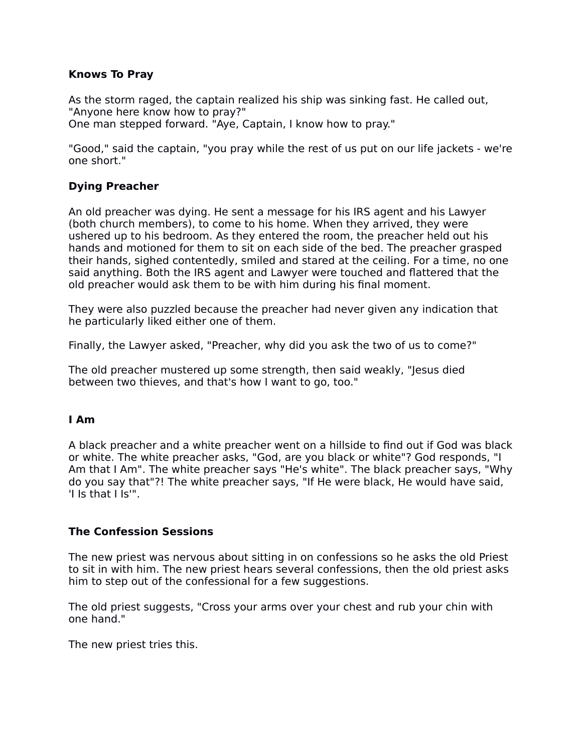**Knows To Pray**

As the storm raged, the captain realized his ship was sinking fast. He called out, "Anyone here know how to pray?"
One man stepped forward. "Aye, Captain, I know how to pray."

"Good," said the captain, "you pray while the rest of us put on our life jackets - we're one short."

**Dying Preacher**

An old preacher was dying. He sent a message for his IRS agent and his Lawyer (both church members), to come to his home. When they arrived, they were ushered up to his bedroom. As they entered the room, the preacher held out his hands and motioned for them to sit on each side of the bed. The preacher grasped their hands, sighed contentedly, smiled and stared at the ceiling. For a time, no one said anything. Both the IRS agent and Lawyer were touched and flattered that the old preacher would ask them to be with him during his final moment.

They were also puzzled because the preacher had never given any indication that he particularly liked either one of them.

Finally, the Lawyer asked, "Preacher, why did you ask the two of us to come?"

The old preacher mustered up some strength, then said weakly, "Jesus died between two thieves, and that's how I want to go, too."

**I Am**

A black preacher and a white preacher went on a hillside to find out if God was black or white. The white preacher asks, "God, are you black or white"? God responds, "I Am that I Am". The white preacher says "He's white". The black preacher says, "Why do you say that"?! The white preacher says, "If He were black, He would have said, 'I Is that I Is'".

**The Confession Sessions**

The new priest was nervous about sitting in on confessions so he asks the old Priest to sit in with him. The new priest hears several confessions, then the old priest asks him to step out of the confessional for a few suggestions.

The old priest suggests, "Cross your arms over your chest and rub your chin with one hand."

The new priest tries this.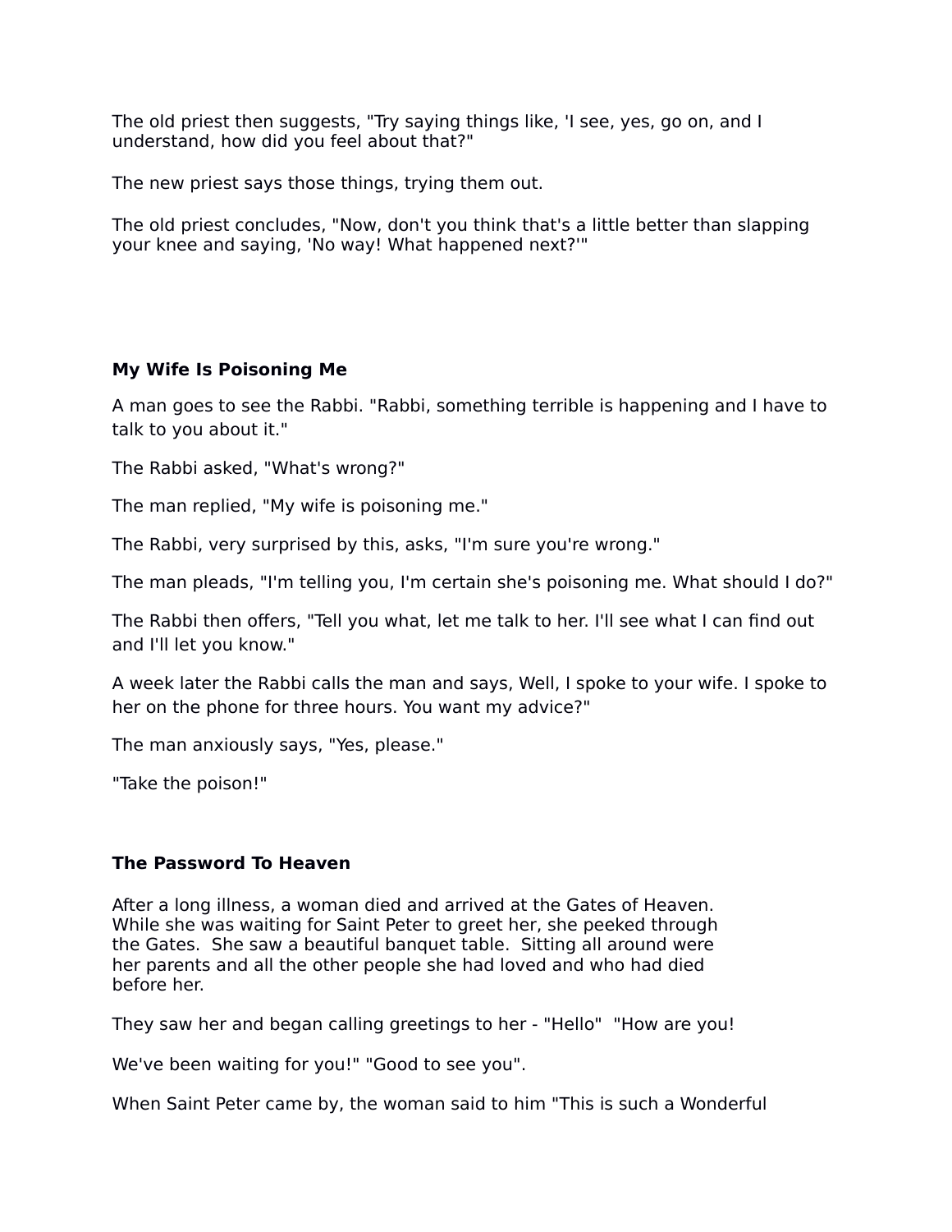The old priest then suggests, "Try saying things like, 'I see, yes, go on, and I understand, how did you feel about that?"

The new priest says those things, trying them out.

The old priest concludes, "Now, don't you think that's a little better than slapping your knee and saying, 'No way! What happened next?'"

**My Wife Is Poisoning Me**

A man goes to see the Rabbi. "Rabbi, something terrible is happening and I have to talk to you about it."

The Rabbi asked, "What's wrong?"

The man replied, "My wife is poisoning me."

The Rabbi, very surprised by this, asks, "I'm sure you're wrong."

The man pleads, "I'm telling you, I'm certain she's poisoning me. What should I do?"

The Rabbi then offers, "Tell you what, let me talk to her. I'll see what I can find out and I'll let you know."

A week later the Rabbi calls the man and says, Well, I spoke to your wife. I spoke to her on the phone for three hours. You want my advice?"

The man anxiously says, "Yes, please."

"Take the poison!"

**The Password To Heaven**

After a long illness, a woman died and arrived at the Gates of Heaven. While she was waiting for Saint Peter to greet her, she peeked through the Gates. She saw a beautiful banquet table. Sitting all around were her parents and all the other people she had loved and who had died before her.

They saw her and began calling greetings to her - "Hello" "How are you!

We've been waiting for you!" "Good to see you".

When Saint Peter came by, the woman said to him "This is such a Wonderful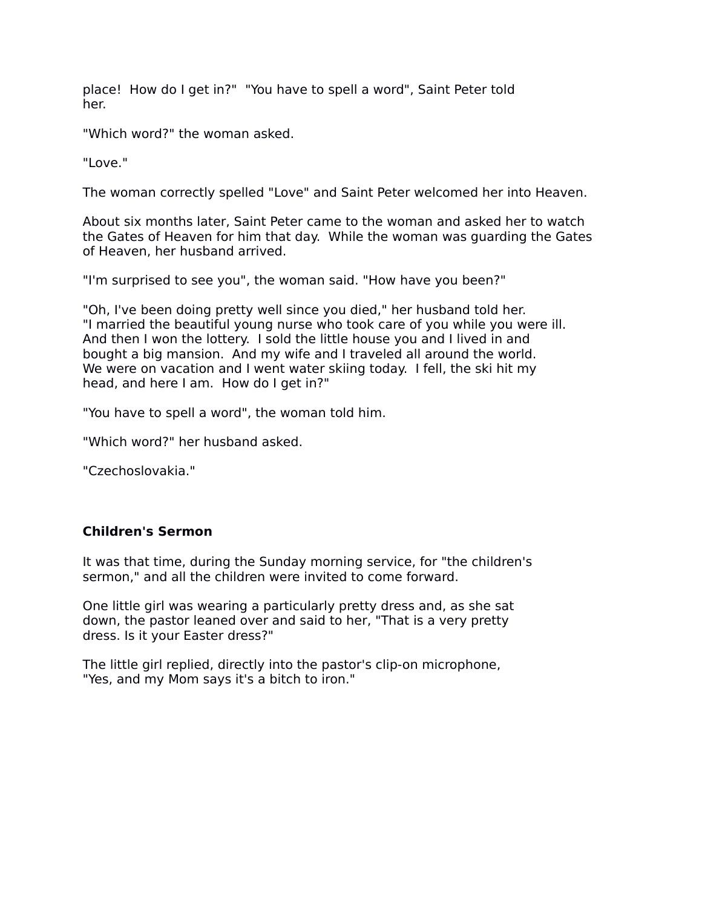place! How do I get in?" "You have to spell a word", Saint Peter told her.

"Which word?" the woman asked.

"Love."

The woman correctly spelled "Love" and Saint Peter welcomed her into Heaven.

About six months later, Saint Peter came to the woman and asked her to watch the Gates of Heaven for him that day. While the woman was guarding the Gates of Heaven, her husband arrived.

"I'm surprised to see you", the woman said. "How have you been?"

"Oh, I've been doing pretty well since you died," her husband told her. "I married the beautiful young nurse who took care of you while you were ill. And then I won the lottery. I sold the little house you and I lived in and bought a big mansion. And my wife and I traveled all around the world. We were on vacation and I went water skiing today. I fell, the ski hit my head, and here I am. How do I get in?"

"You have to spell a word", the woman told him.

"Which word?" her husband asked.

"Czechoslovakia."

**Children's Sermon**

It was that time, during the Sunday morning service, for "the children's sermon," and all the children were invited to come forward.

One little girl was wearing a particularly pretty dress and, as she sat down, the pastor leaned over and said to her, "That is a very pretty dress. Is it your Easter dress?"

The little girl replied, directly into the pastor's clip-on microphone, "Yes, and my Mom says it's a bitch to iron."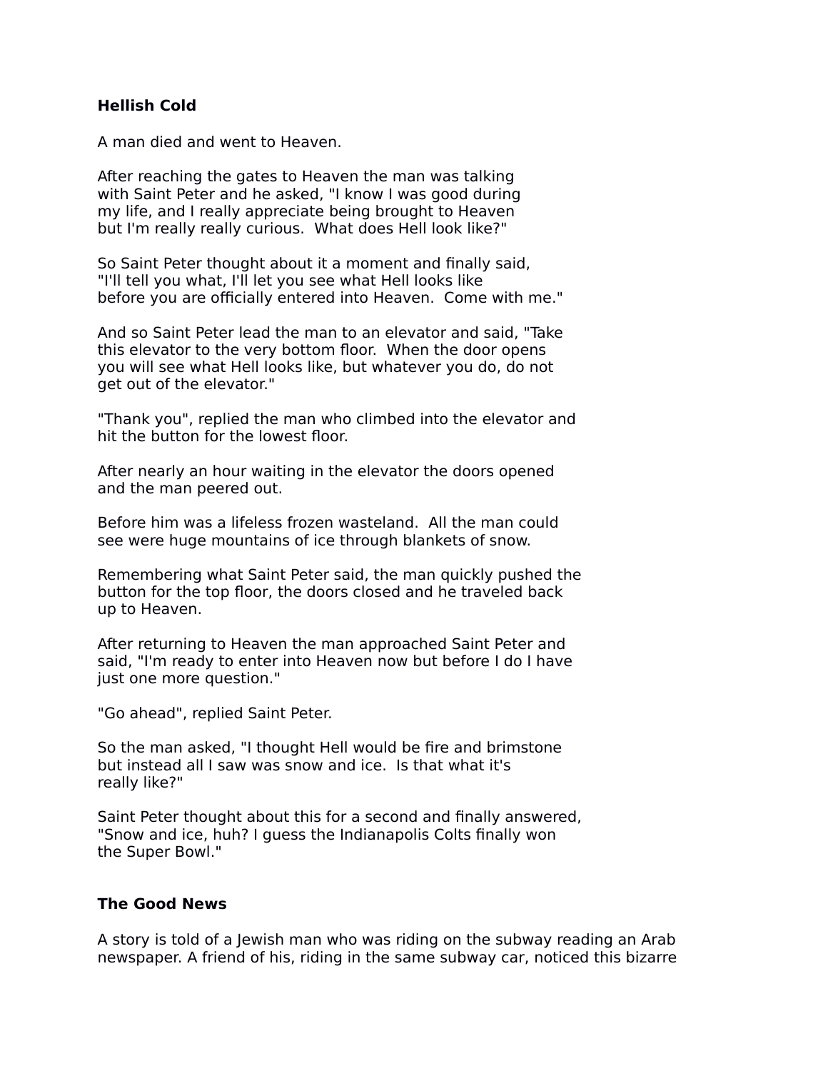**Hellish Cold**

A man died and went to Heaven.

After reaching the gates to Heaven the man was talking with Saint Peter and he asked, "I know I was good during my life, and I really appreciate being brought to Heaven but I'm really really curious.  What does Hell look like?"

So Saint Peter thought about it a moment and finally said, "I'll tell you what, I'll let you see what Hell looks like before you are officially entered into Heaven.  Come with me."

And so Saint Peter lead the man to an elevator and said, "Take this elevator to the very bottom floor.  When the door opens you will see what Hell looks like, but whatever you do, do not get out of the elevator."

"Thank you", replied the man who climbed into the elevator and hit the button for the lowest floor.

After nearly an hour waiting in the elevator the doors opened and the man peered out.

Before him was a lifeless frozen wasteland.  All the man could see were huge mountains of ice through blankets of snow.

Remembering what Saint Peter said, the man quickly pushed the button for the top floor, the doors closed and he traveled back up to Heaven.

After returning to Heaven the man approached Saint Peter and said, "I'm ready to enter into Heaven now but before I do I have just one more question."

"Go ahead", replied Saint Peter.

So the man asked, "I thought Hell would be fire and brimstone but instead all I saw was snow and ice.  Is that what it's really like?"

Saint Peter thought about this for a second and finally answered, "Snow and ice, huh? I guess the Indianapolis Colts finally won the Super Bowl."

**The Good News**

A story is told of a Jewish man who was riding on the subway reading an Arab newspaper. A friend of his, riding in the same subway car, noticed this bizarre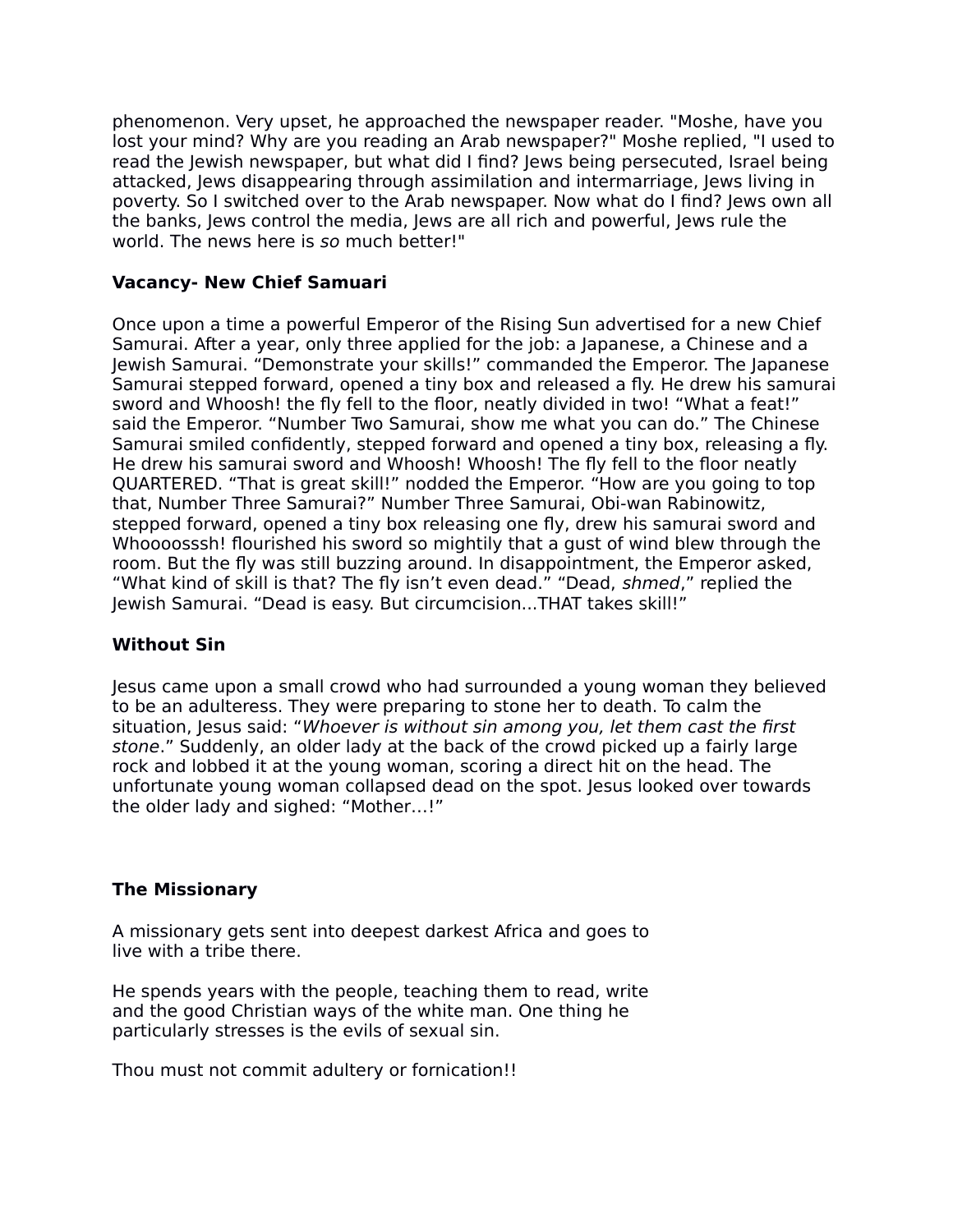phenomenon. Very upset, he approached the newspaper reader. "Moshe, have you lost your mind? Why are you reading an Arab newspaper?" Moshe replied, "I used to read the Jewish newspaper, but what did I find? Jews being persecuted, Israel being attacked, Jews disappearing through assimilation and intermarriage, Jews living in poverty. So I switched over to the Arab newspaper. Now what do I find? Jews own all the banks, Jews control the media, Jews are all rich and powerful, Jews rule the world. The news here is *so* much better!"

**Vacancy- New Chief Samuari**

Once upon a time a powerful Emperor of the Rising Sun advertised for a new Chief Samurai. After a year, only three applied for the job: a Japanese, a Chinese and a Jewish Samurai. “Demonstrate your skills!” commanded the Emperor. The Japanese Samurai stepped forward, opened a tiny box and released a fly. He drew his samurai sword and Whoosh! the fly fell to the floor, neatly divided in two! “What a feat!” said the Emperor. “Number Two Samurai, show me what you can do.” The Chinese Samurai smiled confidently, stepped forward and opened a tiny box, releasing a fly. He drew his samurai sword and Whoosh! Whoosh! The fly fell to the floor neatly QUARTERED. “That is great skill!” nodded the Emperor. “How are you going to top that, Number Three Samurai?” Number Three Samurai, Obi-wan Rabinowitz, stepped forward, opened a tiny box releasing one fly, drew his samurai sword and Whooooosssh! flourished his sword so mightily that a gust of wind blew through the room. But the fly was still buzzing around. In disappointment, the Emperor asked, “What kind of skill is that? The fly isn’t even dead.” “Dead, *shmed*,” replied the Jewish Samurai. “Dead is easy. But circumcision...THAT takes skill!”

**Without Sin**

Jesus came upon a small crowd who had surrounded a young woman they believed to be an adulteress. They were preparing to stone her to death. To calm the situation, Jesus said: “*Whoever is without sin among you, let them cast the first stone*.” Suddenly, an older lady at the back of the crowd picked up a fairly large rock and lobbed it at the young woman, scoring a direct hit on the head. The unfortunate young woman collapsed dead on the spot. Jesus looked over towards the older lady and sighed: “Mother…!”

**The Missionary**

A missionary gets sent into deepest darkest Africa and goes to live with a tribe there.

He spends years with the people, teaching them to read, write and the good Christian ways of the white man. One thing he particularly stresses is the evils of sexual sin.

Thou must not commit adultery or fornication!!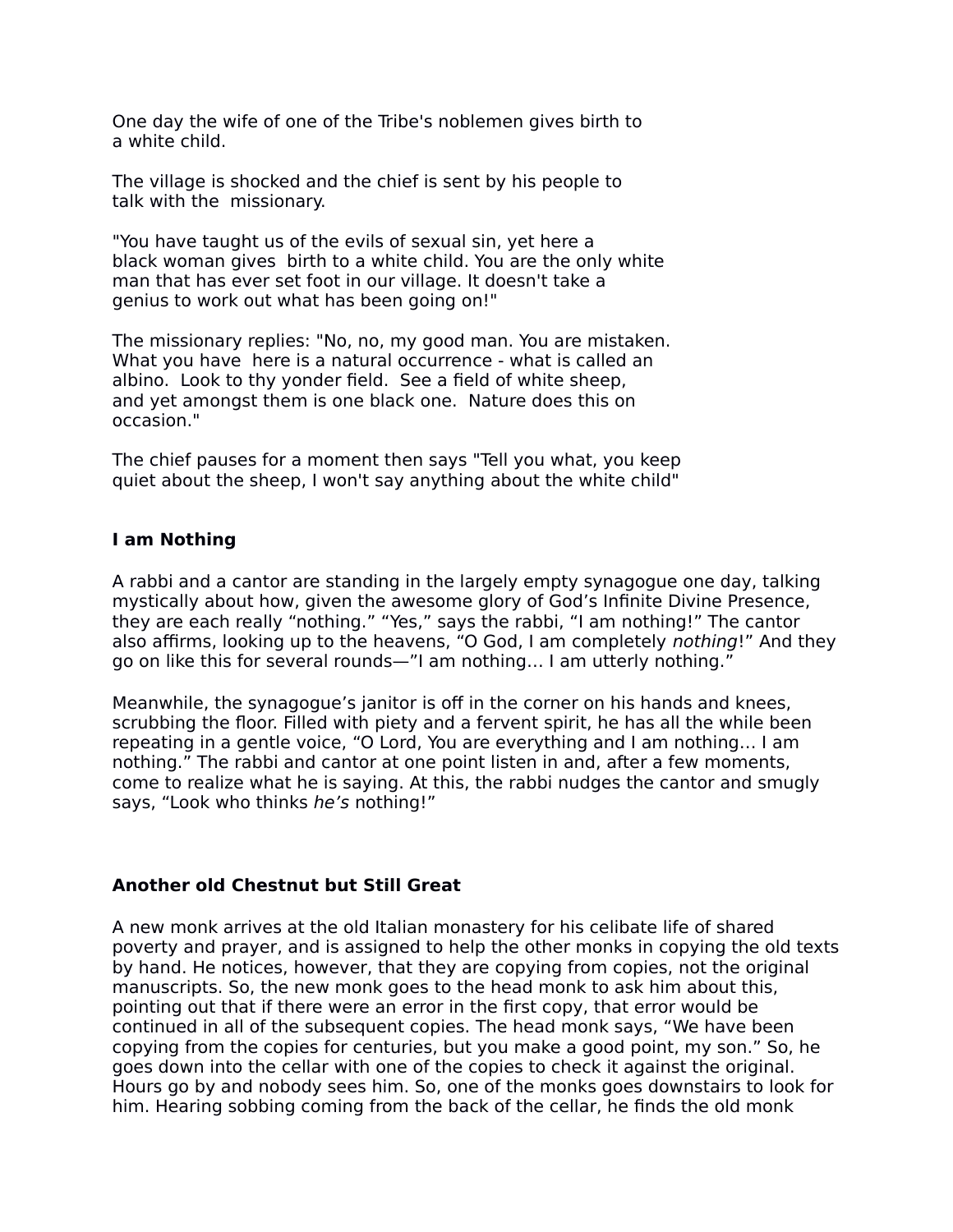One day the wife of one of the Tribe's noblemen gives birth to a white child.

The village is shocked and the chief is sent by his people to talk with the missionary.

"You have taught us of the evils of sexual sin, yet here a black woman gives birth to a white child. You are the only white man that has ever set foot in our village. It doesn't take a genius to work out what has been going on!"

The missionary replies: "No, no, my good man. You are mistaken. What you have here is a natural occurrence - what is called an albino. Look to thy yonder field. See a field of white sheep, and yet amongst them is one black one. Nature does this on occasion."

The chief pauses for a moment then says "Tell you what, you keep quiet about the sheep, I won't say anything about the white child"

**I am Nothing**

A rabbi and a cantor are standing in the largely empty synagogue one day, talking mystically about how, given the awesome glory of God's Infinite Divine Presence, they are each really "nothing." "Yes," says the rabbi, "I am nothing!" The cantor also affirms, looking up to the heavens, "O God, I am completely *nothing*!" And they go on like this for several rounds—"I am nothing… I am utterly nothing."

Meanwhile, the synagogue's janitor is off in the corner on his hands and knees, scrubbing the floor. Filled with piety and a fervent spirit, he has all the while been repeating in a gentle voice, "O Lord, You are everything and I am nothing… I am nothing." The rabbi and cantor at one point listen in and, after a few moments, come to realize what he is saying. At this, the rabbi nudges the cantor and smugly says, "Look who thinks *he's* nothing!"

**Another old Chestnut but Still Great**

A new monk arrives at the old Italian monastery for his celibate life of shared poverty and prayer, and is assigned to help the other monks in copying the old texts by hand. He notices, however, that they are copying from copies, not the original manuscripts. So, the new monk goes to the head monk to ask him about this, pointing out that if there were an error in the first copy, that error would be continued in all of the subsequent copies. The head monk says, "We have been copying from the copies for centuries, but you make a good point, my son." So, he goes down into the cellar with one of the copies to check it against the original. Hours go by and nobody sees him. So, one of the monks goes downstairs to look for him. Hearing sobbing coming from the back of the cellar, he finds the old monk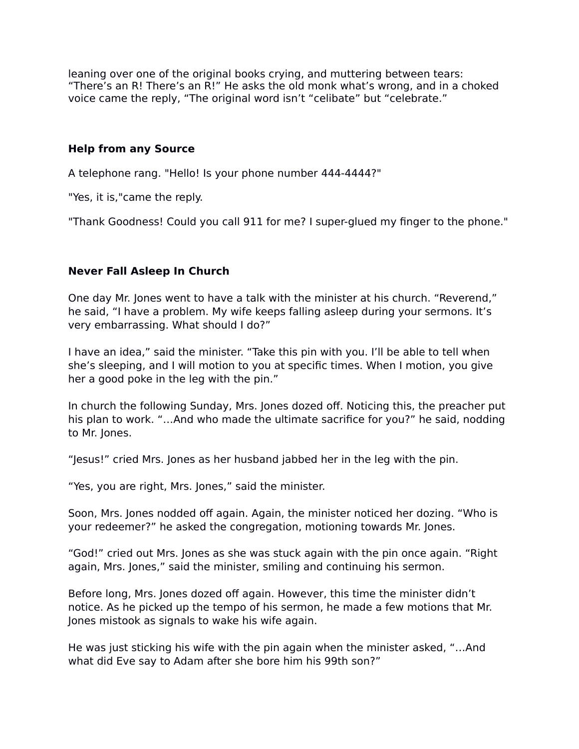leaning over one of the original books crying, and muttering between tears: “There’s an R! There’s an R!” He asks the old monk what’s wrong, and in a choked voice came the reply, “The original word isn’t “celibate” but “celebrate.”

**Help from any Source**

A telephone rang. "Hello! Is your phone number 444-4444?"

"Yes, it is,"came the reply.

"Thank Goodness! Could you call 911 for me? I super-glued my finger to the phone."

**Never Fall Asleep In Church**

One day Mr. Jones went to have a talk with the minister at his church. “Reverend,” he said, “I have a problem. My wife keeps falling asleep during your sermons. It’s very embarrassing. What should I do?”

I have an idea,” said the minister. “Take this pin with you. I’ll be able to tell when she’s sleeping, and I will motion to you at specific times. When I motion, you give her a good poke in the leg with the pin.”

In church the following Sunday, Mrs. Jones dozed off. Noticing this, the preacher put his plan to work. “…And who made the ultimate sacrifice for you?” he said, nodding to Mr. Jones.

“Jesus!” cried Mrs. Jones as her husband jabbed her in the leg with the pin.

“Yes, you are right, Mrs. Jones,” said the minister.

Soon, Mrs. Jones nodded off again. Again, the minister noticed her dozing. “Who is your redeemer?” he asked the congregation, motioning towards Mr. Jones.

“God!” cried out Mrs. Jones as she was stuck again with the pin once again. “Right again, Mrs. Jones,” said the minister, smiling and continuing his sermon.

Before long, Mrs. Jones dozed off again. However, this time the minister didn’t notice. As he picked up the tempo of his sermon, he made a few motions that Mr. Jones mistook as signals to wake his wife again.

He was just sticking his wife with the pin again when the minister asked, “…And what did Eve say to Adam after she bore him his 99th son?”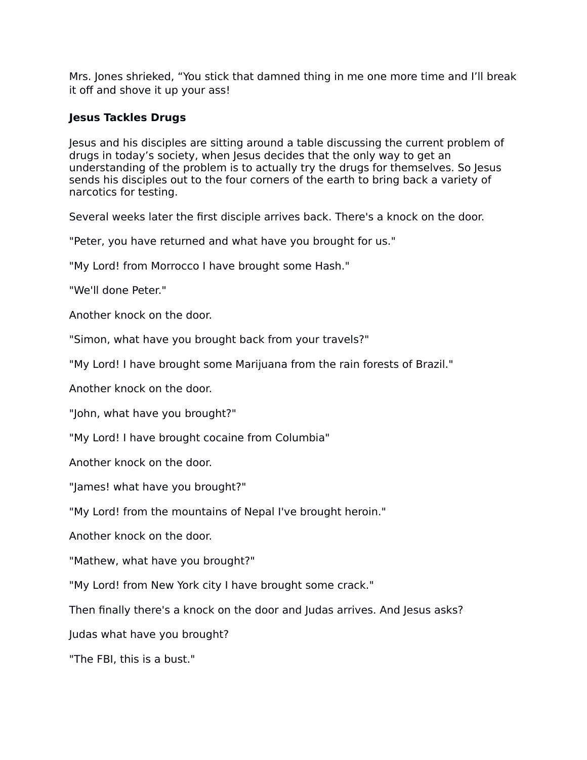Mrs. Jones shrieked, “You stick that damned thing in me one more time and I’ll break it off and shove it up your ass!

**Jesus Tackles Drugs**

Jesus and his disciples are sitting around a table discussing the current problem of drugs in today’s society, when Jesus decides that the only way to get an understanding of the problem is to actually try the drugs for themselves. So Jesus sends his disciples out to the four corners of the earth to bring back a variety of narcotics for testing.

Several weeks later the first disciple arrives back. There's a knock on the door.

"Peter, you have returned and what have you brought for us."

"My Lord! from Morrocco I have brought some Hash."

"We'll done Peter."

Another knock on the door.

"Simon, what have you brought back from your travels?"

"My Lord! I have brought some Marijuana from the rain forests of Brazil."

Another knock on the door.

"John, what have you brought?"

"My Lord! I have brought cocaine from Columbia"

Another knock on the door.

"James! what have you brought?"

"My Lord! from the mountains of Nepal I've brought heroin."

Another knock on the door.

"Mathew, what have you brought?"

"My Lord! from New York city I have brought some crack."

Then finally there's a knock on the door and Judas arrives. And Jesus asks?

Judas what have you brought?

"The FBI, this is a bust."